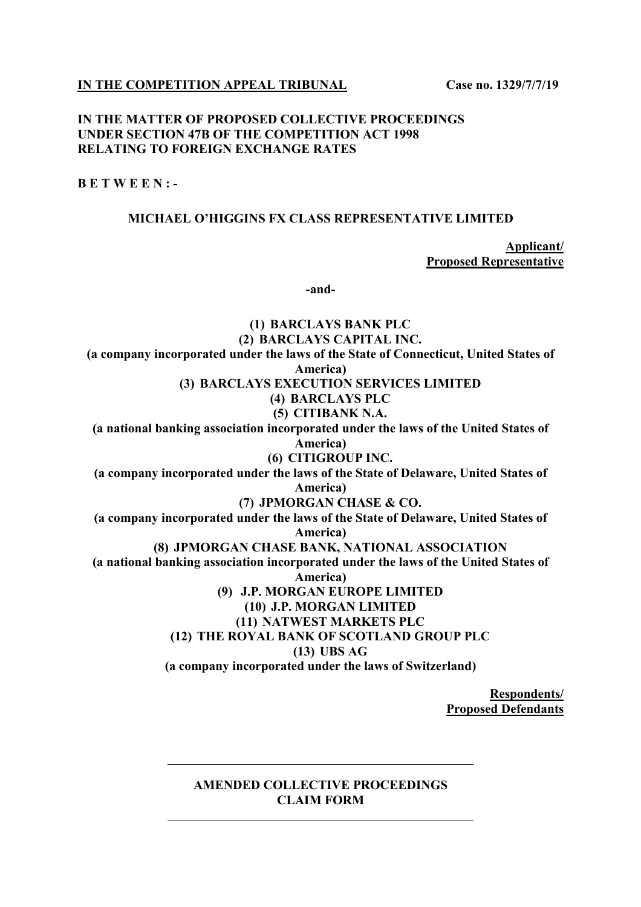**<u>IN THE COMPETITION APPEAL TRIBUNAL</u>** **Case no. 1329/7/7/19**

**IN THE MATTER OF PROPOSED COLLECTIVE PROCEEDINGS UNDER SECTION 47B OF THE COMPETITION ACT 1998 RELATING TO FOREIGN EXCHANGE RATES**

**B E T W E E N : -**

**MICHAEL O'HIGGINS FX CLASS REPRESENTATIVE LIMITED**

**<u>Applicant/</u>**
**<u>Proposed Representative</u>**

**-and-**

**(1) BARCLAYS BANK PLC**

**(2) BARCLAYS CAPITAL INC.**
**(a company incorporated under the laws of the State of Connecticut, United States of America)**

**(3) BARCLAYS EXECUTION SERVICES LIMITED**

**(4) BARCLAYS PLC**

**(5) CITIBANK N.A.**
**(a national banking association incorporated under the laws of the United States of America)**

**(6) CITIGROUP INC.**
**(a company incorporated under the laws of the State of Delaware, United States of America)**

**(7) JPMORGAN CHASE & CO.**
**(a company incorporated under the laws of the State of Delaware, United States of America)**

**(8) JPMORGAN CHASE BANK, NATIONAL ASSOCIATION**
**(a national banking association incorporated under the laws of the United States of America)**

**(9) J.P. MORGAN EUROPE LIMITED**

**(10) J.P. MORGAN LIMITED**

**(11) NATWEST MARKETS PLC**

**(12) THE ROYAL BANK OF SCOTLAND GROUP PLC**

**(13) UBS AG**
**(a company incorporated under the laws of Switzerland)**

**<u>Respondents/</u>**
**<u>Proposed Defendants</u>**

---

**AMENDED COLLECTIVE PROCEEDINGS CLAIM FORM**

---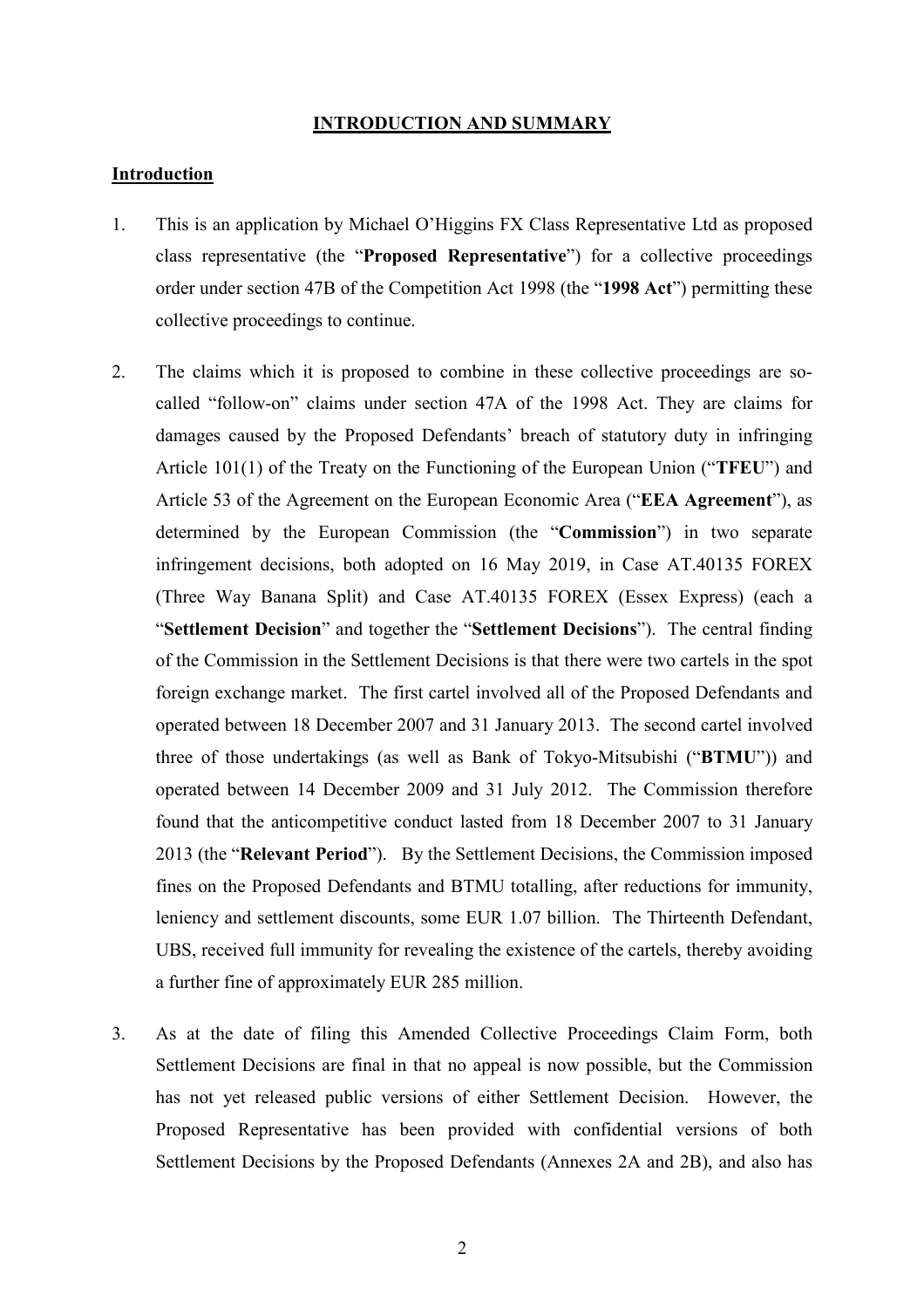## INTRODUCTION AND SUMMARY

### Introduction

1. This is an application by Michael O'Higgins FX Class Representative Ltd as proposed class representative (the "**Proposed Representative**") for a collective proceedings order under section 47B of the Competition Act 1998 (the "**1998 Act**") permitting these collective proceedings to continue.

2. The claims which it is proposed to combine in these collective proceedings are so-called "follow-on" claims under section 47A of the 1998 Act. They are claims for damages caused by the Proposed Defendants' breach of statutory duty in infringing Article 101(1) of the Treaty on the Functioning of the European Union ("**TFEU**") and Article 53 of the Agreement on the European Economic Area ("**EEA Agreement**"), as determined by the European Commission (the "**Commission**") in two separate infringement decisions, both adopted on 16 May 2019, in Case AT.40135 FOREX (Three Way Banana Split) and Case AT.40135 FOREX (Essex Express) (each a "**Settlement Decision**" and together the "**Settlement Decisions**"). The central finding of the Commission in the Settlement Decisions is that there were two cartels in the spot foreign exchange market. The first cartel involved all of the Proposed Defendants and operated between 18 December 2007 and 31 January 2013. The second cartel involved three of those undertakings (as well as Bank of Tokyo-Mitsubishi ("**BTMU**")) and operated between 14 December 2009 and 31 July 2012. The Commission therefore found that the anticompetitive conduct lasted from 18 December 2007 to 31 January 2013 (the "**Relevant Period**"). By the Settlement Decisions, the Commission imposed fines on the Proposed Defendants and BTMU totalling, after reductions for immunity, leniency and settlement discounts, some EUR 1.07 billion. The Thirteenth Defendant, UBS, received full immunity for revealing the existence of the cartels, thereby avoiding a further fine of approximately EUR 285 million.

3. As at the date of filing this Amended Collective Proceedings Claim Form, both Settlement Decisions are final in that no appeal is now possible, but the Commission has not yet released public versions of either Settlement Decision. However, the Proposed Representative has been provided with confidential versions of both Settlement Decisions by the Proposed Defendants (Annexes 2A and 2B), and also has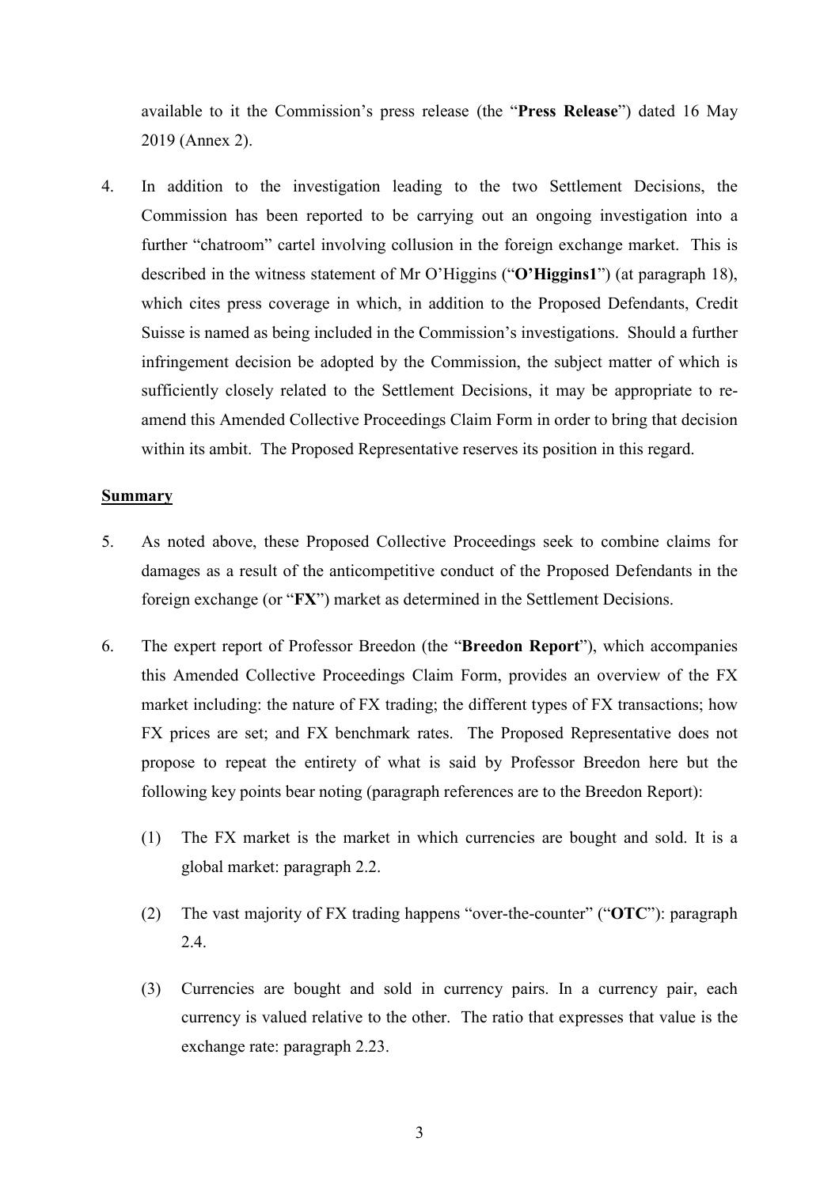available to it the Commission's press release (the "**Press Release**") dated 16 May 2019 (Annex 2).

4. In addition to the investigation leading to the two Settlement Decisions, the Commission has been reported to be carrying out an ongoing investigation into a further "chatroom" cartel involving collusion in the foreign exchange market. This is described in the witness statement of Mr O'Higgins ("**O'Higgins1**") (at paragraph 18), which cites press coverage in which, in addition to the Proposed Defendants, Credit Suisse is named as being included in the Commission's investigations. Should a further infringement decision be adopted by the Commission, the subject matter of which is sufficiently closely related to the Settlement Decisions, it may be appropriate to re-amend this Amended Collective Proceedings Claim Form in order to bring that decision within its ambit. The Proposed Representative reserves its position in this regard.

**Summary**

5. As noted above, these Proposed Collective Proceedings seek to combine claims for damages as a result of the anticompetitive conduct of the Proposed Defendants in the foreign exchange (or "**FX**") market as determined in the Settlement Decisions.

6. The expert report of Professor Breedon (the "**Breedon Report**"), which accompanies this Amended Collective Proceedings Claim Form, provides an overview of the FX market including: the nature of FX trading; the different types of FX transactions; how FX prices are set; and FX benchmark rates. The Proposed Representative does not propose to repeat the entirety of what is said by Professor Breedon here but the following key points bear noting (paragraph references are to the Breedon Report):

    (1) The FX market is the market in which currencies are bought and sold. It is a global market: paragraph 2.2.

    (2) The vast majority of FX trading happens "over-the-counter" ("**OTC**"): paragraph 2.4.

    (3) Currencies are bought and sold in currency pairs. In a currency pair, each currency is valued relative to the other. The ratio that expresses that value is the exchange rate: paragraph 2.23.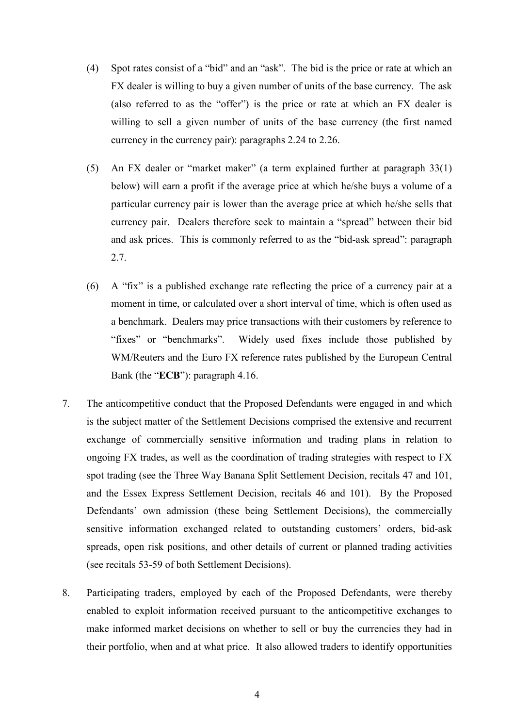(4) Spot rates consist of a "bid" and an "ask". The bid is the price or rate at which an FX dealer is willing to buy a given number of units of the base currency. The ask (also referred to as the "offer") is the price or rate at which an FX dealer is willing to sell a given number of units of the base currency (the first named currency in the currency pair): paragraphs 2.24 to 2.26.

(5) An FX dealer or "market maker" (a term explained further at paragraph 33(1) below) will earn a profit if the average price at which he/she buys a volume of a particular currency pair is lower than the average price at which he/she sells that currency pair. Dealers therefore seek to maintain a "spread" between their bid and ask prices. This is commonly referred to as the "bid-ask spread": paragraph 2.7.

(6) A "fix" is a published exchange rate reflecting the price of a currency pair at a moment in time, or calculated over a short interval of time, which is often used as a benchmark. Dealers may price transactions with their customers by reference to "fixes" or "benchmarks". Widely used fixes include those published by WM/Reuters and the Euro FX reference rates published by the European Central Bank (the "**ECB**"): paragraph 4.16.

7. The anticompetitive conduct that the Proposed Defendants were engaged in and which is the subject matter of the Settlement Decisions comprised the extensive and recurrent exchange of commercially sensitive information and trading plans in relation to ongoing FX trades, as well as the coordination of trading strategies with respect to FX spot trading (see the Three Way Banana Split Settlement Decision, recitals 47 and 101, and the Essex Express Settlement Decision, recitals 46 and 101). By the Proposed Defendants' own admission (these being Settlement Decisions), the commercially sensitive information exchanged related to outstanding customers' orders, bid-ask spreads, open risk positions, and other details of current or planned trading activities (see recitals 53-59 of both Settlement Decisions).

8. Participating traders, employed by each of the Proposed Defendants, were thereby enabled to exploit information received pursuant to the anticompetitive exchanges to make informed market decisions on whether to sell or buy the currencies they had in their portfolio, when and at what price. It also allowed traders to identify opportunities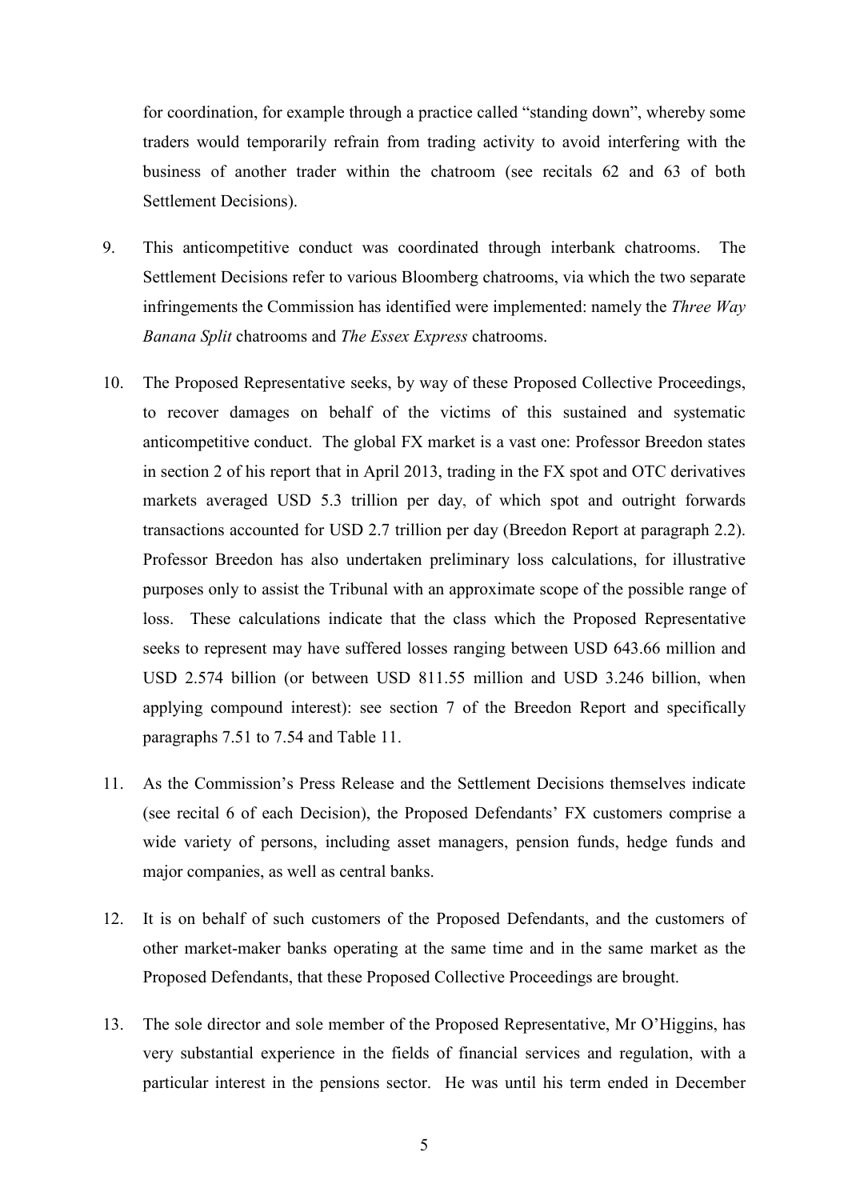for coordination, for example through a practice called "standing down", whereby some traders would temporarily refrain from trading activity to avoid interfering with the business of another trader within the chatroom (see recitals 62 and 63 of both Settlement Decisions).

9. This anticompetitive conduct was coordinated through interbank chatrooms. The Settlement Decisions refer to various Bloomberg chatrooms, via which the two separate infringements the Commission has identified were implemented: namely the *Three Way Banana Split* chatrooms and *The Essex Express* chatrooms.

10. The Proposed Representative seeks, by way of these Proposed Collective Proceedings, to recover damages on behalf of the victims of this sustained and systematic anticompetitive conduct. The global FX market is a vast one: Professor Breedon states in section 2 of his report that in April 2013, trading in the FX spot and OTC derivatives markets averaged USD 5.3 trillion per day, of which spot and outright forwards transactions accounted for USD 2.7 trillion per day (Breedon Report at paragraph 2.2). Professor Breedon has also undertaken preliminary loss calculations, for illustrative purposes only to assist the Tribunal with an approximate scope of the possible range of loss. These calculations indicate that the class which the Proposed Representative seeks to represent may have suffered losses ranging between USD 643.66 million and USD 2.574 billion (or between USD 811.55 million and USD 3.246 billion, when applying compound interest): see section 7 of the Breedon Report and specifically paragraphs 7.51 to 7.54 and Table 11.

11. As the Commission's Press Release and the Settlement Decisions themselves indicate (see recital 6 of each Decision), the Proposed Defendants' FX customers comprise a wide variety of persons, including asset managers, pension funds, hedge funds and major companies, as well as central banks.

12. It is on behalf of such customers of the Proposed Defendants, and the customers of other market-maker banks operating at the same time and in the same market as the Proposed Defendants, that these Proposed Collective Proceedings are brought.

13. The sole director and sole member of the Proposed Representative, Mr O'Higgins, has very substantial experience in the fields of financial services and regulation, with a particular interest in the pensions sector. He was until his term ended in December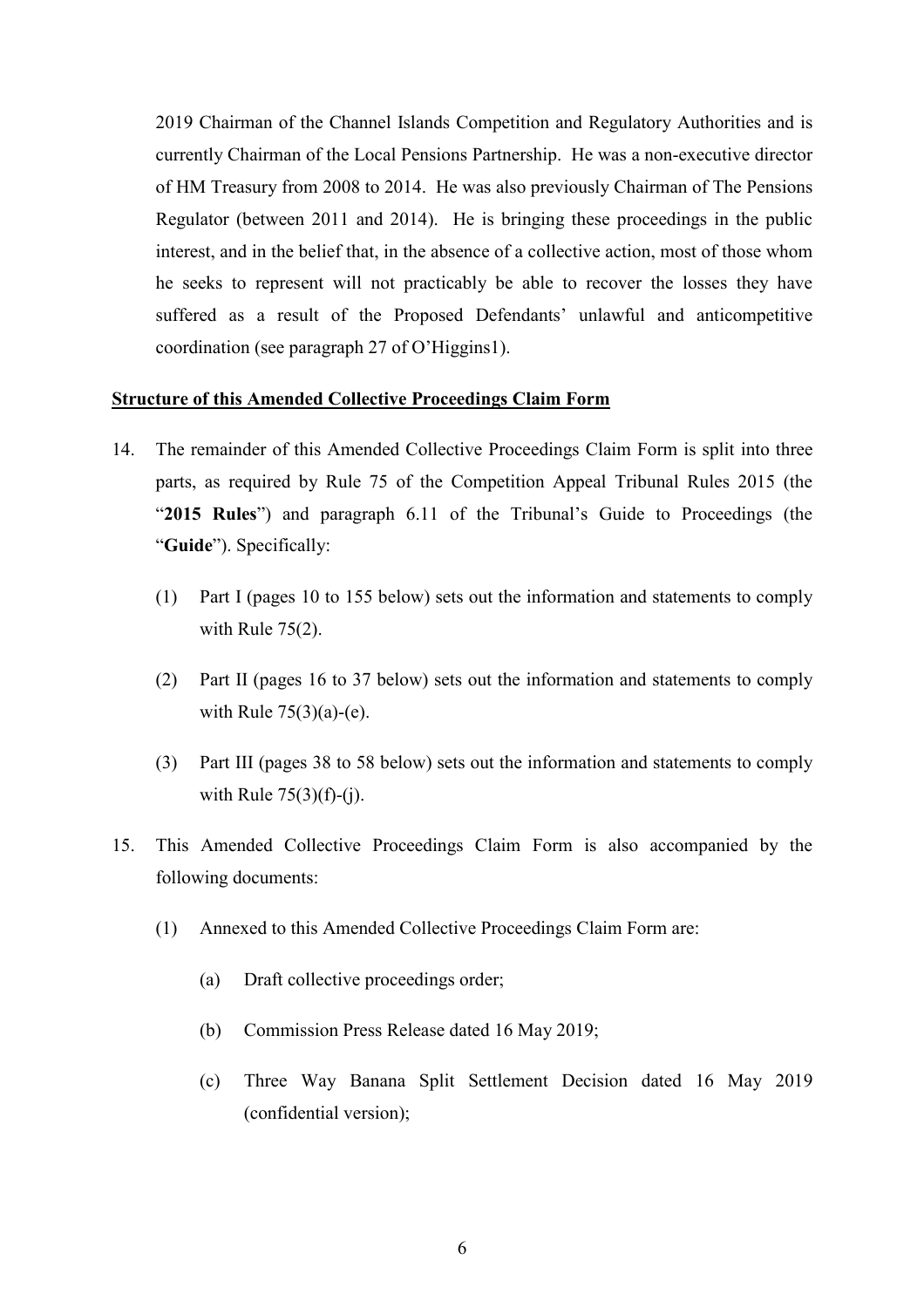2019 Chairman of the Channel Islands Competition and Regulatory Authorities and is currently Chairman of the Local Pensions Partnership. He was a non-executive director of HM Treasury from 2008 to 2014. He was also previously Chairman of The Pensions Regulator (between 2011 and 2014). He is bringing these proceedings in the public interest, and in the belief that, in the absence of a collective action, most of those whom he seeks to represent will not practicably be able to recover the losses they have suffered as a result of the Proposed Defendants' unlawful and anticompetitive coordination (see paragraph 27 of O'Higgins1).

**Structure of this Amended Collective Proceedings Claim Form**

14. The remainder of this Amended Collective Proceedings Claim Form is split into three parts, as required by Rule 75 of the Competition Appeal Tribunal Rules 2015 (the "**2015 Rules**") and paragraph 6.11 of the Tribunal's Guide to Proceedings (the "**Guide**"). Specifically:

    (1) Part I (pages 10 to 155 below) sets out the information and statements to comply with Rule 75(2).

    (2) Part II (pages 16 to 37 below) sets out the information and statements to comply with Rule 75(3)(a)-(e).

    (3) Part III (pages 38 to 58 below) sets out the information and statements to comply with Rule 75(3)(f)-(j).

15. This Amended Collective Proceedings Claim Form is also accompanied by the following documents:

    (1) Annexed to this Amended Collective Proceedings Claim Form are:

        (a) Draft collective proceedings order;

        (b) Commission Press Release dated 16 May 2019;

        (c) Three Way Banana Split Settlement Decision dated 16 May 2019 (confidential version);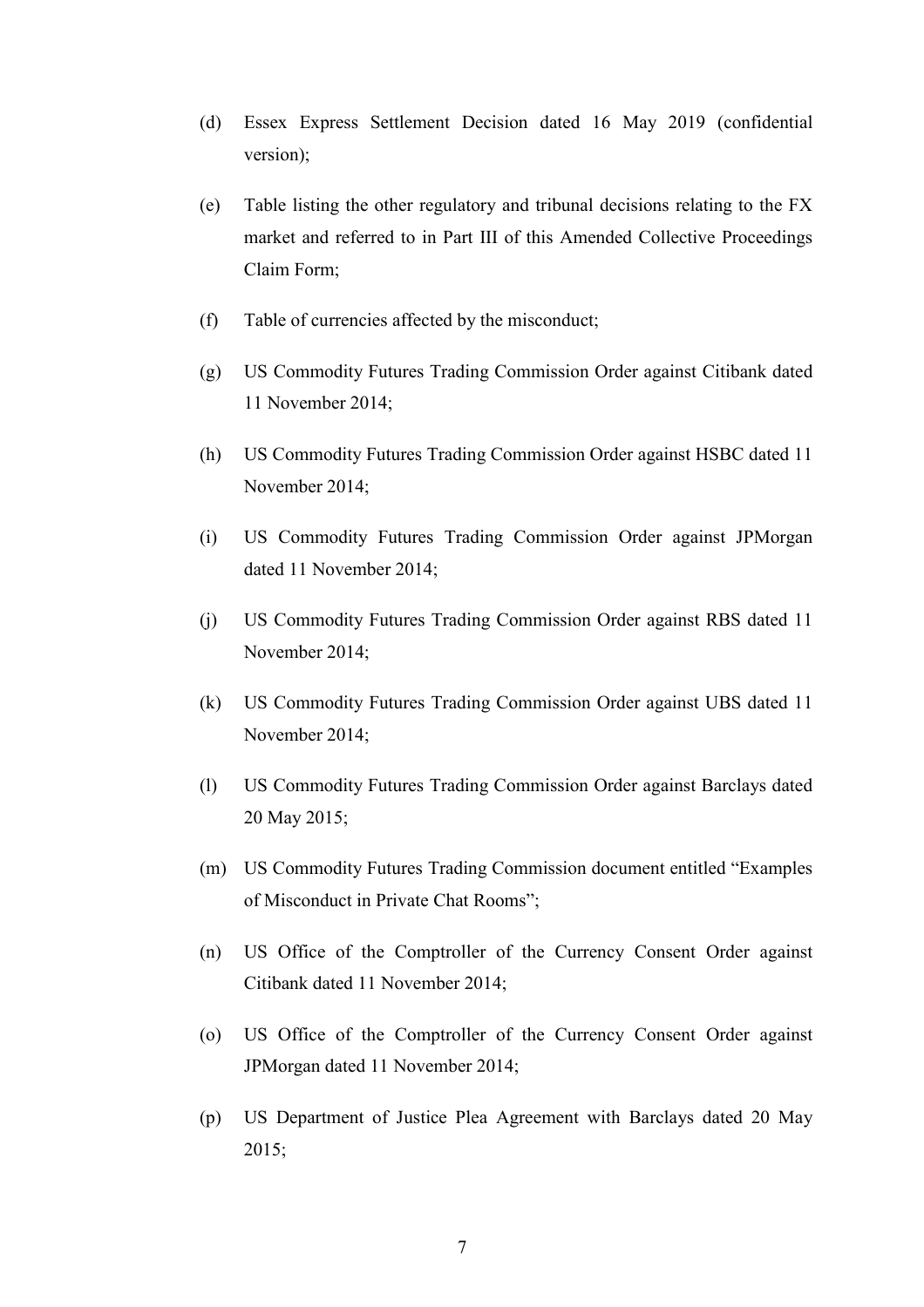(d) Essex Express Settlement Decision dated 16 May 2019 (confidential version);

(e) Table listing the other regulatory and tribunal decisions relating to the FX market and referred to in Part III of this Amended Collective Proceedings Claim Form;

(f) Table of currencies affected by the misconduct;

(g) US Commodity Futures Trading Commission Order against Citibank dated 11 November 2014;

(h) US Commodity Futures Trading Commission Order against HSBC dated 11 November 2014;

(i) US Commodity Futures Trading Commission Order against JPMorgan dated 11 November 2014;

(j) US Commodity Futures Trading Commission Order against RBS dated 11 November 2014;

(k) US Commodity Futures Trading Commission Order against UBS dated 11 November 2014;

(l) US Commodity Futures Trading Commission Order against Barclays dated 20 May 2015;

(m) US Commodity Futures Trading Commission document entitled "Examples of Misconduct in Private Chat Rooms";

(n) US Office of the Comptroller of the Currency Consent Order against Citibank dated 11 November 2014;

(o) US Office of the Comptroller of the Currency Consent Order against JPMorgan dated 11 November 2014;

(p) US Department of Justice Plea Agreement with Barclays dated 20 May 2015;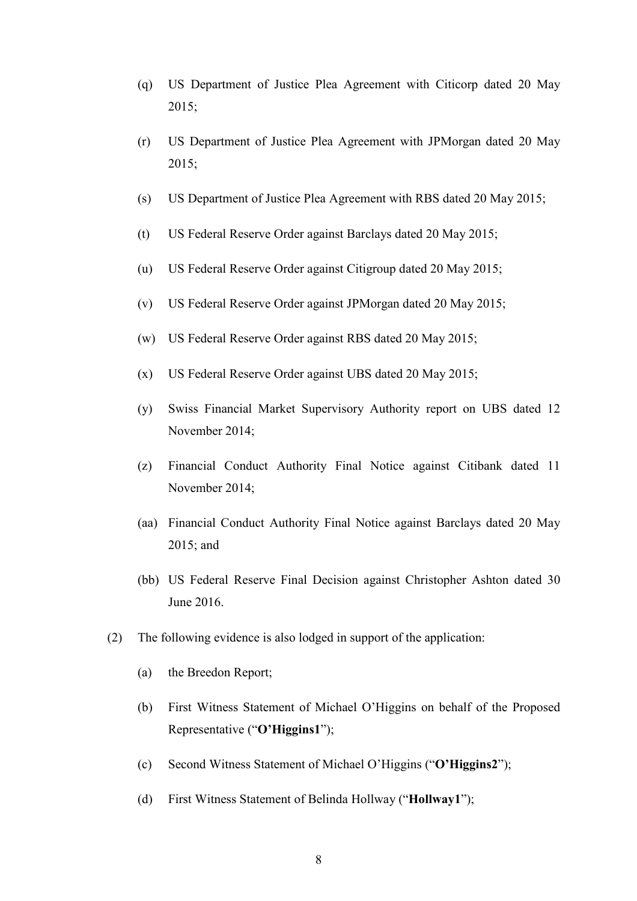(q) US Department of Justice Plea Agreement with Citicorp dated 20 May 2015;

(r) US Department of Justice Plea Agreement with JPMorgan dated 20 May 2015;

(s) US Department of Justice Plea Agreement with RBS dated 20 May 2015;

(t) US Federal Reserve Order against Barclays dated 20 May 2015;

(u) US Federal Reserve Order against Citigroup dated 20 May 2015;

(v) US Federal Reserve Order against JPMorgan dated 20 May 2015;

(w) US Federal Reserve Order against RBS dated 20 May 2015;

(x) US Federal Reserve Order against UBS dated 20 May 2015;

(y) Swiss Financial Market Supervisory Authority report on UBS dated 12 November 2014;

(z) Financial Conduct Authority Final Notice against Citibank dated 11 November 2014;

(aa) Financial Conduct Authority Final Notice against Barclays dated 20 May 2015; and

(bb) US Federal Reserve Final Decision against Christopher Ashton dated 30 June 2016.

(2) The following evidence is also lodged in support of the application:

(a) the Breedon Report;

(b) First Witness Statement of Michael O'Higgins on behalf of the Proposed Representative ("**O'Higgins1**");

(c) Second Witness Statement of Michael O'Higgins ("**O'Higgins2**");

(d) First Witness Statement of Belinda Hollway ("**Hollway1**");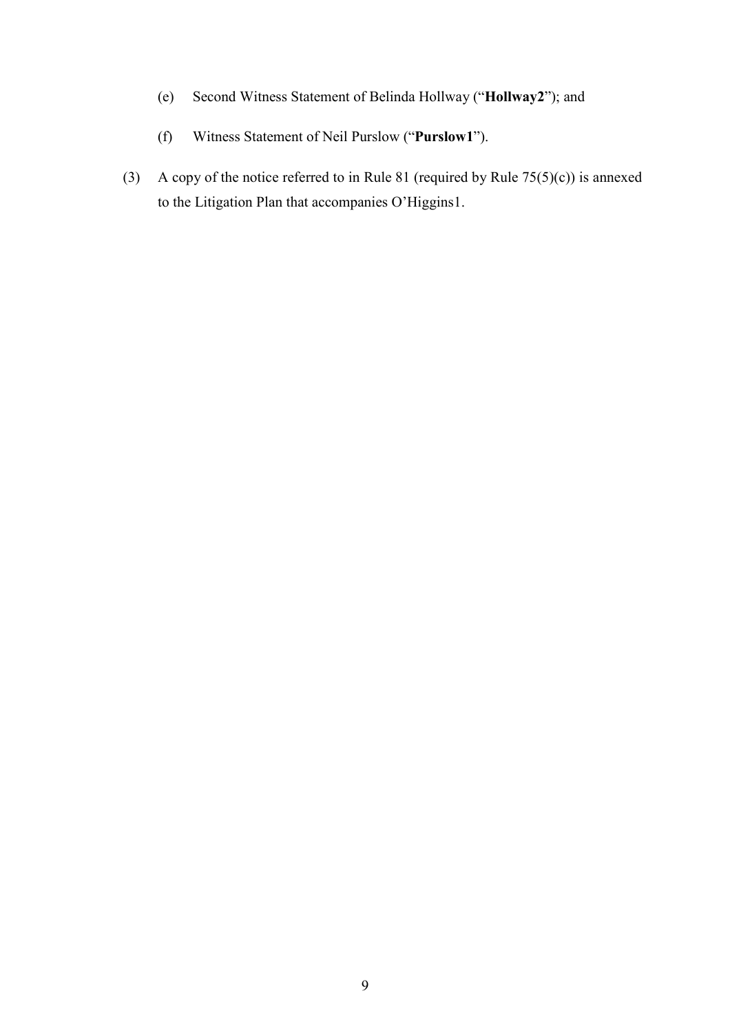(e) Second Witness Statement of Belinda Hollway ("**Hollway2**"); and

(f) Witness Statement of Neil Purslow ("**Purslow1**").

(3) A copy of the notice referred to in Rule 81 (required by Rule 75(5)(c)) is annexed to the Litigation Plan that accompanies O'Higgins1.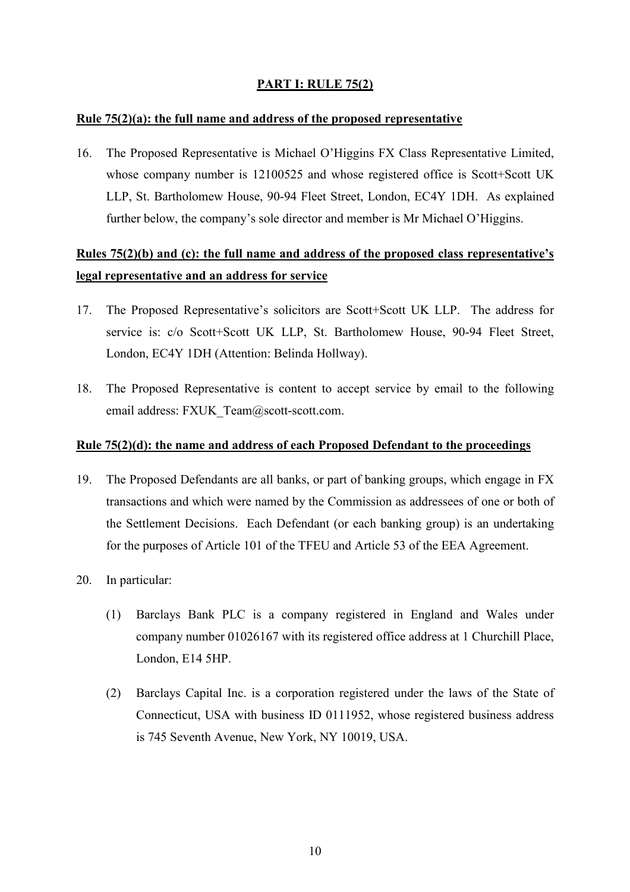## PART I: RULE 75(2)

**Rule 75(2)(a): the full name and address of the proposed representative**

16. The Proposed Representative is Michael O'Higgins FX Class Representative Limited, whose company number is 12100525 and whose registered office is Scott+Scott UK LLP, St. Bartholomew House, 90-94 Fleet Street, London, EC4Y 1DH. As explained further below, the company's sole director and member is Mr Michael O'Higgins.

**Rules 75(2)(b) and (c): the full name and address of the proposed class representative's legal representative and an address for service**

17. The Proposed Representative's solicitors are Scott+Scott UK LLP. The address for service is: c/o Scott+Scott UK LLP, St. Bartholomew House, 90-94 Fleet Street, London, EC4Y 1DH (Attention: Belinda Hollway).

18. The Proposed Representative is content to accept service by email to the following email address: FXUK_Team@scott-scott.com.

**Rule 75(2)(d): the name and address of each Proposed Defendant to the proceedings**

19. The Proposed Defendants are all banks, or part of banking groups, which engage in FX transactions and which were named by the Commission as addressees of one or both of the Settlement Decisions. Each Defendant (or each banking group) is an undertaking for the purposes of Article 101 of the TFEU and Article 53 of the EEA Agreement.

20. In particular:

    (1) Barclays Bank PLC is a company registered in England and Wales under company number 01026167 with its registered office address at 1 Churchill Place, London, E14 5HP.

    (2) Barclays Capital Inc. is a corporation registered under the laws of the State of Connecticut, USA with business ID 0111952, whose registered business address is 745 Seventh Avenue, New York, NY 10019, USA.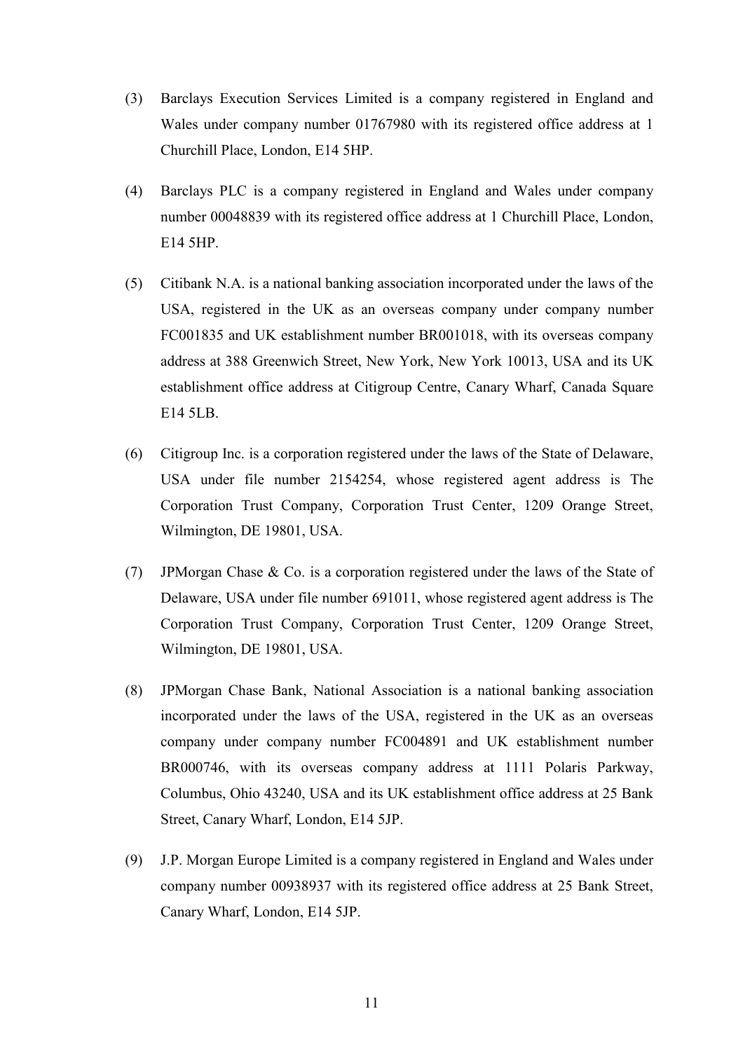(3) Barclays Execution Services Limited is a company registered in England and Wales under company number 01767980 with its registered office address at 1 Churchill Place, London, E14 5HP.

(4) Barclays PLC is a company registered in England and Wales under company number 00048839 with its registered office address at 1 Churchill Place, London, E14 5HP.

(5) Citibank N.A. is a national banking association incorporated under the laws of the USA, registered in the UK as an overseas company under company number FC001835 and UK establishment number BR001018, with its overseas company address at 388 Greenwich Street, New York, New York 10013, USA and its UK establishment office address at Citigroup Centre, Canary Wharf, Canada Square E14 5LB.

(6) Citigroup Inc. is a corporation registered under the laws of the State of Delaware, USA under file number 2154254, whose registered agent address is The Corporation Trust Company, Corporation Trust Center, 1209 Orange Street, Wilmington, DE 19801, USA.

(7) JPMorgan Chase & Co. is a corporation registered under the laws of the State of Delaware, USA under file number 691011, whose registered agent address is The Corporation Trust Company, Corporation Trust Center, 1209 Orange Street, Wilmington, DE 19801, USA.

(8) JPMorgan Chase Bank, National Association is a national banking association incorporated under the laws of the USA, registered in the UK as an overseas company under company number FC004891 and UK establishment number BR000746, with its overseas company address at 1111 Polaris Parkway, Columbus, Ohio 43240, USA and its UK establishment office address at 25 Bank Street, Canary Wharf, London, E14 5JP.

(9) J.P. Morgan Europe Limited is a company registered in England and Wales under company number 00938937 with its registered office address at 25 Bank Street, Canary Wharf, London, E14 5JP.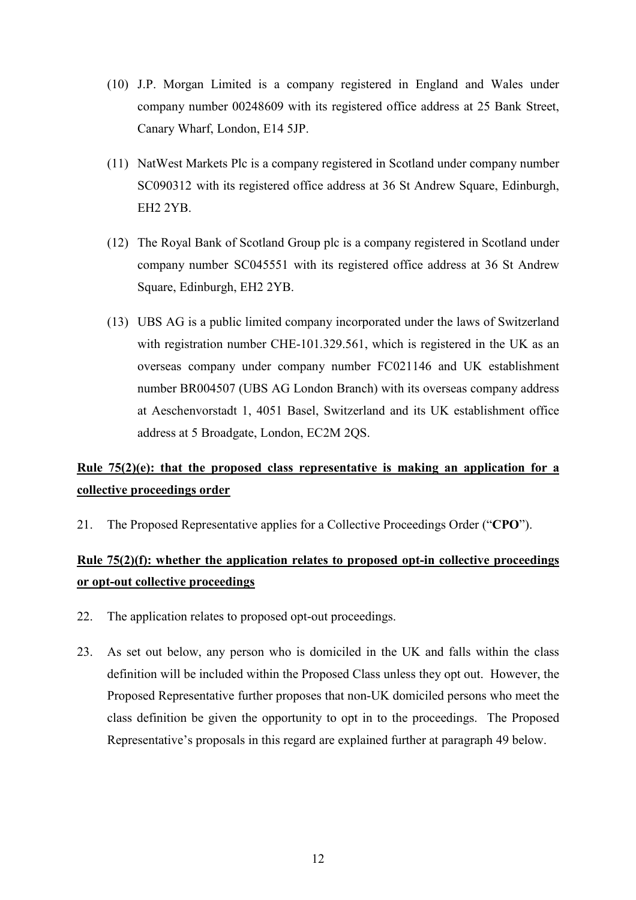(10) J.P. Morgan Limited is a company registered in England and Wales under company number 00248609 with its registered office address at 25 Bank Street, Canary Wharf, London, E14 5JP.

(11) NatWest Markets Plc is a company registered in Scotland under company number SC090312 with its registered office address at 36 St Andrew Square, Edinburgh, EH2 2YB.

(12) The Royal Bank of Scotland Group plc is a company registered in Scotland under company number SC045551 with its registered office address at 36 St Andrew Square, Edinburgh, EH2 2YB.

(13) UBS AG is a public limited company incorporated under the laws of Switzerland with registration number CHE-101.329.561, which is registered in the UK as an overseas company under company number FC021146 and UK establishment number BR004507 (UBS AG London Branch) with its overseas company address at Aeschenvorstadt 1, 4051 Basel, Switzerland and its UK establishment office address at 5 Broadgate, London, EC2M 2QS.

**<u>Rule 75(2)(e): that the proposed class representative is making an application for a collective proceedings order</u>**

21. The Proposed Representative applies for a Collective Proceedings Order ("**CPO**").

**<u>Rule 75(2)(f): whether the application relates to proposed opt-in collective proceedings or opt-out collective proceedings</u>**

22. The application relates to proposed opt-out proceedings.

23. As set out below, any person who is domiciled in the UK and falls within the class definition will be included within the Proposed Class unless they opt out. However, the Proposed Representative further proposes that non-UK domiciled persons who meet the class definition be given the opportunity to opt in to the proceedings. The Proposed Representative's proposals in this regard are explained further at paragraph 49 below.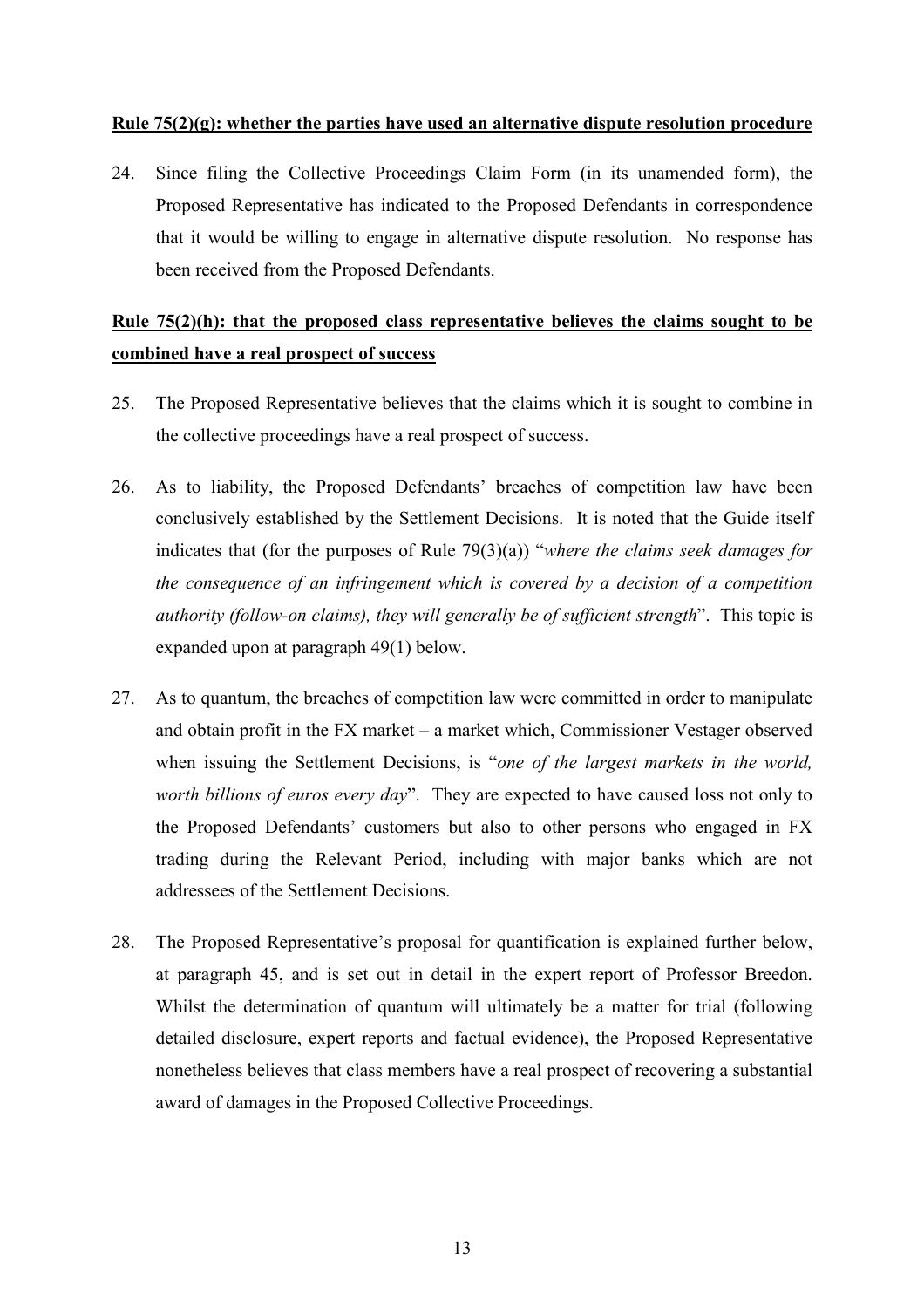**<u>Rule 75(2)(g): whether the parties have used an alternative dispute resolution procedure</u>**

24. Since filing the Collective Proceedings Claim Form (in its unamended form), the Proposed Representative has indicated to the Proposed Defendants in correspondence that it would be willing to engage in alternative dispute resolution. No response has been received from the Proposed Defendants.

**<u>Rule 75(2)(h): that the proposed class representative believes the claims sought to be combined have a real prospect of success</u>**

25. The Proposed Representative believes that the claims which it is sought to combine in the collective proceedings have a real prospect of success.

26. As to liability, the Proposed Defendants' breaches of competition law have been conclusively established by the Settlement Decisions. It is noted that the Guide itself indicates that (for the purposes of Rule 79(3)(a)) "*where the claims seek damages for the consequence of an infringement which is covered by a decision of a competition authority (follow-on claims), they will generally be of sufficient strength*". This topic is expanded upon at paragraph 49(1) below.

27. As to quantum, the breaches of competition law were committed in order to manipulate and obtain profit in the FX market – a market which, Commissioner Vestager observed when issuing the Settlement Decisions, is "*one of the largest markets in the world, worth billions of euros every day*". They are expected to have caused loss not only to the Proposed Defendants' customers but also to other persons who engaged in FX trading during the Relevant Period, including with major banks which are not addressees of the Settlement Decisions.

28. The Proposed Representative's proposal for quantification is explained further below, at paragraph 45, and is set out in detail in the expert report of Professor Breedon. Whilst the determination of quantum will ultimately be a matter for trial (following detailed disclosure, expert reports and factual evidence), the Proposed Representative nonetheless believes that class members have a real prospect of recovering a substantial award of damages in the Proposed Collective Proceedings.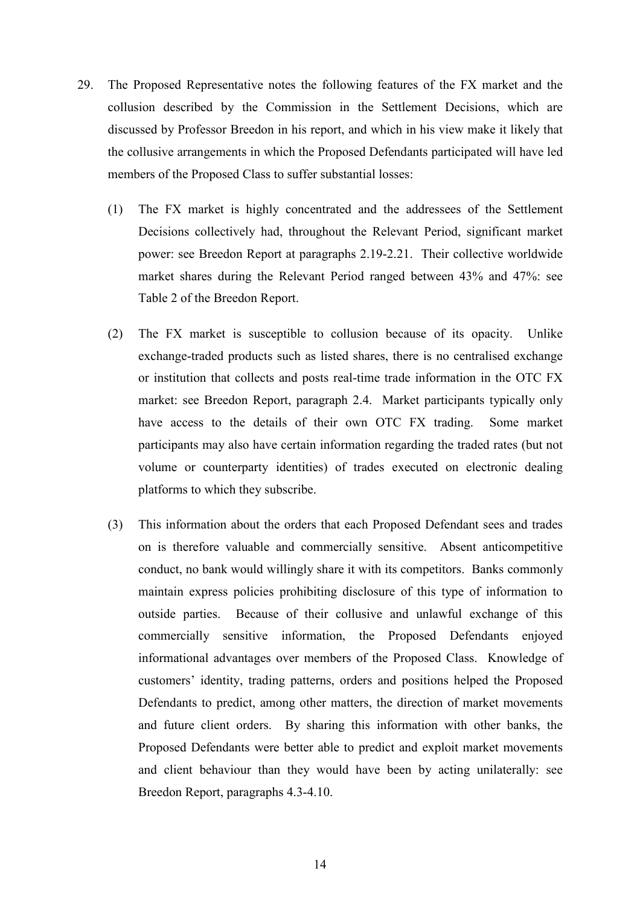29. The Proposed Representative notes the following features of the FX market and the collusion described by the Commission in the Settlement Decisions, which are discussed by Professor Breedon in his report, and which in his view make it likely that the collusive arrangements in which the Proposed Defendants participated will have led members of the Proposed Class to suffer substantial losses:

    (1) The FX market is highly concentrated and the addressees of the Settlement Decisions collectively had, throughout the Relevant Period, significant market power: see Breedon Report at paragraphs 2.19-2.21. Their collective worldwide market shares during the Relevant Period ranged between 43% and 47%: see Table 2 of the Breedon Report.

    (2) The FX market is susceptible to collusion because of its opacity. Unlike exchange-traded products such as listed shares, there is no centralised exchange or institution that collects and posts real-time trade information in the OTC FX market: see Breedon Report, paragraph 2.4. Market participants typically only have access to the details of their own OTC FX trading. Some market participants may also have certain information regarding the traded rates (but not volume or counterparty identities) of trades executed on electronic dealing platforms to which they subscribe.

    (3) This information about the orders that each Proposed Defendant sees and trades on is therefore valuable and commercially sensitive. Absent anticompetitive conduct, no bank would willingly share it with its competitors. Banks commonly maintain express policies prohibiting disclosure of this type of information to outside parties. Because of their collusive and unlawful exchange of this commercially sensitive information, the Proposed Defendants enjoyed informational advantages over members of the Proposed Class. Knowledge of customers' identity, trading patterns, orders and positions helped the Proposed Defendants to predict, among other matters, the direction of market movements and future client orders. By sharing this information with other banks, the Proposed Defendants were better able to predict and exploit market movements and client behaviour than they would have been by acting unilaterally: see Breedon Report, paragraphs 4.3-4.10.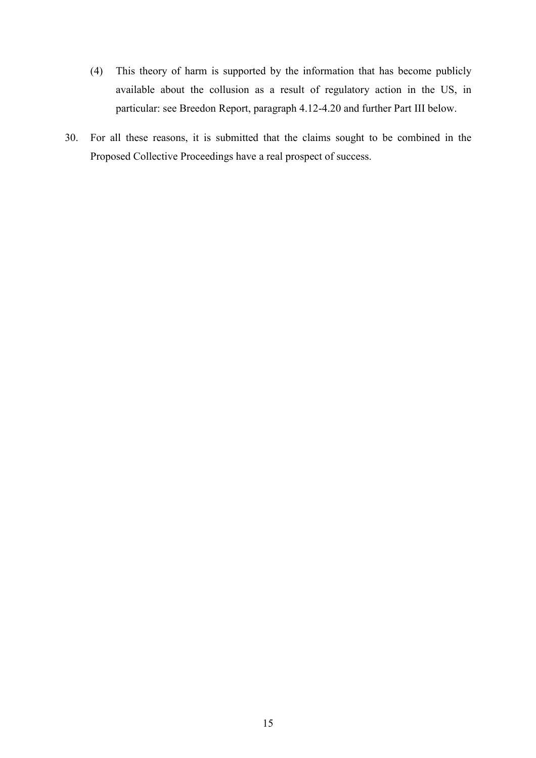(4) This theory of harm is supported by the information that has become publicly available about the collusion as a result of regulatory action in the US, in particular: see Breedon Report, paragraph 4.12-4.20 and further Part III below.

30. For all these reasons, it is submitted that the claims sought to be combined in the Proposed Collective Proceedings have a real prospect of success.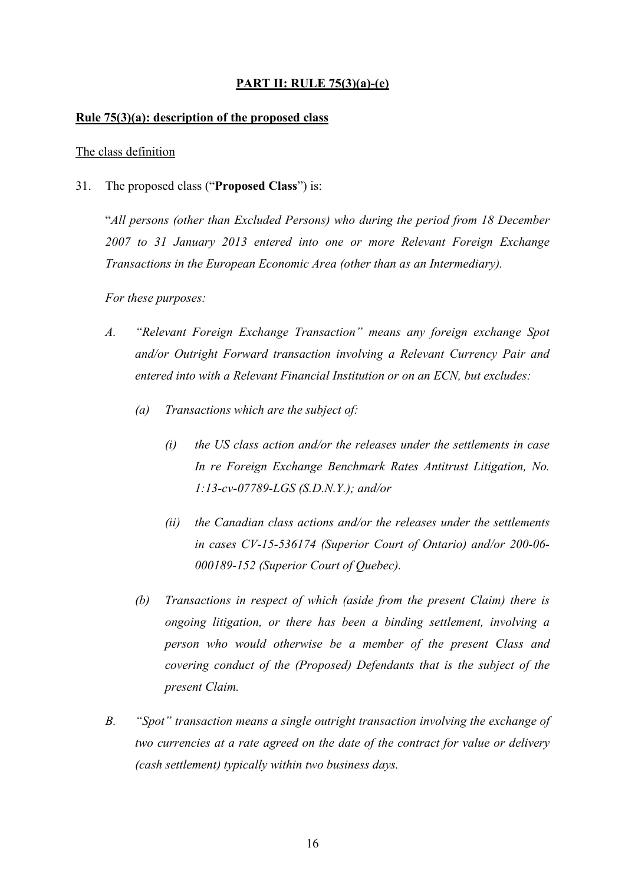## PART II: RULE 75(3)(a)-(e)

### Rule 75(3)(a): description of the proposed class

The class definition

31. The proposed class ("**Proposed Class**") is:

"*All persons (other than Excluded Persons) who during the period from 18 December 2007 to 31 January 2013 entered into one or more Relevant Foreign Exchange Transactions in the European Economic Area (other than as an Intermediary).*

*For these purposes:*

*A. "Relevant Foreign Exchange Transaction" means any foreign exchange Spot and/or Outright Forward transaction involving a Relevant Currency Pair and entered into with a Relevant Financial Institution or on an ECN, but excludes:*

*(a) Transactions which are the subject of:*

*(i) the US class action and/or the releases under the settlements in case In re Foreign Exchange Benchmark Rates Antitrust Litigation, No. 1:13-cv-07789-LGS (S.D.N.Y.); and/or*

*(ii) the Canadian class actions and/or the releases under the settlements in cases CV-15-536174 (Superior Court of Ontario) and/or 200-06-000189-152 (Superior Court of Quebec).*

*(b) Transactions in respect of which (aside from the present Claim) there is ongoing litigation, or there has been a binding settlement, involving a person who would otherwise be a member of the present Class and covering conduct of the (Proposed) Defendants that is the subject of the present Claim.*

*B. "Spot" transaction means a single outright transaction involving the exchange of two currencies at a rate agreed on the date of the contract for value or delivery (cash settlement) typically within two business days.*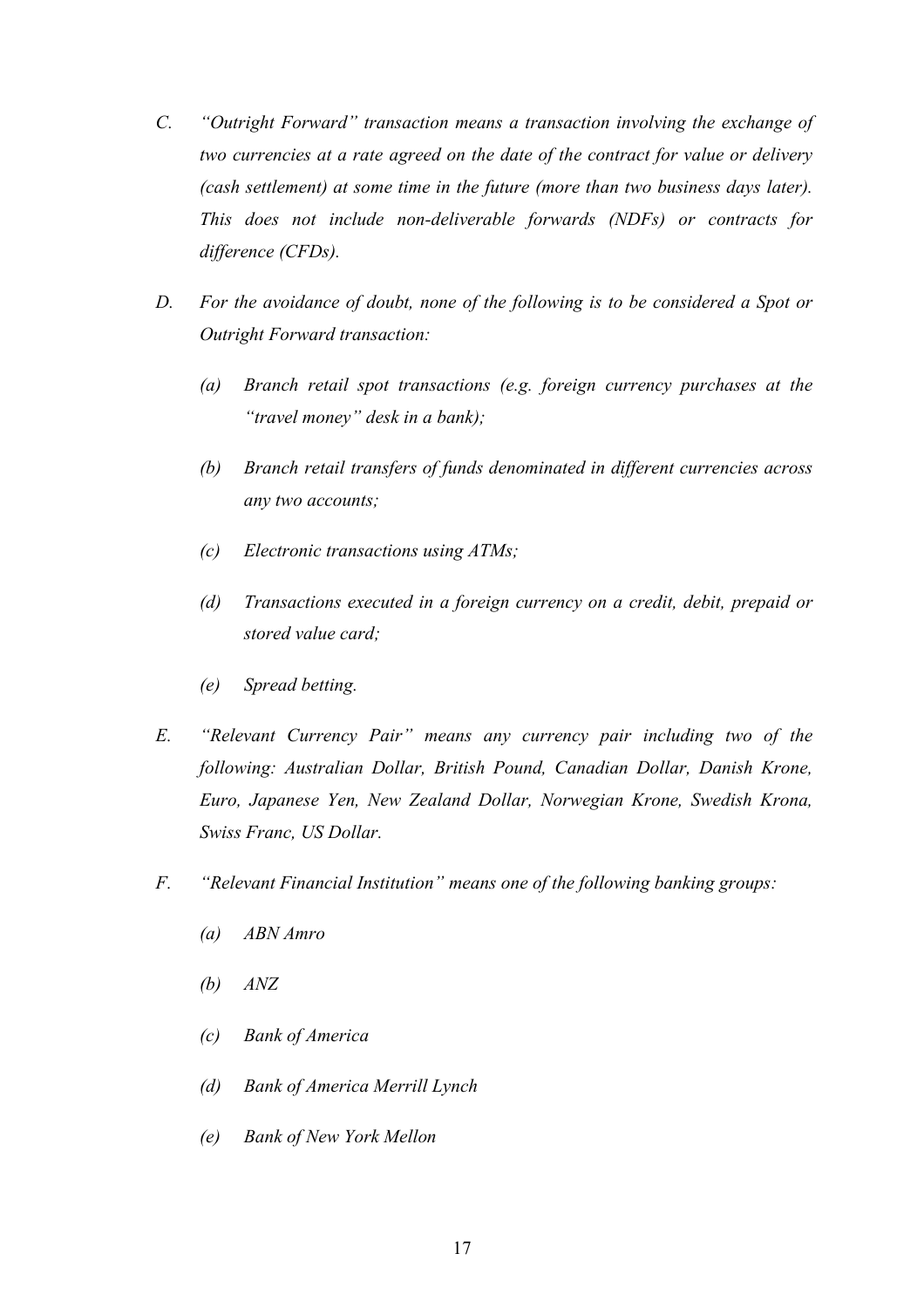*C. "Outright Forward" transaction means a transaction involving the exchange of two currencies at a rate agreed on the date of the contract for value or delivery (cash settlement) at some time in the future (more than two business days later). This does not include non-deliverable forwards (NDFs) or contracts for difference (CFDs).*

*D. For the avoidance of doubt, none of the following is to be considered a Spot or Outright Forward transaction:*

*(a) Branch retail spot transactions (e.g. foreign currency purchases at the "travel money" desk in a bank);*

*(b) Branch retail transfers of funds denominated in different currencies across any two accounts;*

*(c) Electronic transactions using ATMs;*

*(d) Transactions executed in a foreign currency on a credit, debit, prepaid or stored value card;*

*(e) Spread betting.*

*E. "Relevant Currency Pair" means any currency pair including two of the following: Australian Dollar, British Pound, Canadian Dollar, Danish Krone, Euro, Japanese Yen, New Zealand Dollar, Norwegian Krone, Swedish Krona, Swiss Franc, US Dollar.*

*F. "Relevant Financial Institution" means one of the following banking groups:*

*(a) ABN Amro*

*(b) ANZ*

*(c) Bank of America*

*(d) Bank of America Merrill Lynch*

*(e) Bank of New York Mellon*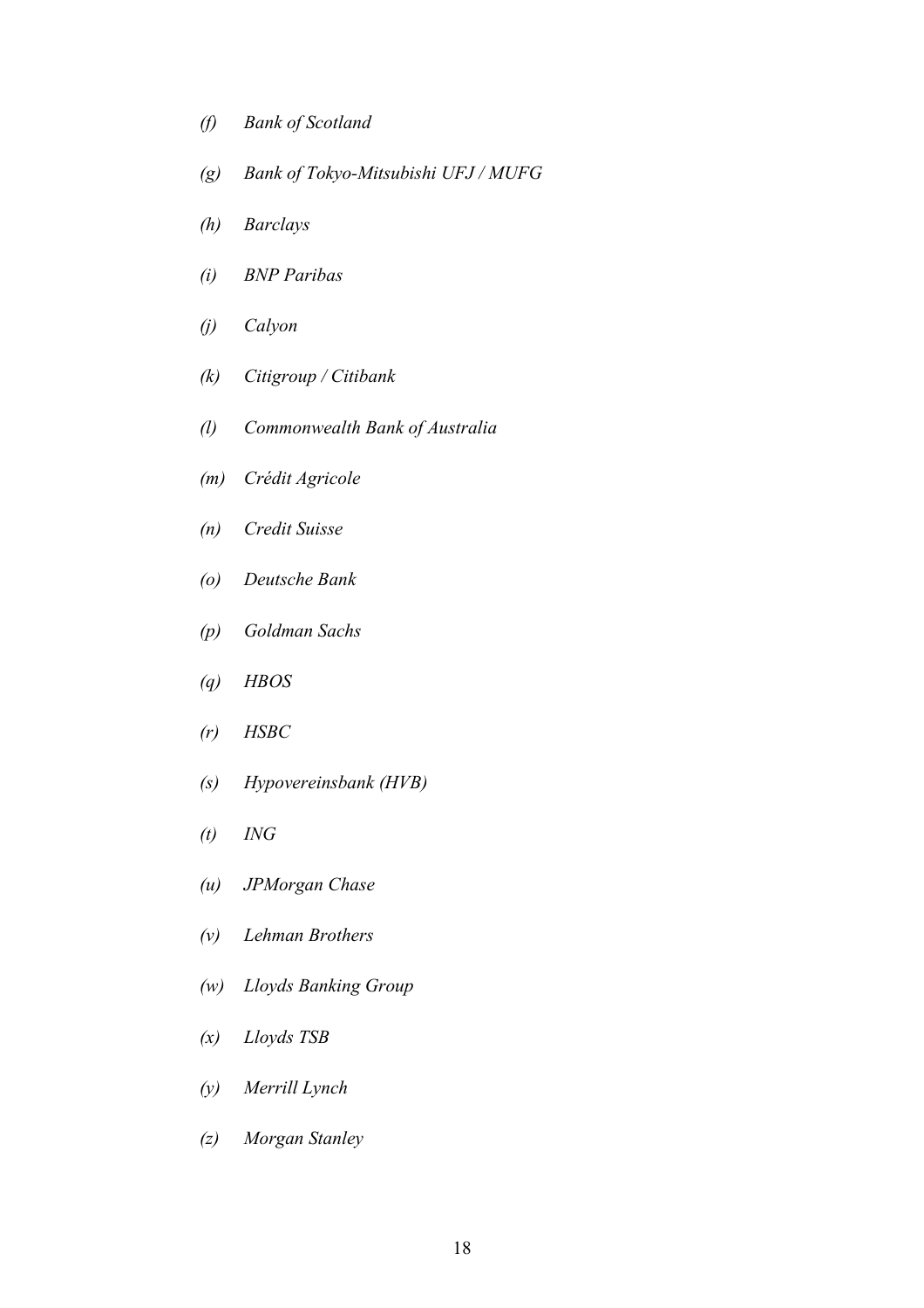*(f) Bank of Scotland*

*(g) Bank of Tokyo-Mitsubishi UFJ / MUFG*

*(h) Barclays*

*(i) BNP Paribas*

*(j) Calyon*

*(k) Citigroup / Citibank*

*(l) Commonwealth Bank of Australia*

*(m) Crédit Agricole*

*(n) Credit Suisse*

*(o) Deutsche Bank*

*(p) Goldman Sachs*

*(q) HBOS*

*(r) HSBC*

*(s) Hypovereinsbank (HVB)*

*(t) ING*

*(u) JPMorgan Chase*

*(v) Lehman Brothers*

*(w) Lloyds Banking Group*

*(x) Lloyds TSB*

*(y) Merrill Lynch*

*(z) Morgan Stanley*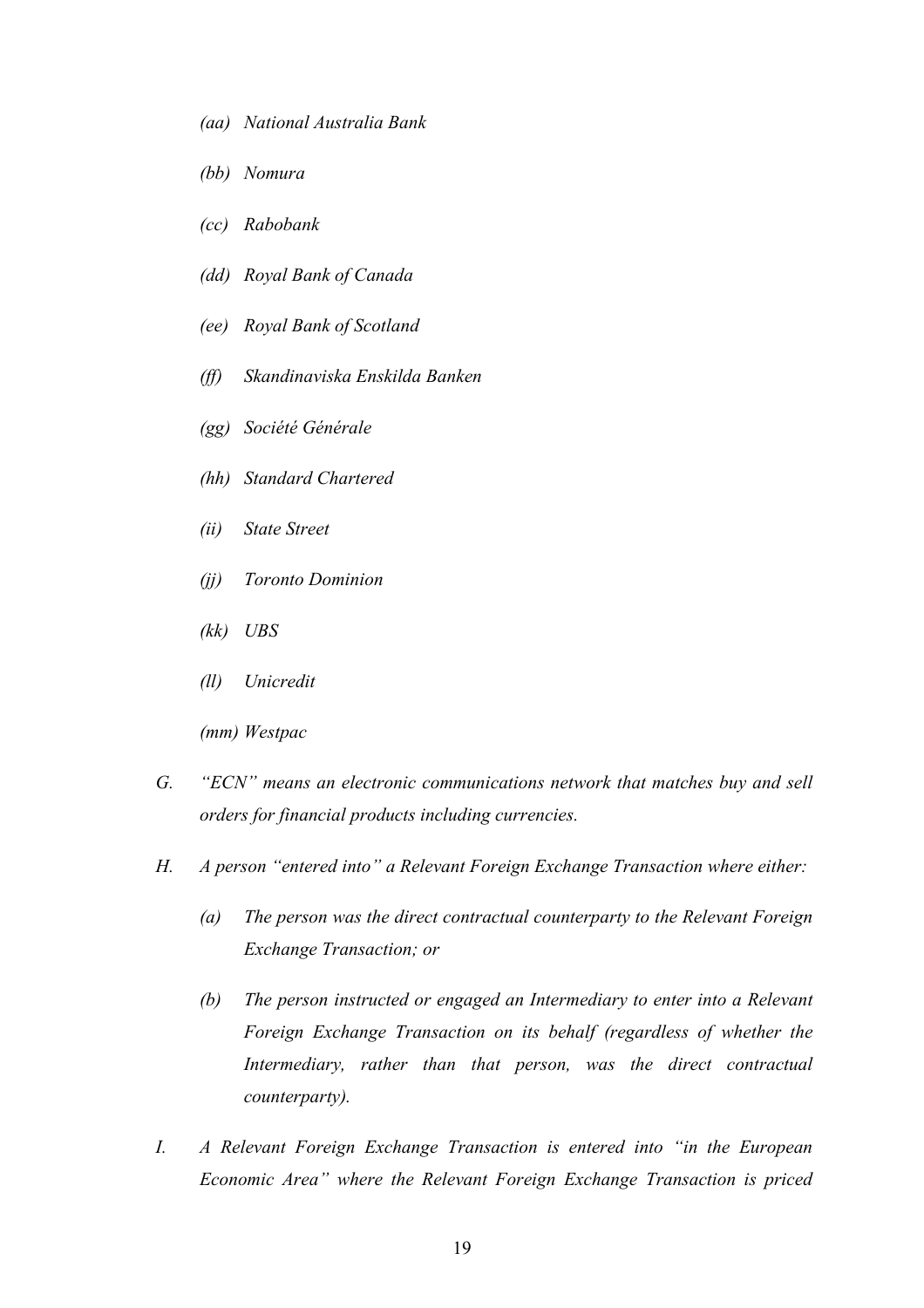*(aa) National Australia Bank*

*(bb) Nomura*

*(cc) Rabobank*

*(dd) Royal Bank of Canada*

*(ee) Royal Bank of Scotland*

*(ff) Skandinaviska Enskilda Banken*

*(gg) Société Générale*

*(hh) Standard Chartered*

*(ii) State Street*

*(jj) Toronto Dominion*

*(kk) UBS*

*(ll) Unicredit*

*(mm) Westpac*

*G. "ECN" means an electronic communications network that matches buy and sell orders for financial products including currencies.*

*H. A person "entered into" a Relevant Foreign Exchange Transaction where either:*

*(a) The person was the direct contractual counterparty to the Relevant Foreign Exchange Transaction; or*

*(b) The person instructed or engaged an Intermediary to enter into a Relevant Foreign Exchange Transaction on its behalf (regardless of whether the Intermediary, rather than that person, was the direct contractual counterparty).*

*I. A Relevant Foreign Exchange Transaction is entered into "in the European Economic Area" where the Relevant Foreign Exchange Transaction is priced*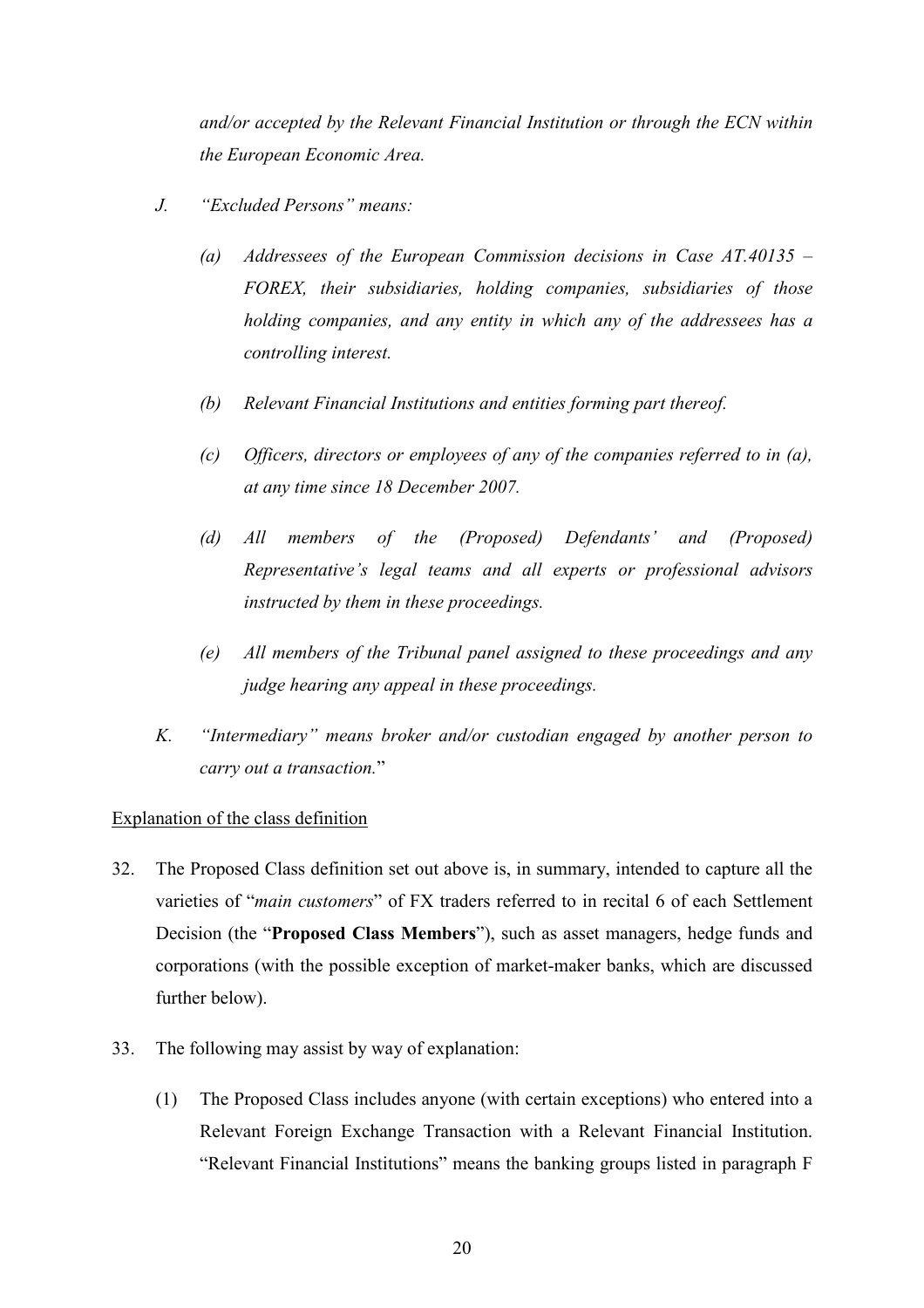*and/or accepted by the Relevant Financial Institution or through the ECN within the European Economic Area.*

*J. "Excluded Persons" means:*

*(a) Addressees of the European Commission decisions in Case AT.40135 – FOREX, their subsidiaries, holding companies, subsidiaries of those holding companies, and any entity in which any of the addressees has a controlling interest.*

*(b) Relevant Financial Institutions and entities forming part thereof.*

*(c) Officers, directors or employees of any of the companies referred to in (a), at any time since 18 December 2007.*

*(d) All members of the (Proposed) Defendants' and (Proposed) Representative's legal teams and all experts or professional advisors instructed by them in these proceedings.*

*(e) All members of the Tribunal panel assigned to these proceedings and any judge hearing any appeal in these proceedings.*

*K. "Intermediary" means broker and/or custodian engaged by another person to carry out a transaction.*"

<u>Explanation of the class definition</u>

32. The Proposed Class definition set out above is, in summary, intended to capture all the varieties of "*main customers*" of FX traders referred to in recital 6 of each Settlement Decision (the "**Proposed Class Members**"), such as asset managers, hedge funds and corporations (with the possible exception of market-maker banks, which are discussed further below).

33. The following may assist by way of explanation:

    (1) The Proposed Class includes anyone (with certain exceptions) who entered into a Relevant Foreign Exchange Transaction with a Relevant Financial Institution. "Relevant Financial Institutions" means the banking groups listed in paragraph F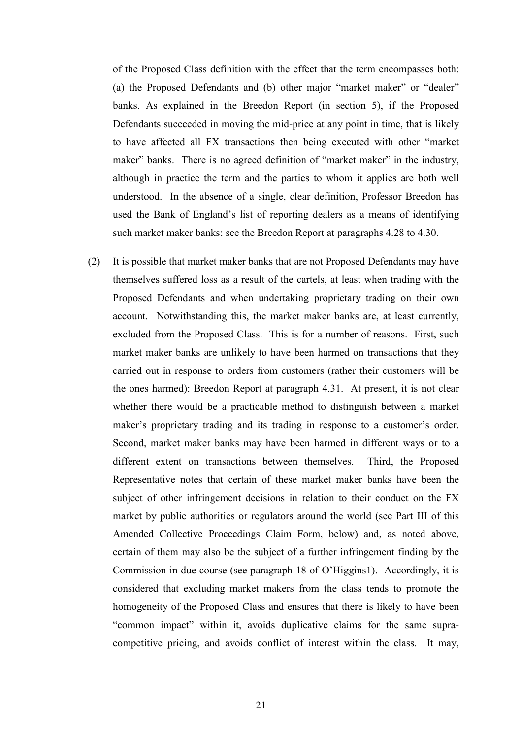of the Proposed Class definition with the effect that the term encompasses both: (a) the Proposed Defendants and (b) other major "market maker" or "dealer" banks. As explained in the Breedon Report (in section 5), if the Proposed Defendants succeeded in moving the mid-price at any point in time, that is likely to have affected all FX transactions then being executed with other "market maker" banks. There is no agreed definition of "market maker" in the industry, although in practice the term and the parties to whom it applies are both well understood. In the absence of a single, clear definition, Professor Breedon has used the Bank of England's list of reporting dealers as a means of identifying such market maker banks: see the Breedon Report at paragraphs 4.28 to 4.30.

(2) It is possible that market maker banks that are not Proposed Defendants may have themselves suffered loss as a result of the cartels, at least when trading with the Proposed Defendants and when undertaking proprietary trading on their own account. Notwithstanding this, the market maker banks are, at least currently, excluded from the Proposed Class. This is for a number of reasons. First, such market maker banks are unlikely to have been harmed on transactions that they carried out in response to orders from customers (rather their customers will be the ones harmed): Breedon Report at paragraph 4.31. At present, it is not clear whether there would be a practicable method to distinguish between a market maker's proprietary trading and its trading in response to a customer's order. Second, market maker banks may have been harmed in different ways or to a different extent on transactions between themselves. Third, the Proposed Representative notes that certain of these market maker banks have been the subject of other infringement decisions in relation to their conduct on the FX market by public authorities or regulators around the world (see Part III of this Amended Collective Proceedings Claim Form, below) and, as noted above, certain of them may also be the subject of a further infringement finding by the Commission in due course (see paragraph 18 of O'Higgins1). Accordingly, it is considered that excluding market makers from the class tends to promote the homogeneity of the Proposed Class and ensures that there is likely to have been "common impact" within it, avoids duplicative claims for the same supra-competitive pricing, and avoids conflict of interest within the class. It may,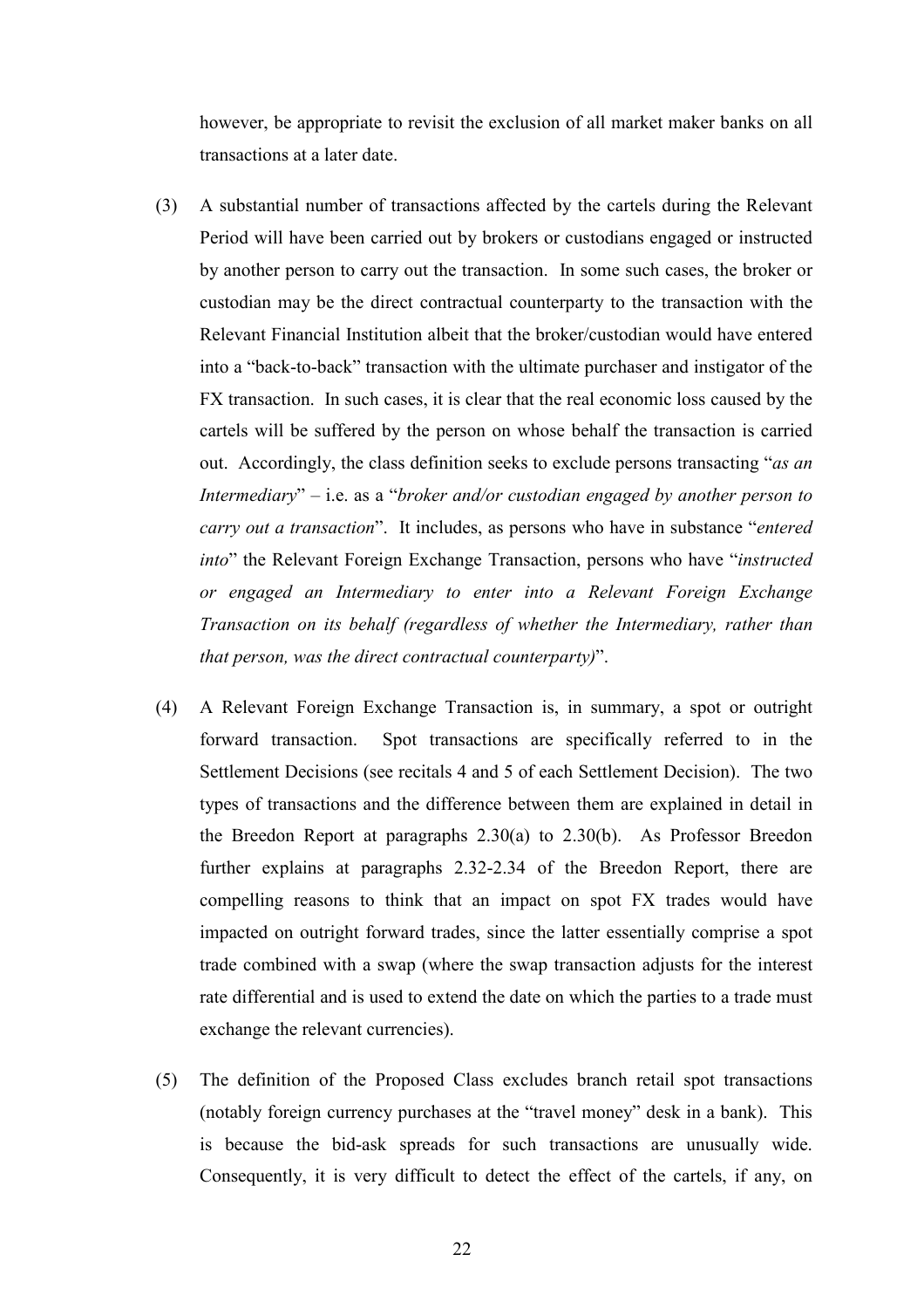however, be appropriate to revisit the exclusion of all market maker banks on all transactions at a later date.

(3) A substantial number of transactions affected by the cartels during the Relevant Period will have been carried out by brokers or custodians engaged or instructed by another person to carry out the transaction. In some such cases, the broker or custodian may be the direct contractual counterparty to the transaction with the Relevant Financial Institution albeit that the broker/custodian would have entered into a "back-to-back" transaction with the ultimate purchaser and instigator of the FX transaction. In such cases, it is clear that the real economic loss caused by the cartels will be suffered by the person on whose behalf the transaction is carried out. Accordingly, the class definition seeks to exclude persons transacting "*as an Intermediary*" – i.e. as a "*broker and/or custodian engaged by another person to carry out a transaction*". It includes, as persons who have in substance "*entered into*" the Relevant Foreign Exchange Transaction, persons who have "*instructed or engaged an Intermediary to enter into a Relevant Foreign Exchange Transaction on its behalf (regardless of whether the Intermediary, rather than that person, was the direct contractual counterparty)*".

(4) A Relevant Foreign Exchange Transaction is, in summary, a spot or outright forward transaction. Spot transactions are specifically referred to in the Settlement Decisions (see recitals 4 and 5 of each Settlement Decision). The two types of transactions and the difference between them are explained in detail in the Breedon Report at paragraphs 2.30(a) to 2.30(b). As Professor Breedon further explains at paragraphs 2.32-2.34 of the Breedon Report, there are compelling reasons to think that an impact on spot FX trades would have impacted on outright forward trades, since the latter essentially comprise a spot trade combined with a swap (where the swap transaction adjusts for the interest rate differential and is used to extend the date on which the parties to a trade must exchange the relevant currencies).

(5) The definition of the Proposed Class excludes branch retail spot transactions (notably foreign currency purchases at the "travel money" desk in a bank). This is because the bid-ask spreads for such transactions are unusually wide. Consequently, it is very difficult to detect the effect of the cartels, if any, on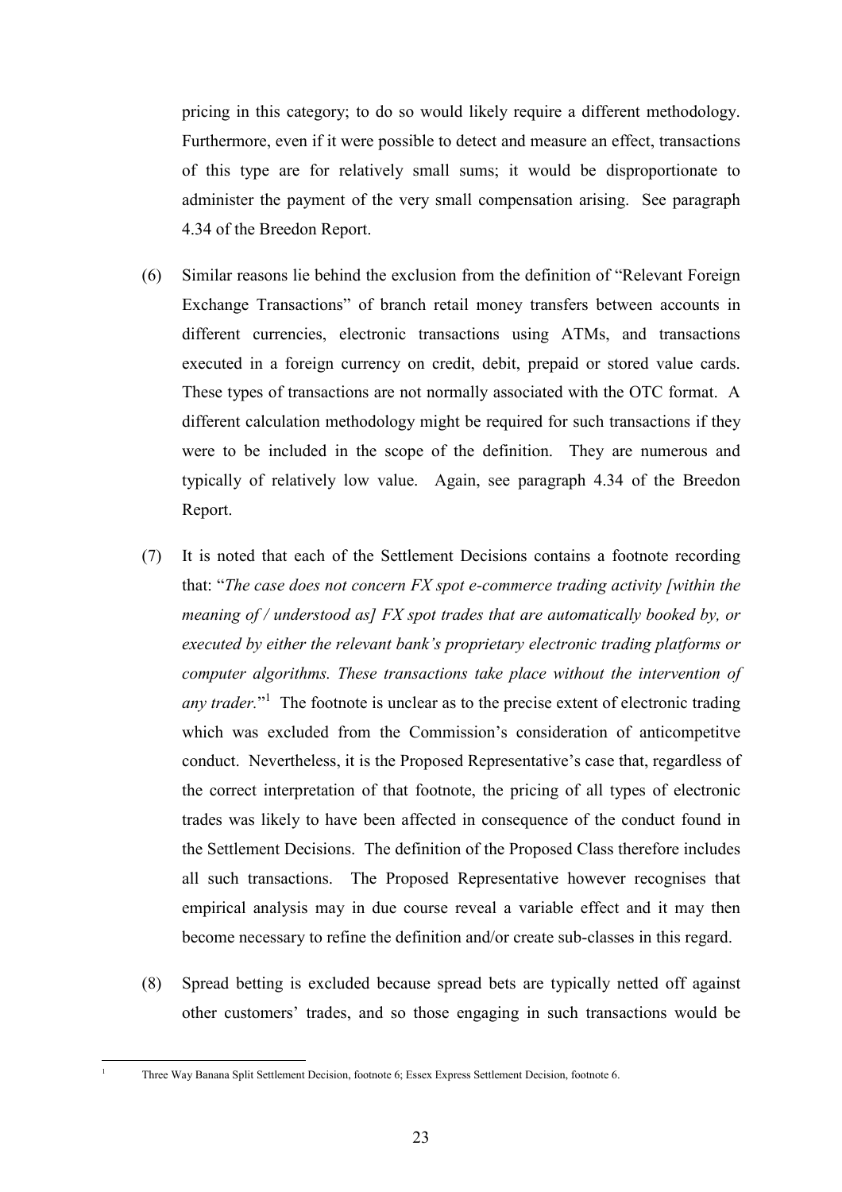pricing in this category; to do so would likely require a different methodology. Furthermore, even if it were possible to detect and measure an effect, transactions of this type are for relatively small sums; it would be disproportionate to administer the payment of the very small compensation arising. See paragraph 4.34 of the Breedon Report.

(6) Similar reasons lie behind the exclusion from the definition of "Relevant Foreign Exchange Transactions" of branch retail money transfers between accounts in different currencies, electronic transactions using ATMs, and transactions executed in a foreign currency on credit, debit, prepaid or stored value cards. These types of transactions are not normally associated with the OTC format. A different calculation methodology might be required for such transactions if they were to be included in the scope of the definition. They are numerous and typically of relatively low value. Again, see paragraph 4.34 of the Breedon Report.

(7) It is noted that each of the Settlement Decisions contains a footnote recording that: "*The case does not concern FX spot e-commerce trading activity [within the meaning of / understood as] FX spot trades that are automatically booked by, or executed by either the relevant bank's proprietary electronic trading platforms or computer algorithms. These transactions take place without the intervention of any trader.*"[1] The footnote is unclear as to the precise extent of electronic trading which was excluded from the Commission's consideration of anticompetitve conduct. Nevertheless, it is the Proposed Representative's case that, regardless of the correct interpretation of that footnote, the pricing of all types of electronic trades was likely to have been affected in consequence of the conduct found in the Settlement Decisions. The definition of the Proposed Class therefore includes all such transactions. The Proposed Representative however recognises that empirical analysis may in due course reveal a variable effect and it may then become necessary to refine the definition and/or create sub-classes in this regard.

(8) Spread betting is excluded because spread bets are typically netted off against other customers' trades, and so those engaging in such transactions would be

[1] Three Way Banana Split Settlement Decision, footnote 6; Essex Express Settlement Decision, footnote 6.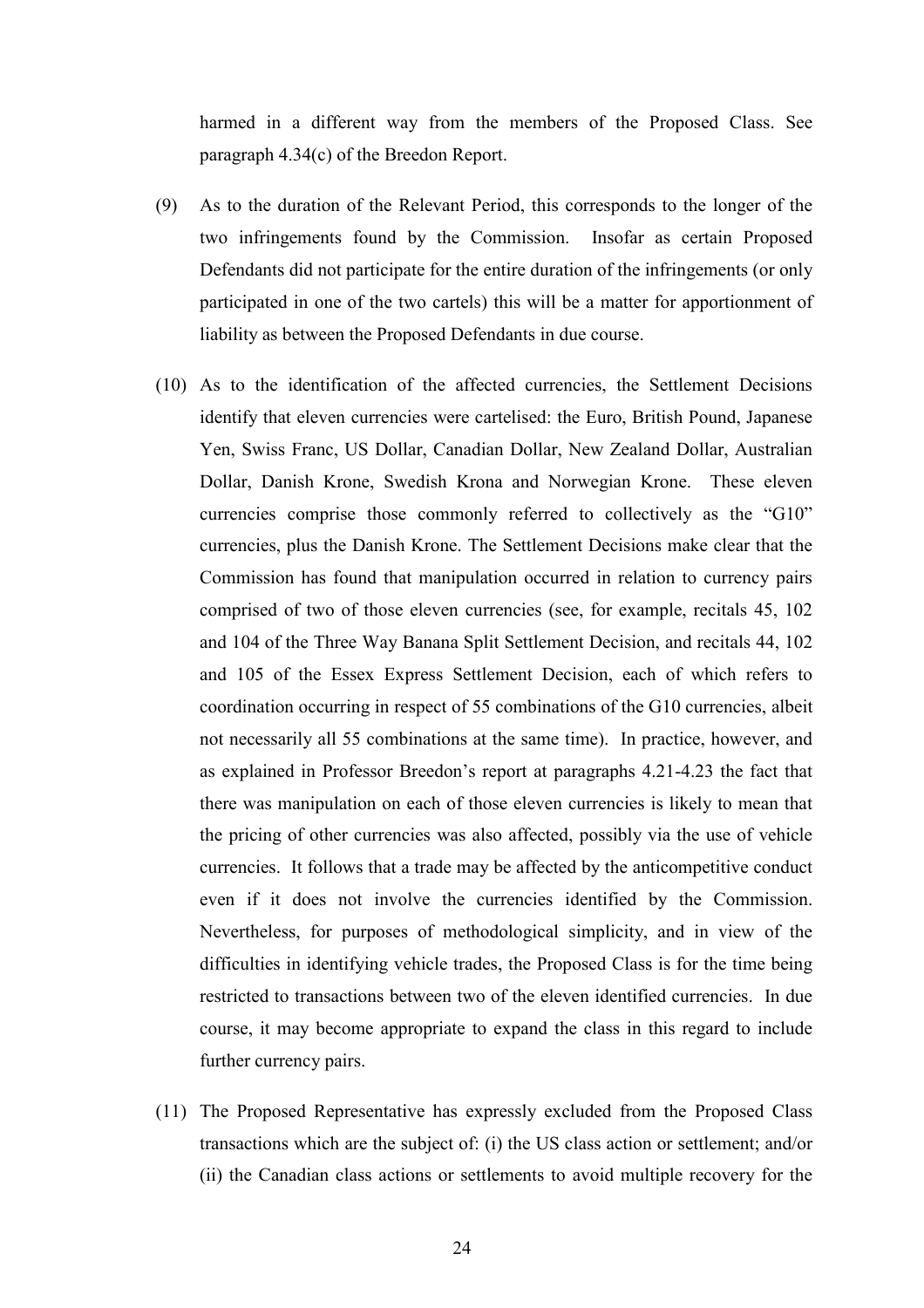harmed in a different way from the members of the Proposed Class. See paragraph 4.34(c) of the Breedon Report.

(9) As to the duration of the Relevant Period, this corresponds to the longer of the two infringements found by the Commission. Insofar as certain Proposed Defendants did not participate for the entire duration of the infringements (or only participated in one of the two cartels) this will be a matter for apportionment of liability as between the Proposed Defendants in due course.

(10) As to the identification of the affected currencies, the Settlement Decisions identify that eleven currencies were cartelised: the Euro, British Pound, Japanese Yen, Swiss Franc, US Dollar, Canadian Dollar, New Zealand Dollar, Australian Dollar, Danish Krone, Swedish Krona and Norwegian Krone. These eleven currencies comprise those commonly referred to collectively as the "G10" currencies, plus the Danish Krone. The Settlement Decisions make clear that the Commission has found that manipulation occurred in relation to currency pairs comprised of two of those eleven currencies (see, for example, recitals 45, 102 and 104 of the Three Way Banana Split Settlement Decision, and recitals 44, 102 and 105 of the Essex Express Settlement Decision, each of which refers to coordination occurring in respect of 55 combinations of the G10 currencies, albeit not necessarily all 55 combinations at the same time). In practice, however, and as explained in Professor Breedon's report at paragraphs 4.21-4.23 the fact that there was manipulation on each of those eleven currencies is likely to mean that the pricing of other currencies was also affected, possibly via the use of vehicle currencies. It follows that a trade may be affected by the anticompetitive conduct even if it does not involve the currencies identified by the Commission. Nevertheless, for purposes of methodological simplicity, and in view of the difficulties in identifying vehicle trades, the Proposed Class is for the time being restricted to transactions between two of the eleven identified currencies. In due course, it may become appropriate to expand the class in this regard to include further currency pairs.

(11) The Proposed Representative has expressly excluded from the Proposed Class transactions which are the subject of: (i) the US class action or settlement; and/or (ii) the Canadian class actions or settlements to avoid multiple recovery for the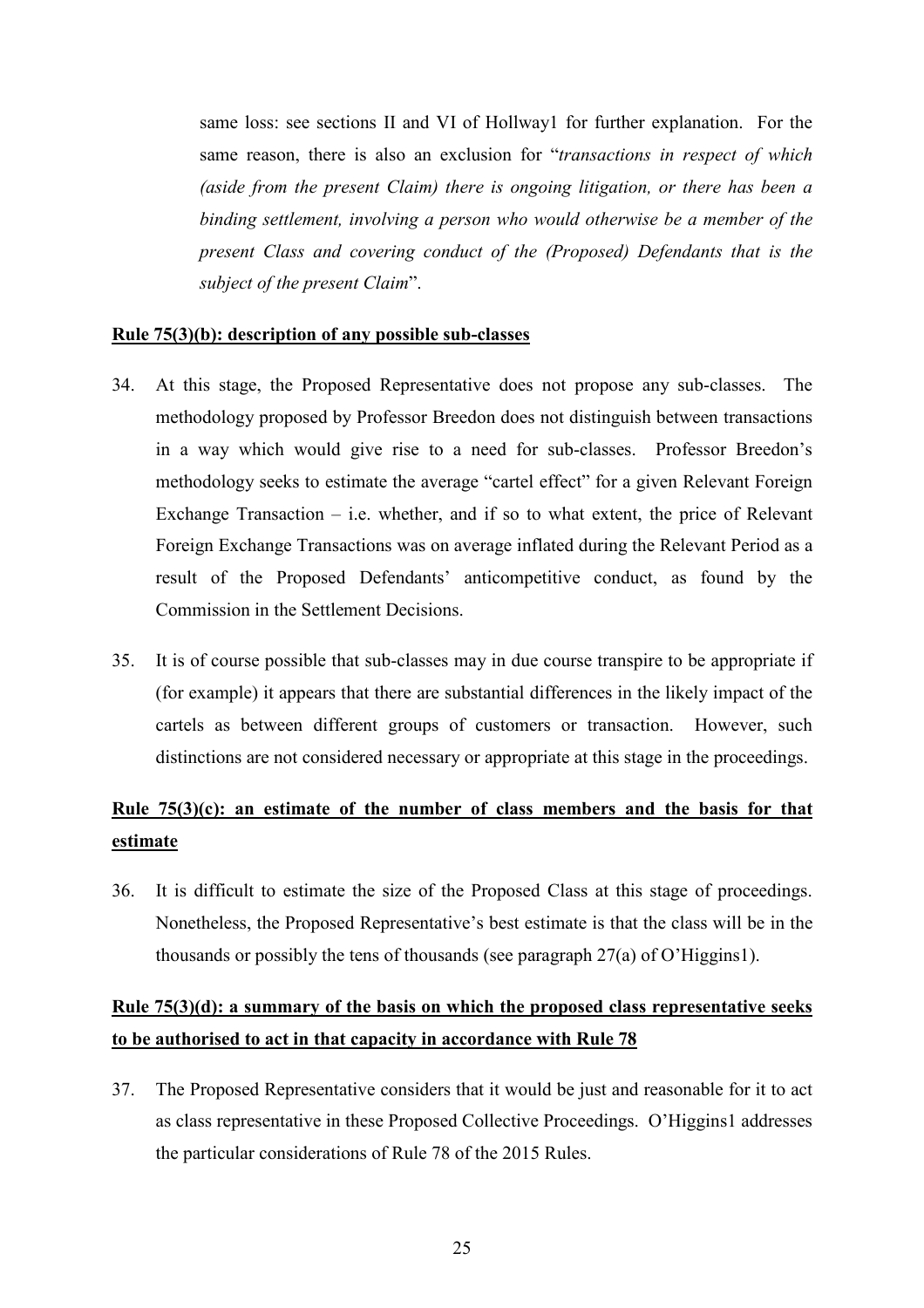same loss: see sections II and VI of Hollway1 for further explanation. For the same reason, there is also an exclusion for "*transactions in respect of which (aside from the present Claim) there is ongoing litigation, or there has been a binding settlement, involving a person who would otherwise be a member of the present Class and covering conduct of the (Proposed) Defendants that is the subject of the present Claim*".

**Rule 75(3)(b): description of any possible sub-classes**

34. At this stage, the Proposed Representative does not propose any sub-classes. The methodology proposed by Professor Breedon does not distinguish between transactions in a way which would give rise to a need for sub-classes. Professor Breedon's methodology seeks to estimate the average "cartel effect" for a given Relevant Foreign Exchange Transaction – i.e. whether, and if so to what extent, the price of Relevant Foreign Exchange Transactions was on average inflated during the Relevant Period as a result of the Proposed Defendants' anticompetitive conduct, as found by the Commission in the Settlement Decisions.

35. It is of course possible that sub-classes may in due course transpire to be appropriate if (for example) it appears that there are substantial differences in the likely impact of the cartels as between different groups of customers or transaction. However, such distinctions are not considered necessary or appropriate at this stage in the proceedings.

**Rule 75(3)(c): an estimate of the number of class members and the basis for that estimate**

36. It is difficult to estimate the size of the Proposed Class at this stage of proceedings. Nonetheless, the Proposed Representative's best estimate is that the class will be in the thousands or possibly the tens of thousands (see paragraph 27(a) of O'Higgins1).

**Rule 75(3)(d): a summary of the basis on which the proposed class representative seeks to be authorised to act in that capacity in accordance with Rule 78**

37. The Proposed Representative considers that it would be just and reasonable for it to act as class representative in these Proposed Collective Proceedings. O'Higgins1 addresses the particular considerations of Rule 78 of the 2015 Rules.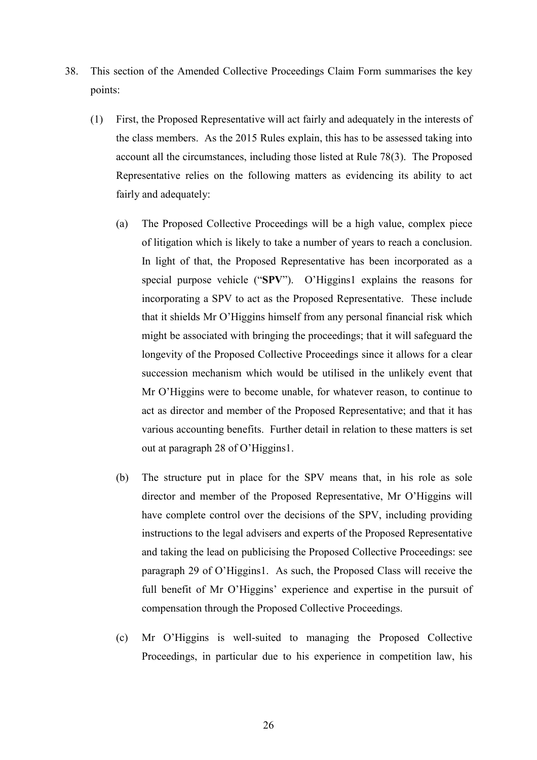38. This section of the Amended Collective Proceedings Claim Form summarises the key points:

   (1) First, the Proposed Representative will act fairly and adequately in the interests of the class members. As the 2015 Rules explain, this has to be assessed taking into account all the circumstances, including those listed at Rule 78(3). The Proposed Representative relies on the following matters as evidencing its ability to act fairly and adequately:

      (a) The Proposed Collective Proceedings will be a high value, complex piece of litigation which is likely to take a number of years to reach a conclusion. In light of that, the Proposed Representative has been incorporated as a special purpose vehicle ("**SPV**"). O'Higgins1 explains the reasons for incorporating a SPV to act as the Proposed Representative. These include that it shields Mr O'Higgins himself from any personal financial risk which might be associated with bringing the proceedings; that it will safeguard the longevity of the Proposed Collective Proceedings since it allows for a clear succession mechanism which would be utilised in the unlikely event that Mr O'Higgins were to become unable, for whatever reason, to continue to act as director and member of the Proposed Representative; and that it has various accounting benefits. Further detail in relation to these matters is set out at paragraph 28 of O'Higgins1.

      (b) The structure put in place for the SPV means that, in his role as sole director and member of the Proposed Representative, Mr O'Higgins will have complete control over the decisions of the SPV, including providing instructions to the legal advisers and experts of the Proposed Representative and taking the lead on publicising the Proposed Collective Proceedings: see paragraph 29 of O'Higgins1. As such, the Proposed Class will receive the full benefit of Mr O'Higgins' experience and expertise in the pursuit of compensation through the Proposed Collective Proceedings.

      (c) Mr O'Higgins is well-suited to managing the Proposed Collective Proceedings, in particular due to his experience in competition law, his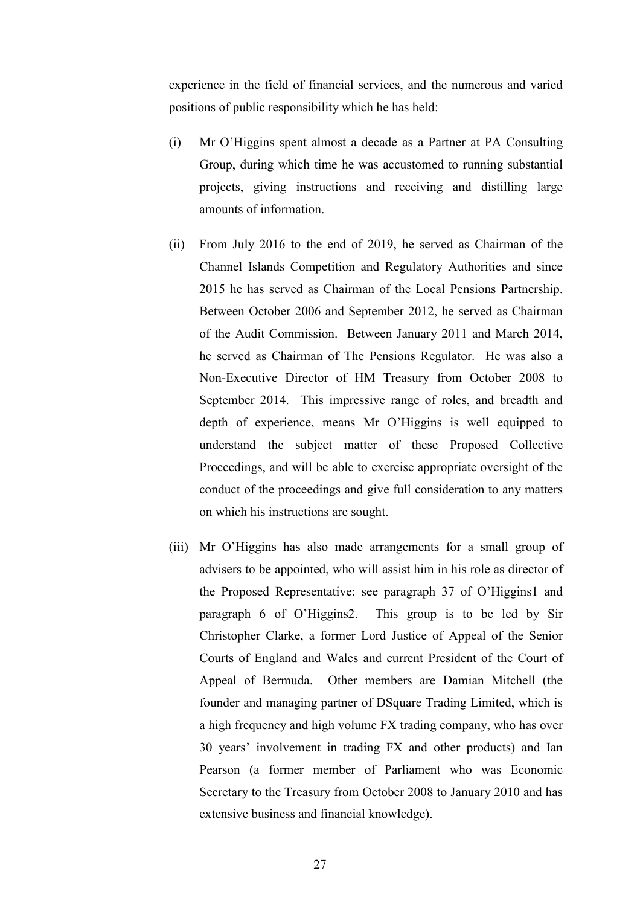experience in the field of financial services, and the numerous and varied positions of public responsibility which he has held:

(i) Mr O'Higgins spent almost a decade as a Partner at PA Consulting Group, during which time he was accustomed to running substantial projects, giving instructions and receiving and distilling large amounts of information.

(ii) From July 2016 to the end of 2019, he served as Chairman of the Channel Islands Competition and Regulatory Authorities and since 2015 he has served as Chairman of the Local Pensions Partnership. Between October 2006 and September 2012, he served as Chairman of the Audit Commission. Between January 2011 and March 2014, he served as Chairman of The Pensions Regulator. He was also a Non-Executive Director of HM Treasury from October 2008 to September 2014. This impressive range of roles, and breadth and depth of experience, means Mr O'Higgins is well equipped to understand the subject matter of these Proposed Collective Proceedings, and will be able to exercise appropriate oversight of the conduct of the proceedings and give full consideration to any matters on which his instructions are sought.

(iii) Mr O'Higgins has also made arrangements for a small group of advisers to be appointed, who will assist him in his role as director of the Proposed Representative: see paragraph 37 of O'Higgins1 and paragraph 6 of O'Higgins2. This group is to be led by Sir Christopher Clarke, a former Lord Justice of Appeal of the Senior Courts of England and Wales and current President of the Court of Appeal of Bermuda. Other members are Damian Mitchell (the founder and managing partner of DSquare Trading Limited, which is a high frequency and high volume FX trading company, who has over 30 years' involvement in trading FX and other products) and Ian Pearson (a former member of Parliament who was Economic Secretary to the Treasury from October 2008 to January 2010 and has extensive business and financial knowledge).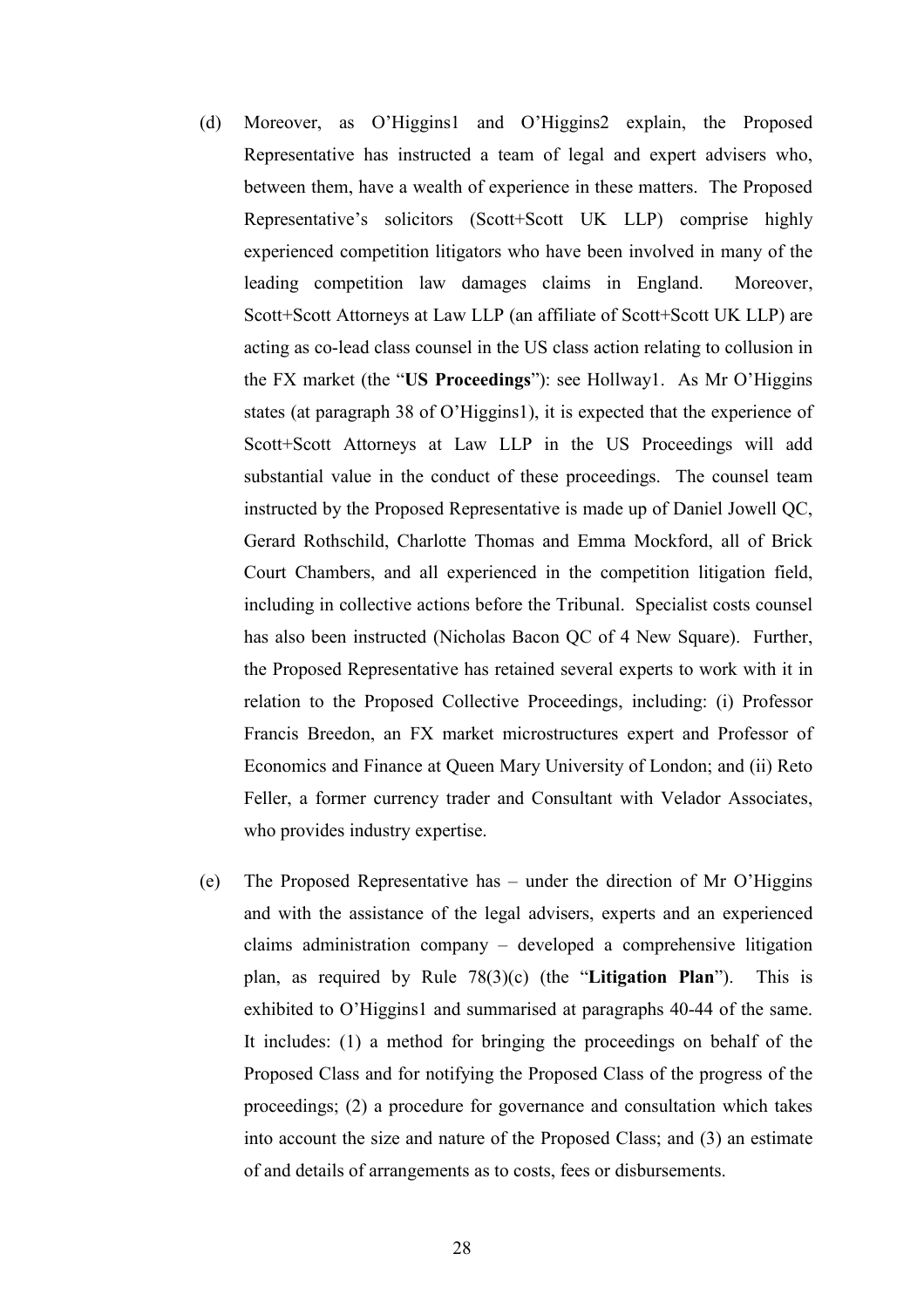(d) Moreover, as O'Higgins1 and O'Higgins2 explain, the Proposed Representative has instructed a team of legal and expert advisers who, between them, have a wealth of experience in these matters. The Proposed Representative's solicitors (Scott+Scott UK LLP) comprise highly experienced competition litigators who have been involved in many of the leading competition law damages claims in England. Moreover, Scott+Scott Attorneys at Law LLP (an affiliate of Scott+Scott UK LLP) are acting as co-lead class counsel in the US class action relating to collusion in the FX market (the "**US Proceedings**"): see Hollway1. As Mr O'Higgins states (at paragraph 38 of O'Higgins1), it is expected that the experience of Scott+Scott Attorneys at Law LLP in the US Proceedings will add substantial value in the conduct of these proceedings. The counsel team instructed by the Proposed Representative is made up of Daniel Jowell QC, Gerard Rothschild, Charlotte Thomas and Emma Mockford, all of Brick Court Chambers, and all experienced in the competition litigation field, including in collective actions before the Tribunal. Specialist costs counsel has also been instructed (Nicholas Bacon QC of 4 New Square). Further, the Proposed Representative has retained several experts to work with it in relation to the Proposed Collective Proceedings, including: (i) Professor Francis Breedon, an FX market microstructures expert and Professor of Economics and Finance at Queen Mary University of London; and (ii) Reto Feller, a former currency trader and Consultant with Velador Associates, who provides industry expertise.

(e) The Proposed Representative has – under the direction of Mr O'Higgins and with the assistance of the legal advisers, experts and an experienced claims administration company – developed a comprehensive litigation plan, as required by Rule 78(3)(c) (the "**Litigation Plan**"). This is exhibited to O'Higgins1 and summarised at paragraphs 40-44 of the same. It includes: (1) a method for bringing the proceedings on behalf of the Proposed Class and for notifying the Proposed Class of the progress of the proceedings; (2) a procedure for governance and consultation which takes into account the size and nature of the Proposed Class; and (3) an estimate of and details of arrangements as to costs, fees or disbursements.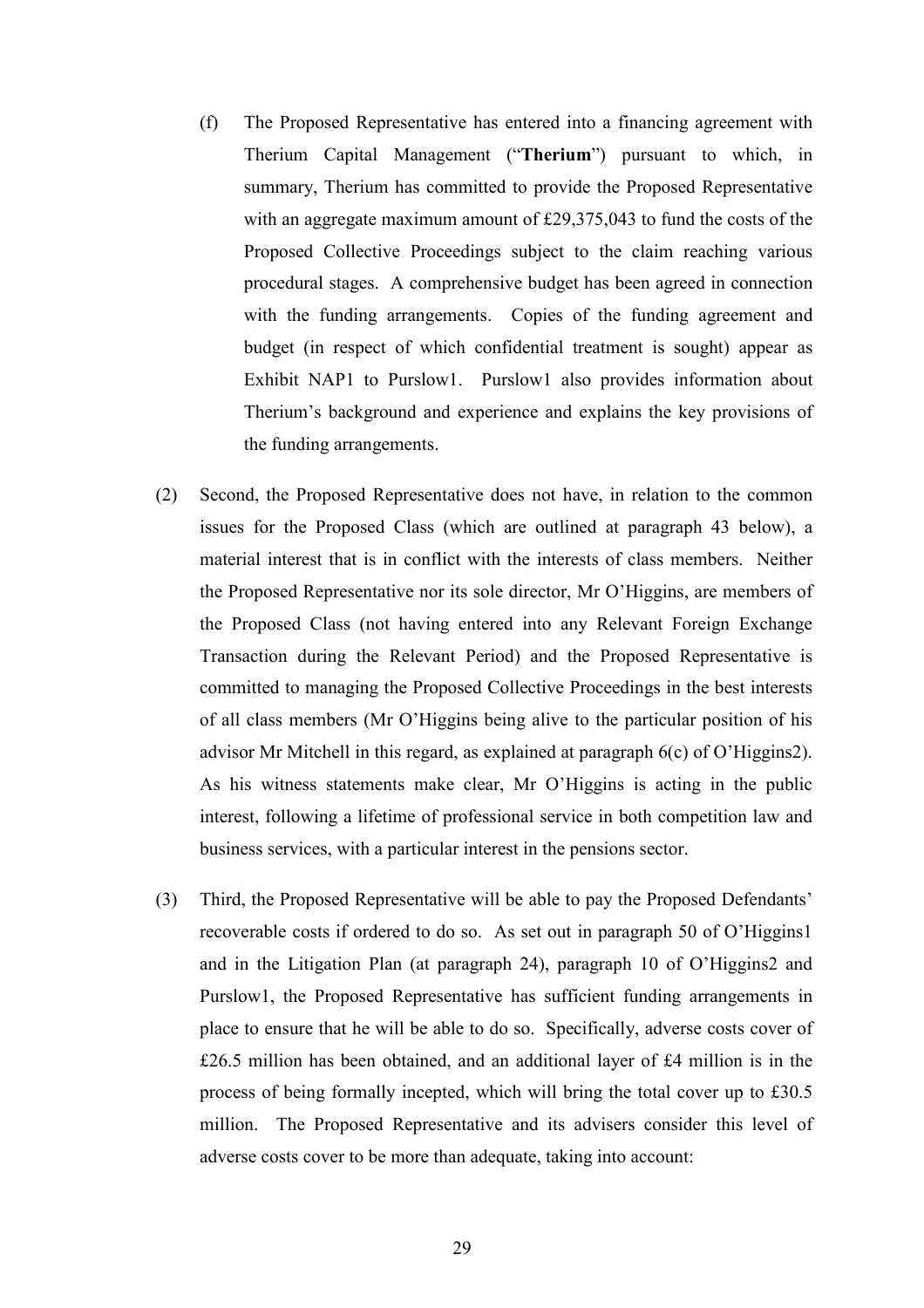(f) The Proposed Representative has entered into a financing agreement with Therium Capital Management ("**Therium**") pursuant to which, in summary, Therium has committed to provide the Proposed Representative with an aggregate maximum amount of £29,375,043 to fund the costs of the Proposed Collective Proceedings subject to the claim reaching various procedural stages. A comprehensive budget has been agreed in connection with the funding arrangements. Copies of the funding agreement and budget (in respect of which confidential treatment is sought) appear as Exhibit NAP1 to Purslow1. Purslow1 also provides information about Therium's background and experience and explains the key provisions of the funding arrangements.

(2) Second, the Proposed Representative does not have, in relation to the common issues for the Proposed Class (which are outlined at paragraph 43 below), a material interest that is in conflict with the interests of class members. Neither the Proposed Representative nor its sole director, Mr O'Higgins, are members of the Proposed Class (not having entered into any Relevant Foreign Exchange Transaction during the Relevant Period) and the Proposed Representative is committed to managing the Proposed Collective Proceedings in the best interests of all class members (Mr O'Higgins being alive to the particular position of his advisor Mr Mitchell in this regard, as explained at paragraph 6(c) of O'Higgins2). As his witness statements make clear, Mr O'Higgins is acting in the public interest, following a lifetime of professional service in both competition law and business services, with a particular interest in the pensions sector.

(3) Third, the Proposed Representative will be able to pay the Proposed Defendants' recoverable costs if ordered to do so. As set out in paragraph 50 of O'Higgins1 and in the Litigation Plan (at paragraph 24), paragraph 10 of O'Higgins2 and Purslow1, the Proposed Representative has sufficient funding arrangements in place to ensure that he will be able to do so. Specifically, adverse costs cover of £26.5 million has been obtained, and an additional layer of £4 million is in the process of being formally incepted, which will bring the total cover up to £30.5 million. The Proposed Representative and its advisers consider this level of adverse costs cover to be more than adequate, taking into account: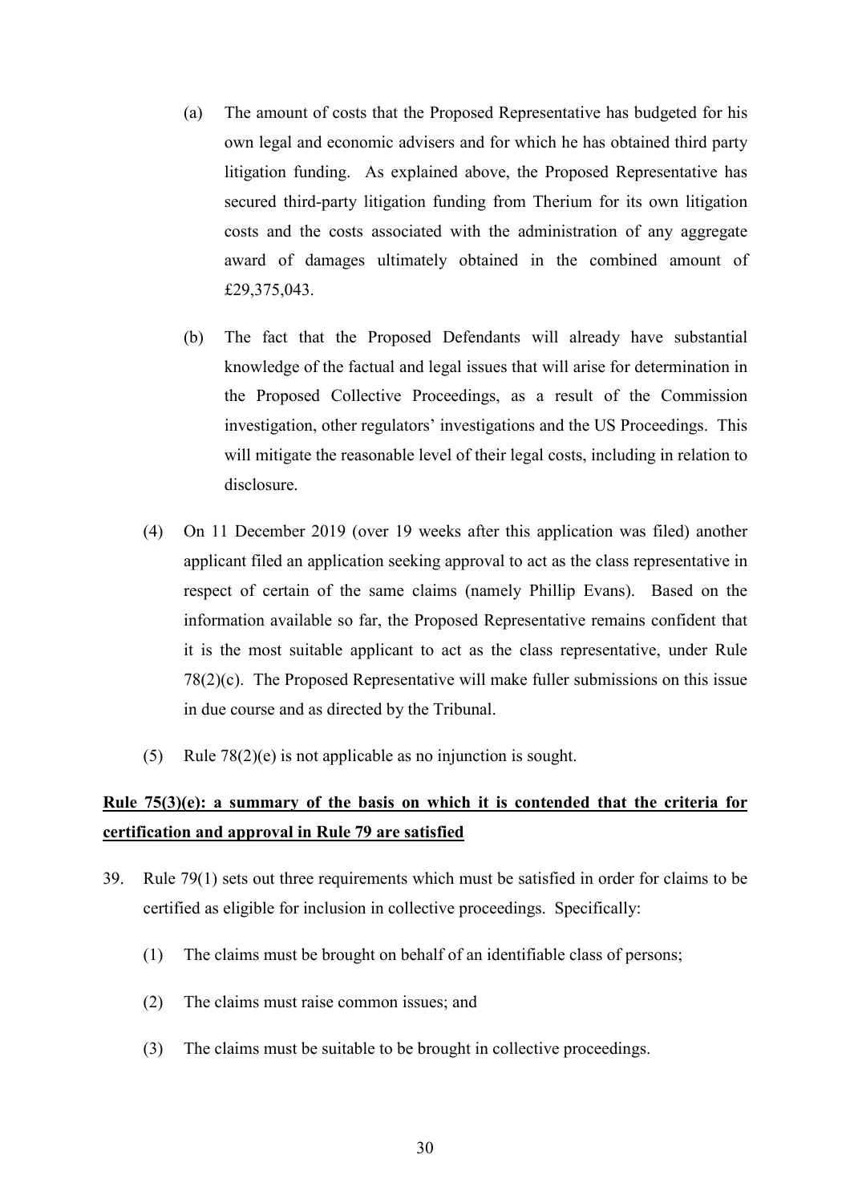(a) The amount of costs that the Proposed Representative has budgeted for his own legal and economic advisers and for which he has obtained third party litigation funding. As explained above, the Proposed Representative has secured third-party litigation funding from Therium for its own litigation costs and the costs associated with the administration of any aggregate award of damages ultimately obtained in the combined amount of £29,375,043.

(b) The fact that the Proposed Defendants will already have substantial knowledge of the factual and legal issues that will arise for determination in the Proposed Collective Proceedings, as a result of the Commission investigation, other regulators' investigations and the US Proceedings. This will mitigate the reasonable level of their legal costs, including in relation to disclosure.

(4) On 11 December 2019 (over 19 weeks after this application was filed) another applicant filed an application seeking approval to act as the class representative in respect of certain of the same claims (namely Phillip Evans). Based on the information available so far, the Proposed Representative remains confident that it is the most suitable applicant to act as the class representative, under Rule 78(2)(c). The Proposed Representative will make fuller submissions on this issue in due course and as directed by the Tribunal.

(5) Rule 78(2)(e) is not applicable as no injunction is sought.

**<u>Rule 75(3)(e): a summary of the basis on which it is contended that the criteria for certification and approval in Rule 79 are satisfied</u>**

39. Rule 79(1) sets out three requirements which must be satisfied in order for claims to be certified as eligible for inclusion in collective proceedings. Specifically:

(1) The claims must be brought on behalf of an identifiable class of persons;

(2) The claims must raise common issues; and

(3) The claims must be suitable to be brought in collective proceedings.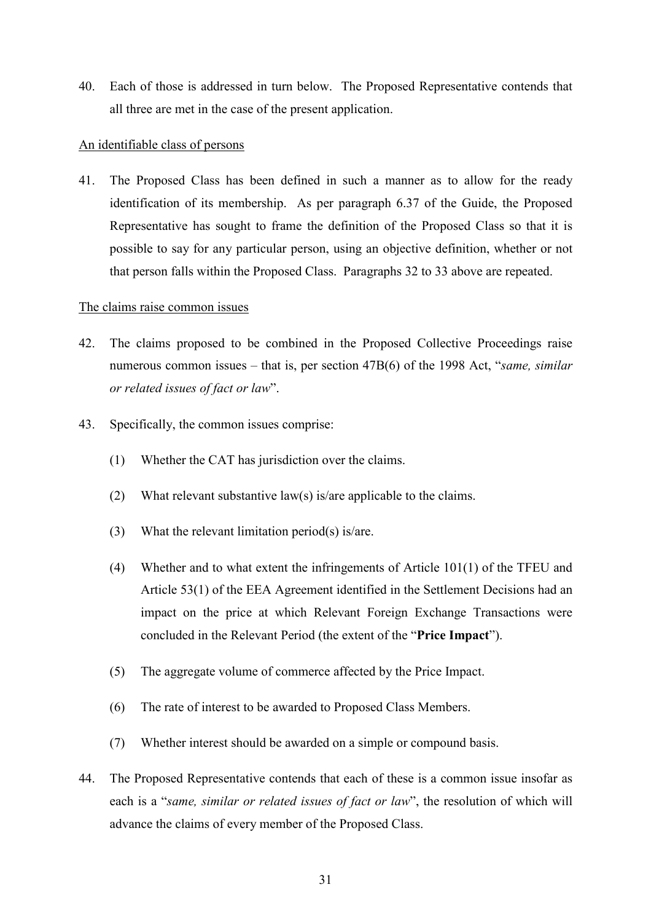40. Each of those is addressed in turn below. The Proposed Representative contends that all three are met in the case of the present application.

<u>An identifiable class of persons</u>

41. The Proposed Class has been defined in such a manner as to allow for the ready identification of its membership. As per paragraph 6.37 of the Guide, the Proposed Representative has sought to frame the definition of the Proposed Class so that it is possible to say for any particular person, using an objective definition, whether or not that person falls within the Proposed Class. Paragraphs 32 to 33 above are repeated.

<u>The claims raise common issues</u>

42. The claims proposed to be combined in the Proposed Collective Proceedings raise numerous common issues – that is, per section 47B(6) of the 1998 Act, "*same, similar or related issues of fact or law*".

43. Specifically, the common issues comprise:

    (1) Whether the CAT has jurisdiction over the claims.

    (2) What relevant substantive law(s) is/are applicable to the claims.

    (3) What the relevant limitation period(s) is/are.

    (4) Whether and to what extent the infringements of Article 101(1) of the TFEU and Article 53(1) of the EEA Agreement identified in the Settlement Decisions had an impact on the price at which Relevant Foreign Exchange Transactions were concluded in the Relevant Period (the extent of the "**Price Impact**").

    (5) The aggregate volume of commerce affected by the Price Impact.

    (6) The rate of interest to be awarded to Proposed Class Members.

    (7) Whether interest should be awarded on a simple or compound basis.

44. The Proposed Representative contends that each of these is a common issue insofar as each is a "*same, similar or related issues of fact or law*", the resolution of which will advance the claims of every member of the Proposed Class.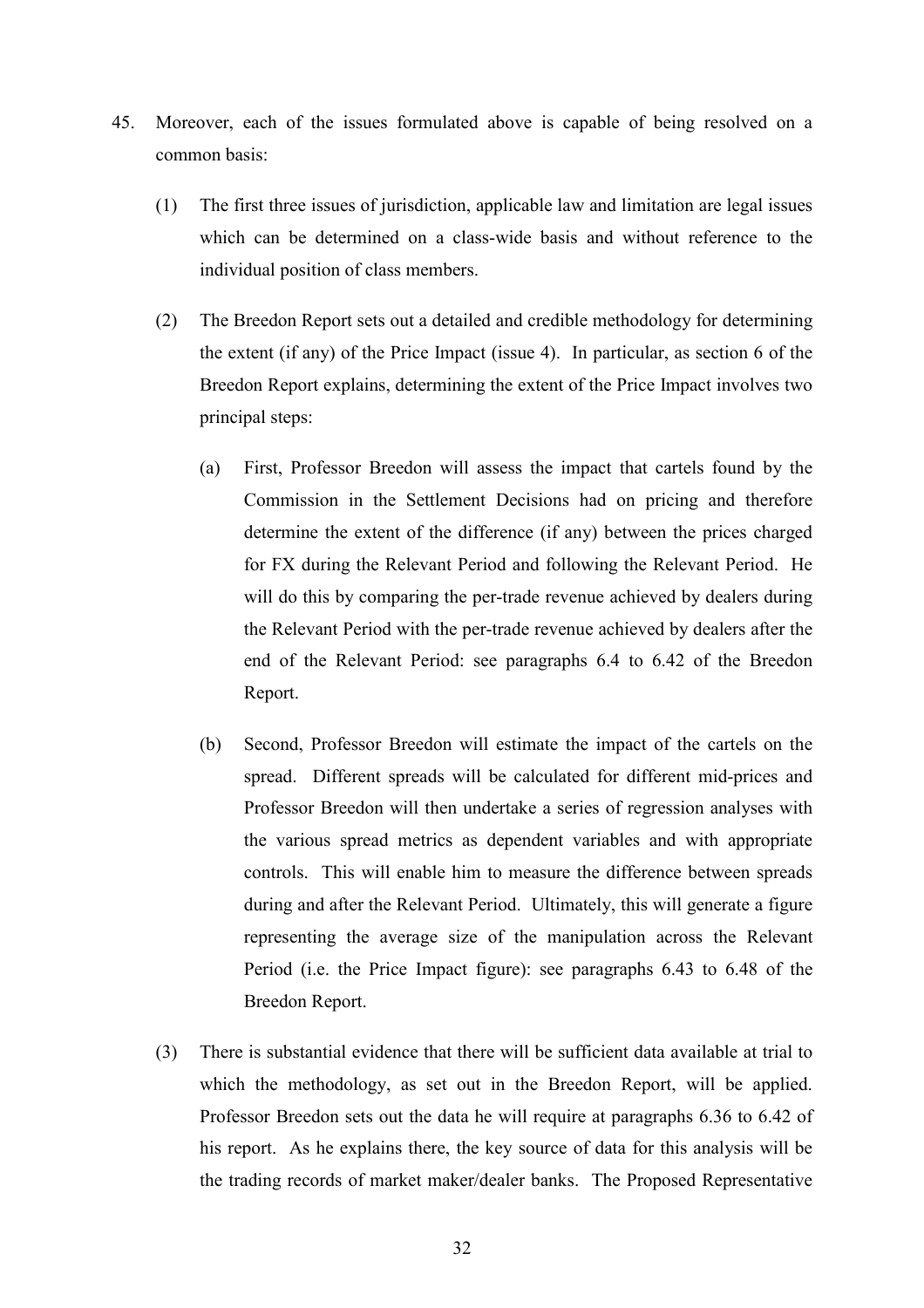45. Moreover, each of the issues formulated above is capable of being resolved on a common basis:

    (1) The first three issues of jurisdiction, applicable law and limitation are legal issues which can be determined on a class-wide basis and without reference to the individual position of class members.

    (2) The Breedon Report sets out a detailed and credible methodology for determining the extent (if any) of the Price Impact (issue 4). In particular, as section 6 of the Breedon Report explains, determining the extent of the Price Impact involves two principal steps:

        (a) First, Professor Breedon will assess the impact that cartels found by the Commission in the Settlement Decisions had on pricing and therefore determine the extent of the difference (if any) between the prices charged for FX during the Relevant Period and following the Relevant Period. He will do this by comparing the per-trade revenue achieved by dealers during the Relevant Period with the per-trade revenue achieved by dealers after the end of the Relevant Period: see paragraphs 6.4 to 6.42 of the Breedon Report.

        (b) Second, Professor Breedon will estimate the impact of the cartels on the spread. Different spreads will be calculated for different mid-prices and Professor Breedon will then undertake a series of regression analyses with the various spread metrics as dependent variables and with appropriate controls. This will enable him to measure the difference between spreads during and after the Relevant Period. Ultimately, this will generate a figure representing the average size of the manipulation across the Relevant Period (i.e. the Price Impact figure): see paragraphs 6.43 to 6.48 of the Breedon Report.

    (3) There is substantial evidence that there will be sufficient data available at trial to which the methodology, as set out in the Breedon Report, will be applied. Professor Breedon sets out the data he will require at paragraphs 6.36 to 6.42 of his report. As he explains there, the key source of data for this analysis will be the trading records of market maker/dealer banks. The Proposed Representative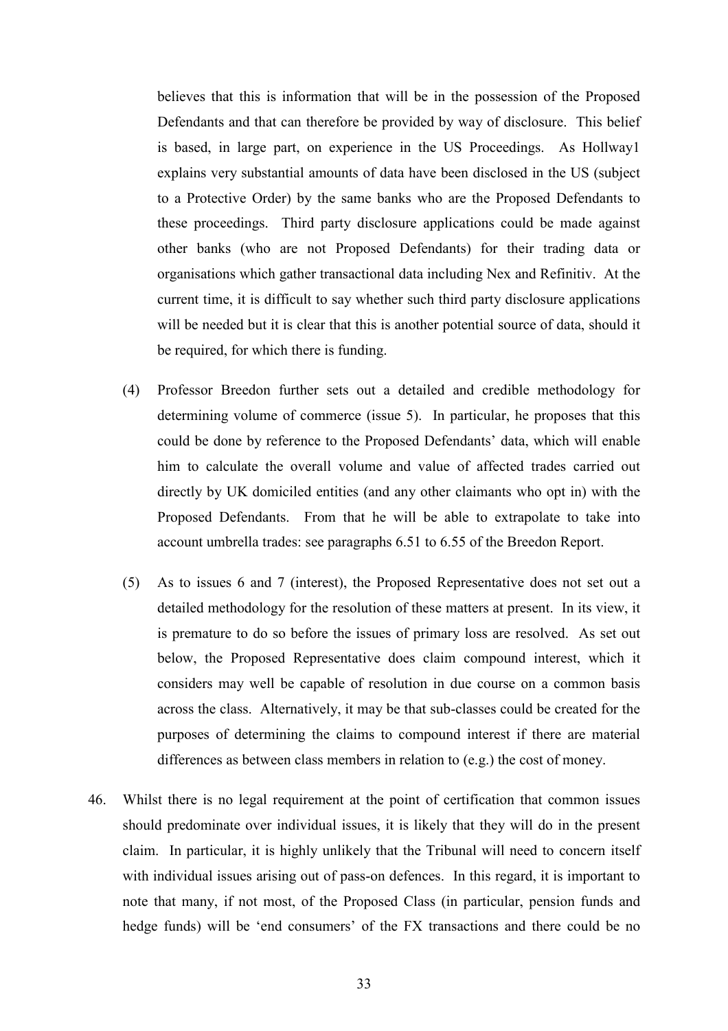believes that this is information that will be in the possession of the Proposed Defendants and that can therefore be provided by way of disclosure. This belief is based, in large part, on experience in the US Proceedings. As Hollway1 explains very substantial amounts of data have been disclosed in the US (subject to a Protective Order) by the same banks who are the Proposed Defendants to these proceedings. Third party disclosure applications could be made against other banks (who are not Proposed Defendants) for their trading data or organisations which gather transactional data including Nex and Refinitiv. At the current time, it is difficult to say whether such third party disclosure applications will be needed but it is clear that this is another potential source of data, should it be required, for which there is funding.

(4) Professor Breedon further sets out a detailed and credible methodology for determining volume of commerce (issue 5). In particular, he proposes that this could be done by reference to the Proposed Defendants' data, which will enable him to calculate the overall volume and value of affected trades carried out directly by UK domiciled entities (and any other claimants who opt in) with the Proposed Defendants. From that he will be able to extrapolate to take into account umbrella trades: see paragraphs 6.51 to 6.55 of the Breedon Report.

(5) As to issues 6 and 7 (interest), the Proposed Representative does not set out a detailed methodology for the resolution of these matters at present. In its view, it is premature to do so before the issues of primary loss are resolved. As set out below, the Proposed Representative does claim compound interest, which it considers may well be capable of resolution in due course on a common basis across the class. Alternatively, it may be that sub-classes could be created for the purposes of determining the claims to compound interest if there are material differences as between class members in relation to (e.g.) the cost of money.

46. Whilst there is no legal requirement at the point of certification that common issues should predominate over individual issues, it is likely that they will do in the present claim. In particular, it is highly unlikely that the Tribunal will need to concern itself with individual issues arising out of pass-on defences. In this regard, it is important to note that many, if not most, of the Proposed Class (in particular, pension funds and hedge funds) will be 'end consumers' of the FX transactions and there could be no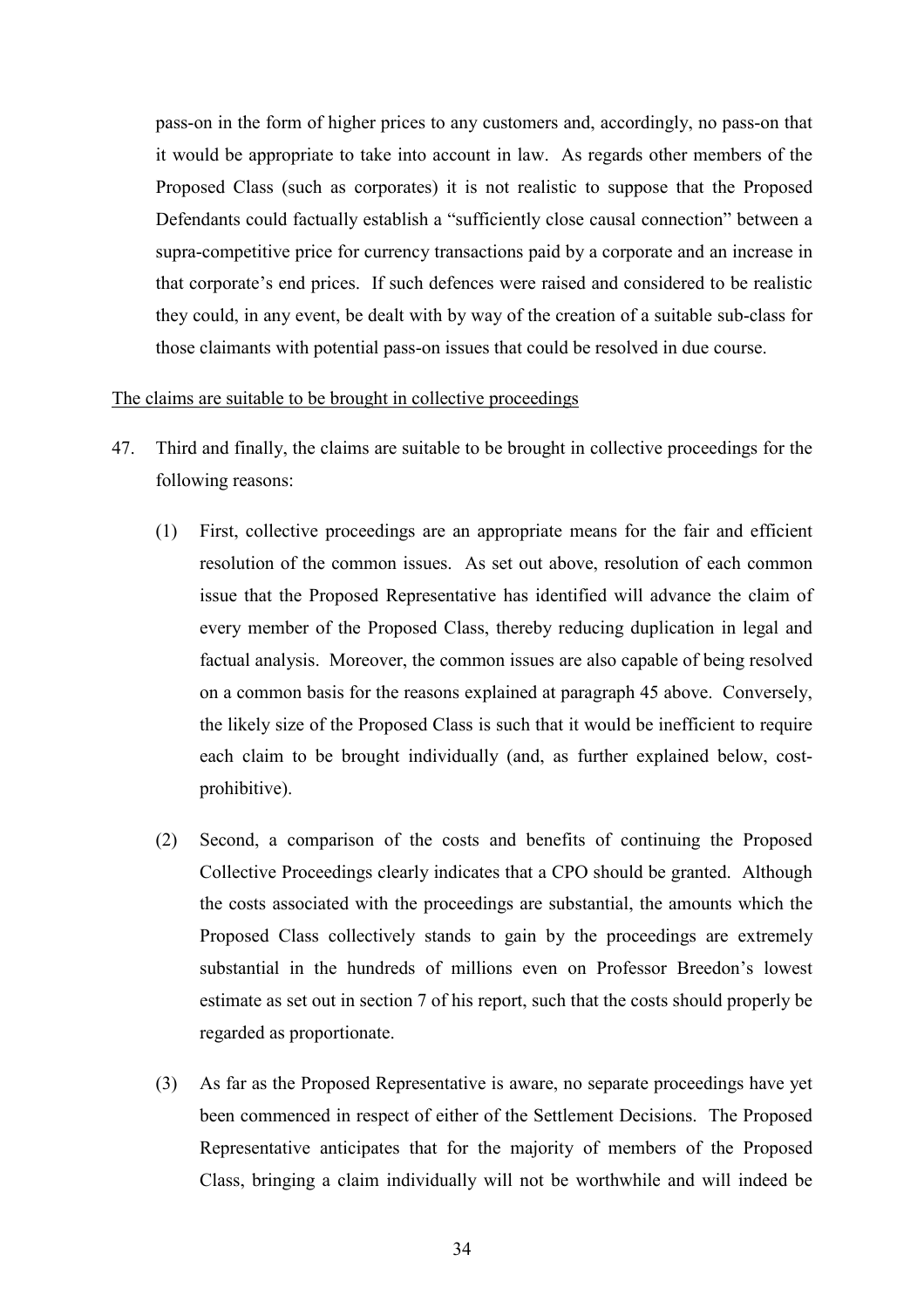pass-on in the form of higher prices to any customers and, accordingly, no pass-on that it would be appropriate to take into account in law. As regards other members of the Proposed Class (such as corporates) it is not realistic to suppose that the Proposed Defendants could factually establish a "sufficiently close causal connection" between a supra-competitive price for currency transactions paid by a corporate and an increase in that corporate's end prices. If such defences were raised and considered to be realistic they could, in any event, be dealt with by way of the creation of a suitable sub-class for those claimants with potential pass-on issues that could be resolved in due course.

<u>The claims are suitable to be brought in collective proceedings</u>

47. Third and finally, the claims are suitable to be brought in collective proceedings for the following reasons:

    (1) First, collective proceedings are an appropriate means for the fair and efficient resolution of the common issues. As set out above, resolution of each common issue that the Proposed Representative has identified will advance the claim of every member of the Proposed Class, thereby reducing duplication in legal and factual analysis. Moreover, the common issues are also capable of being resolved on a common basis for the reasons explained at paragraph 45 above. Conversely, the likely size of the Proposed Class is such that it would be inefficient to require each claim to be brought individually (and, as further explained below, cost-prohibitive).

    (2) Second, a comparison of the costs and benefits of continuing the Proposed Collective Proceedings clearly indicates that a CPO should be granted. Although the costs associated with the proceedings are substantial, the amounts which the Proposed Class collectively stands to gain by the proceedings are extremely substantial in the hundreds of millions even on Professor Breedon's lowest estimate as set out in section 7 of his report, such that the costs should properly be regarded as proportionate.

    (3) As far as the Proposed Representative is aware, no separate proceedings have yet been commenced in respect of either of the Settlement Decisions. The Proposed Representative anticipates that for the majority of members of the Proposed Class, bringing a claim individually will not be worthwhile and will indeed be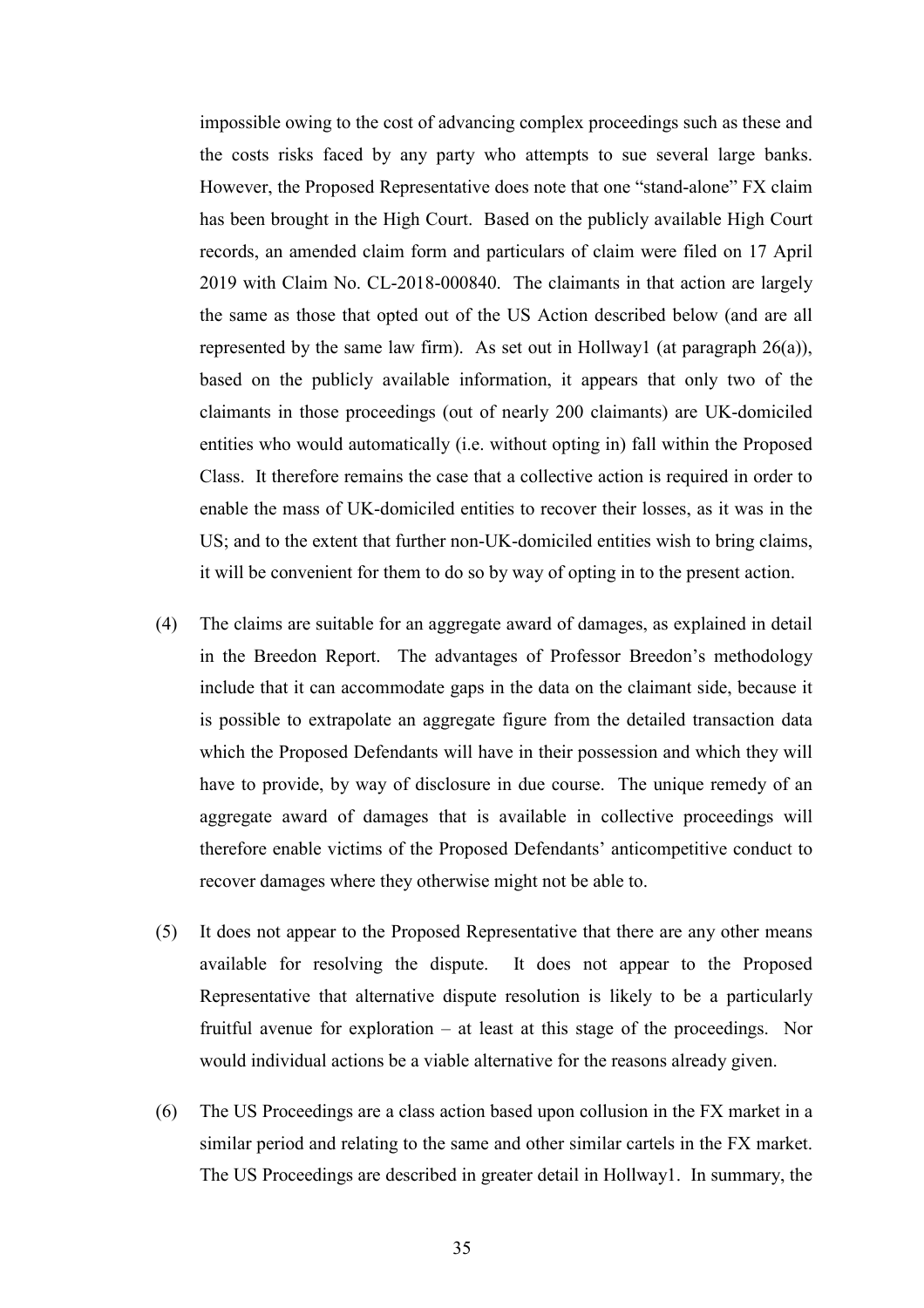impossible owing to the cost of advancing complex proceedings such as these and the costs risks faced by any party who attempts to sue several large banks. However, the Proposed Representative does note that one "stand-alone" FX claim has been brought in the High Court. Based on the publicly available High Court records, an amended claim form and particulars of claim were filed on 17 April 2019 with Claim No. CL-2018-000840. The claimants in that action are largely the same as those that opted out of the US Action described below (and are all represented by the same law firm). As set out in Hollway1 (at paragraph 26(a)), based on the publicly available information, it appears that only two of the claimants in those proceedings (out of nearly 200 claimants) are UK-domiciled entities who would automatically (i.e. without opting in) fall within the Proposed Class. It therefore remains the case that a collective action is required in order to enable the mass of UK-domiciled entities to recover their losses, as it was in the US; and to the extent that further non-UK-domiciled entities wish to bring claims, it will be convenient for them to do so by way of opting in to the present action.

(4) The claims are suitable for an aggregate award of damages, as explained in detail in the Breedon Report. The advantages of Professor Breedon's methodology include that it can accommodate gaps in the data on the claimant side, because it is possible to extrapolate an aggregate figure from the detailed transaction data which the Proposed Defendants will have in their possession and which they will have to provide, by way of disclosure in due course. The unique remedy of an aggregate award of damages that is available in collective proceedings will therefore enable victims of the Proposed Defendants' anticompetitive conduct to recover damages where they otherwise might not be able to.

(5) It does not appear to the Proposed Representative that there are any other means available for resolving the dispute. It does not appear to the Proposed Representative that alternative dispute resolution is likely to be a particularly fruitful avenue for exploration – at least at this stage of the proceedings. Nor would individual actions be a viable alternative for the reasons already given.

(6) The US Proceedings are a class action based upon collusion in the FX market in a similar period and relating to the same and other similar cartels in the FX market. The US Proceedings are described in greater detail in Hollway1. In summary, the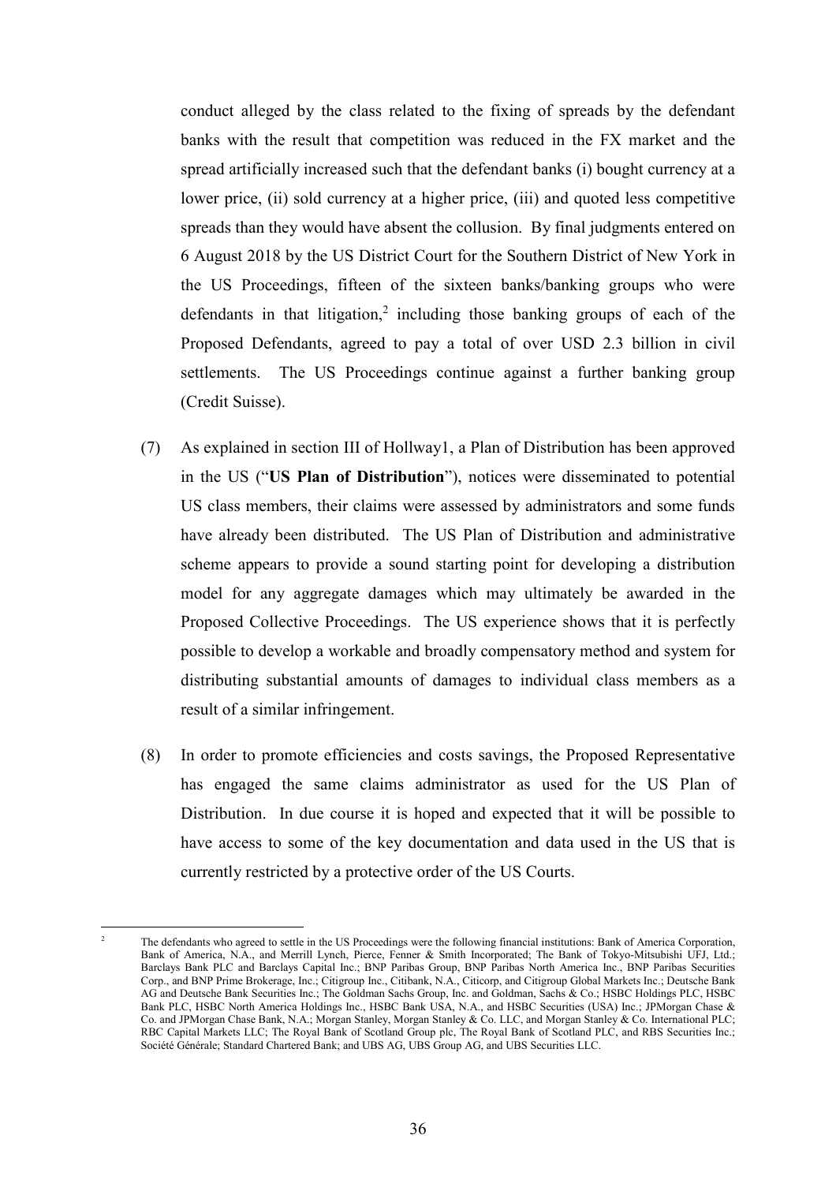conduct alleged by the class related to the fixing of spreads by the defendant banks with the result that competition was reduced in the FX market and the spread artificially increased such that the defendant banks (i) bought currency at a lower price, (ii) sold currency at a higher price, (iii) and quoted less competitive spreads than they would have absent the collusion. By final judgments entered on 6 August 2018 by the US District Court for the Southern District of New York in the US Proceedings, fifteen of the sixteen banks/banking groups who were defendants in that litigation,[2] including those banking groups of each of the Proposed Defendants, agreed to pay a total of over USD 2.3 billion in civil settlements. The US Proceedings continue against a further banking group (Credit Suisse).

(7) As explained in section III of Hollway1, a Plan of Distribution has been approved in the US ("**US Plan of Distribution**"), notices were disseminated to potential US class members, their claims were assessed by administrators and some funds have already been distributed. The US Plan of Distribution and administrative scheme appears to provide a sound starting point for developing a distribution model for any aggregate damages which may ultimately be awarded in the Proposed Collective Proceedings. The US experience shows that it is perfectly possible to develop a workable and broadly compensatory method and system for distributing substantial amounts of damages to individual class members as a result of a similar infringement.

(8) In order to promote efficiencies and costs savings, the Proposed Representative has engaged the same claims administrator as used for the US Plan of Distribution. In due course it is hoped and expected that it will be possible to have access to some of the key documentation and data used in the US that is currently restricted by a protective order of the US Courts.

---

[2] The defendants who agreed to settle in the US Proceedings were the following financial institutions: Bank of America Corporation, Bank of America, N.A., and Merrill Lynch, Pierce, Fenner & Smith Incorporated; The Bank of Tokyo-Mitsubishi UFJ, Ltd.; Barclays Bank PLC and Barclays Capital Inc.; BNP Paribas Group, BNP Paribas North America Inc., BNP Paribas Securities Corp., and BNP Prime Brokerage, Inc.; Citigroup Inc., Citibank, N.A., Citicorp, and Citigroup Global Markets Inc.; Deutsche Bank AG and Deutsche Bank Securities Inc.; The Goldman Sachs Group, Inc. and Goldman, Sachs & Co.; HSBC Holdings PLC, HSBC Bank PLC, HSBC North America Holdings Inc., HSBC Bank USA, N.A., and HSBC Securities (USA) Inc.; JPMorgan Chase & Co. and JPMorgan Chase Bank, N.A.; Morgan Stanley, Morgan Stanley & Co. LLC, and Morgan Stanley & Co. International PLC; RBC Capital Markets LLC; The Royal Bank of Scotland Group plc, The Royal Bank of Scotland PLC, and RBS Securities Inc.; Société Générale; Standard Chartered Bank; and UBS AG, UBS Group AG, and UBS Securities LLC.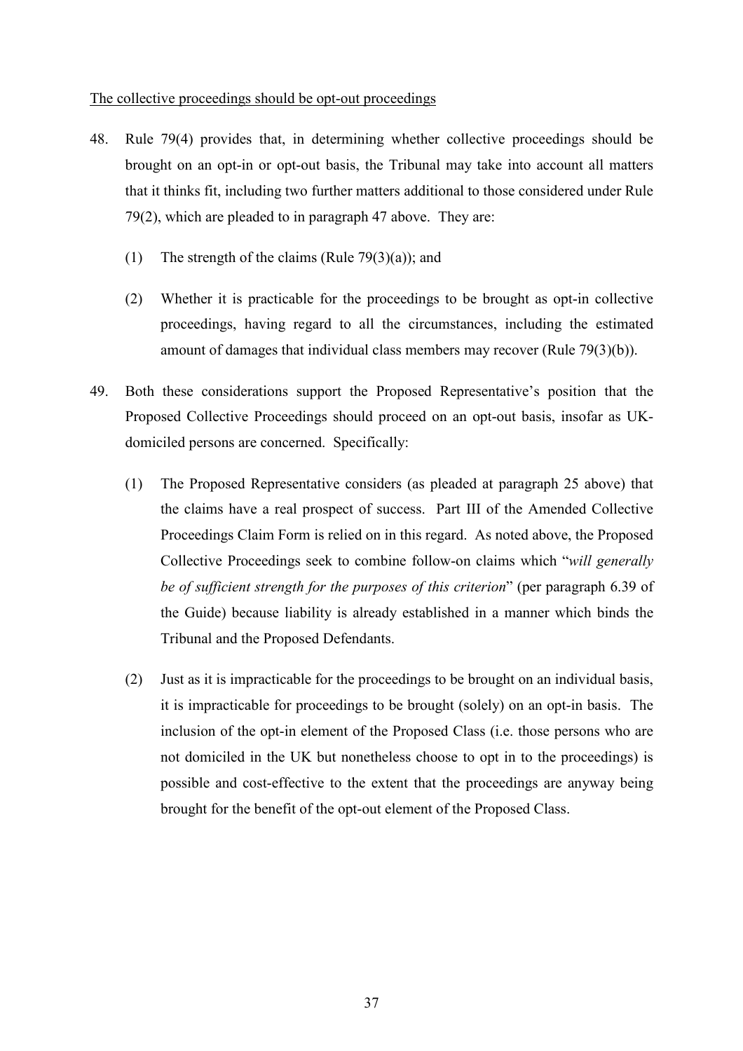<u>The collective proceedings should be opt-out proceedings</u>

48. Rule 79(4) provides that, in determining whether collective proceedings should be brought on an opt-in or opt-out basis, the Tribunal may take into account all matters that it thinks fit, including two further matters additional to those considered under Rule 79(2), which are pleaded to in paragraph 47 above. They are:

    (1) The strength of the claims (Rule 79(3)(a)); and

    (2) Whether it is practicable for the proceedings to be brought as opt-in collective proceedings, having regard to all the circumstances, including the estimated amount of damages that individual class members may recover (Rule 79(3)(b)).

49. Both these considerations support the Proposed Representative's position that the Proposed Collective Proceedings should proceed on an opt-out basis, insofar as UK-domiciled persons are concerned. Specifically:

    (1) The Proposed Representative considers (as pleaded at paragraph 25 above) that the claims have a real prospect of success. Part III of the Amended Collective Proceedings Claim Form is relied on in this regard. As noted above, the Proposed Collective Proceedings seek to combine follow-on claims which "*will generally be of sufficient strength for the purposes of this criterion*" (per paragraph 6.39 of the Guide) because liability is already established in a manner which binds the Tribunal and the Proposed Defendants.

    (2) Just as it is impracticable for the proceedings to be brought on an individual basis, it is impracticable for proceedings to be brought (solely) on an opt-in basis. The inclusion of the opt-in element of the Proposed Class (i.e. those persons who are not domiciled in the UK but nonetheless choose to opt in to the proceedings) is possible and cost-effective to the extent that the proceedings are anyway being brought for the benefit of the opt-out element of the Proposed Class.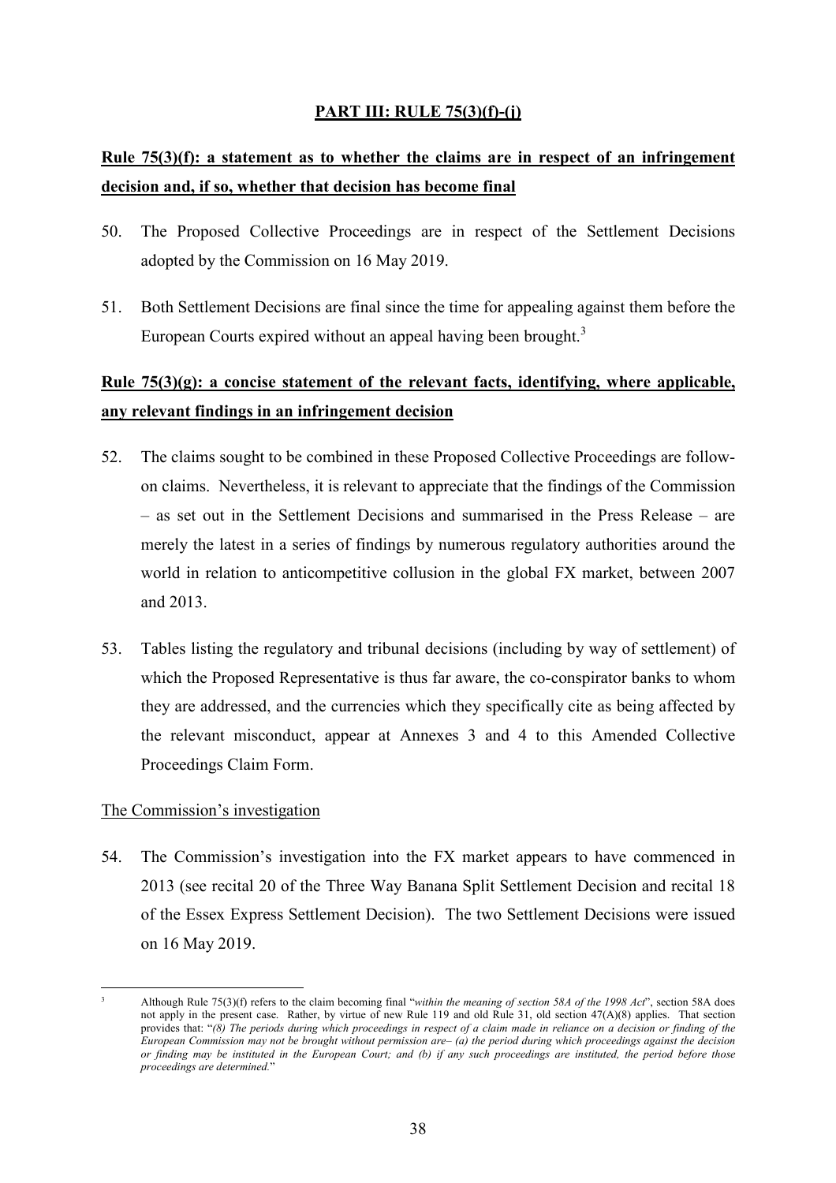## PART III: RULE 75(3)(f)-(j)

### Rule 75(3)(f): a statement as to whether the claims are in respect of an infringement decision and, if so, whether that decision has become final

50. The Proposed Collective Proceedings are in respect of the Settlement Decisions adopted by the Commission on 16 May 2019.

51. Both Settlement Decisions are final since the time for appealing against them before the European Courts expired without an appeal having been brought.[3]

### Rule 75(3)(g): a concise statement of the relevant facts, identifying, where applicable, any relevant findings in an infringement decision

52. The claims sought to be combined in these Proposed Collective Proceedings are follow-on claims. Nevertheless, it is relevant to appreciate that the findings of the Commission – as set out in the Settlement Decisions and summarised in the Press Release – are merely the latest in a series of findings by numerous regulatory authorities around the world in relation to anticompetitive collusion in the global FX market, between 2007 and 2013.

53. Tables listing the regulatory and tribunal decisions (including by way of settlement) of which the Proposed Representative is thus far aware, the co-conspirator banks to whom they are addressed, and the currencies which they specifically cite as being affected by the relevant misconduct, appear at Annexes 3 and 4 to this Amended Collective Proceedings Claim Form.

The Commission's investigation

54. The Commission's investigation into the FX market appears to have commenced in 2013 (see recital 20 of the Three Way Banana Split Settlement Decision and recital 18 of the Essex Express Settlement Decision). The two Settlement Decisions were issued on 16 May 2019.

---

[3] Although Rule 75(3)(f) refers to the claim becoming final "*within the meaning of section 58A of the 1998 Act*", section 58A does not apply in the present case. Rather, by virtue of new Rule 119 and old Rule 31, old section 47(A)(8) applies. That section provides that: "*(8) The periods during which proceedings in respect of a claim made in reliance on a decision or finding of the European Commission may not be brought without permission are– (a) the period during which proceedings against the decision or finding may be instituted in the European Court; and (b) if any such proceedings are instituted, the period before those proceedings are determined.*"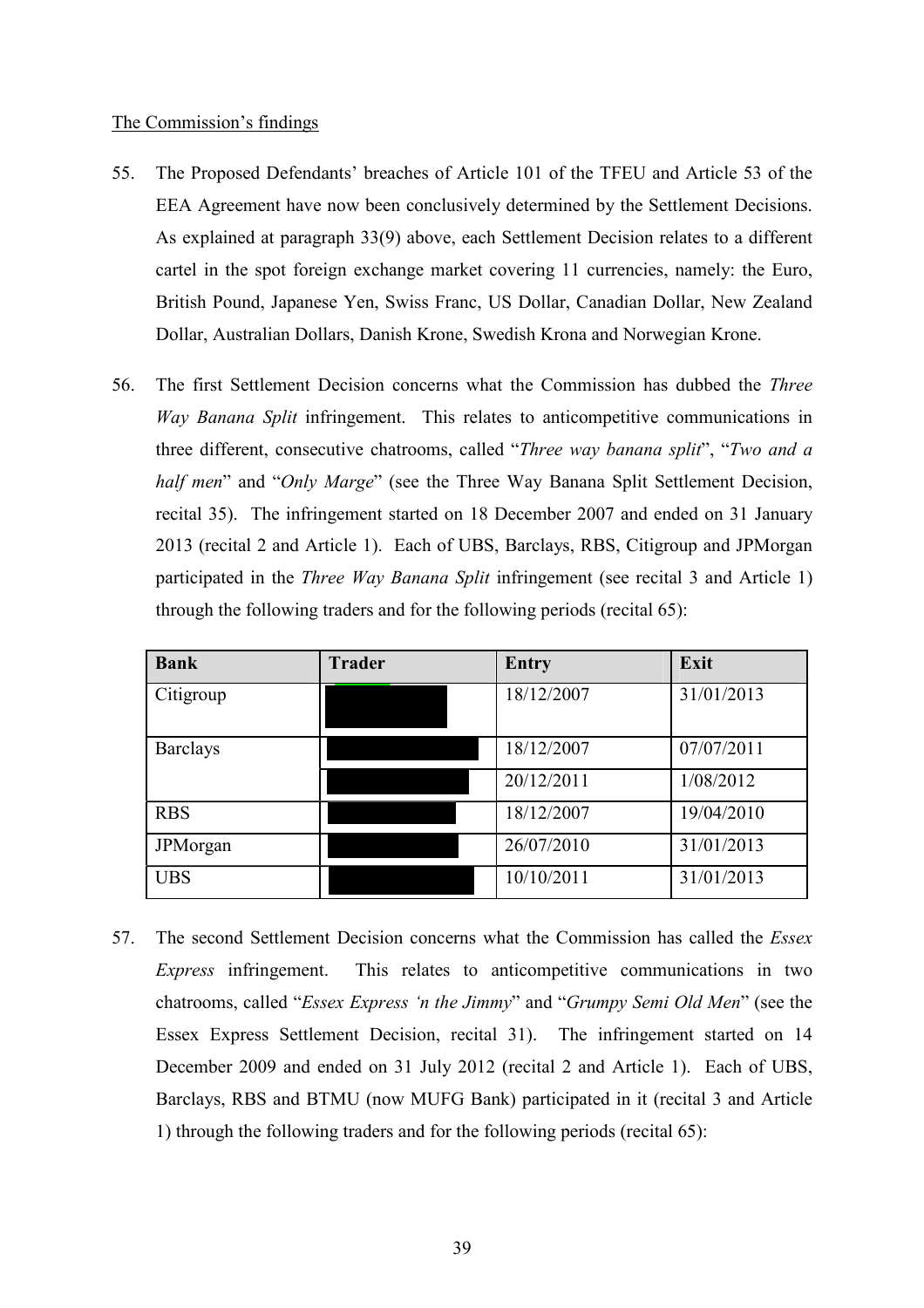The Commission's findings

55. The Proposed Defendants' breaches of Article 101 of the TFEU and Article 53 of the EEA Agreement have now been conclusively determined by the Settlement Decisions. As explained at paragraph 33(9) above, each Settlement Decision relates to a different cartel in the spot foreign exchange market covering 11 currencies, namely: the Euro, British Pound, Japanese Yen, Swiss Franc, US Dollar, Canadian Dollar, New Zealand Dollar, Australian Dollars, Danish Krone, Swedish Krona and Norwegian Krone.

56. The first Settlement Decision concerns what the Commission has dubbed the *Three Way Banana Split* infringement. This relates to anticompetitive communications in three different, consecutive chatrooms, called "*Three way banana split*", "*Two and a half men*" and "*Only Marge*" (see the Three Way Banana Split Settlement Decision, recital 35). The infringement started on 18 December 2007 and ended on 31 January 2013 (recital 2 and Article 1). Each of UBS, Barclays, RBS, Citigroup and JPMorgan participated in the *Three Way Banana Split* infringement (see recital 3 and Article 1) through the following traders and for the following periods (recital 65):

| Bank | Trader | Entry | Exit |
|---|---|---|---|
| Citigroup | [redacted] | 18/12/2007 | 31/01/2013 |
| Barclays | [redacted] | 18/12/2007 | 07/07/2011 |
| | [redacted] | 20/12/2011 | 1/08/2012 |
| RBS | [redacted] | 18/12/2007 | 19/04/2010 |
| JPMorgan | [redacted] | 26/07/2010 | 31/01/2013 |
| UBS | [redacted] | 10/10/2011 | 31/01/2013 |

57. The second Settlement Decision concerns what the Commission has called the *Essex Express* infringement. This relates to anticompetitive communications in two chatrooms, called "*Essex Express 'n the Jimmy*" and "*Grumpy Semi Old Men*" (see the Essex Express Settlement Decision, recital 31). The infringement started on 14 December 2009 and ended on 31 July 2012 (recital 2 and Article 1). Each of UBS, Barclays, RBS and BTMU (now MUFG Bank) participated in it (recital 3 and Article 1) through the following traders and for the following periods (recital 65):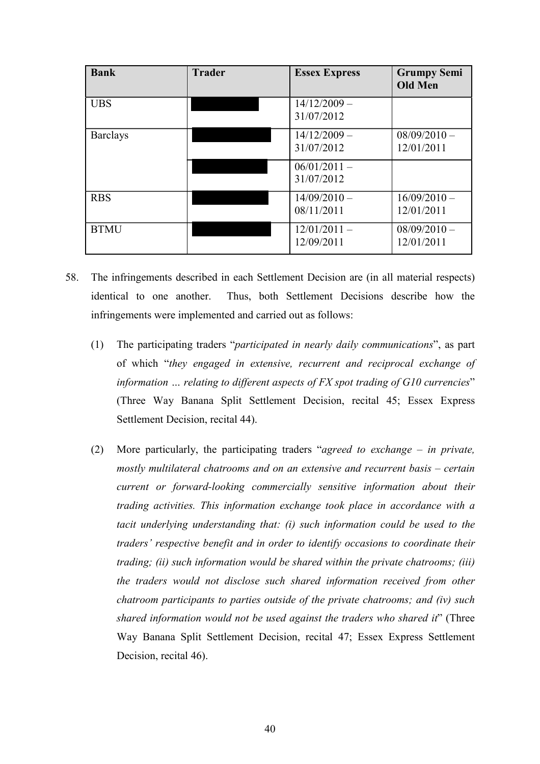| Bank | Trader | Essex Express | Grumpy Semi Old Men |
|---|---|---|---|
| UBS | | 14/12/2009 – 31/07/2012 | |
| Barclays | | 14/12/2009 – 31/07/2012 | 08/09/2010 – 12/01/2011 |
| | | 06/01/2011 – 31/07/2012 | |
| RBS | | 14/09/2010 – 08/11/2011 | 16/09/2010 – 12/01/2011 |
| BTMU | | 12/01/2011 – 12/09/2011 | 08/09/2010 – 12/01/2011 |

58. The infringements described in each Settlement Decision are (in all material respects) identical to one another. Thus, both Settlement Decisions describe how the infringements were implemented and carried out as follows:

    (1) The participating traders "*participated in nearly daily communications*", as part of which "*they engaged in extensive, recurrent and reciprocal exchange of information … relating to different aspects of FX spot trading of G10 currencies*" (Three Way Banana Split Settlement Decision, recital 45; Essex Express Settlement Decision, recital 44).

    (2) More particularly, the participating traders "*agreed to exchange – in private, mostly multilateral chatrooms and on an extensive and recurrent basis – certain current or forward-looking commercially sensitive information about their trading activities. This information exchange took place in accordance with a tacit underlying understanding that: (i) such information could be used to the traders' respective benefit and in order to identify occasions to coordinate their trading; (ii) such information would be shared within the private chatrooms; (iii) the traders would not disclose such shared information received from other chatroom participants to parties outside of the private chatrooms; and (iv) such shared information would not be used against the traders who shared it*" (Three Way Banana Split Settlement Decision, recital 47; Essex Express Settlement Decision, recital 46).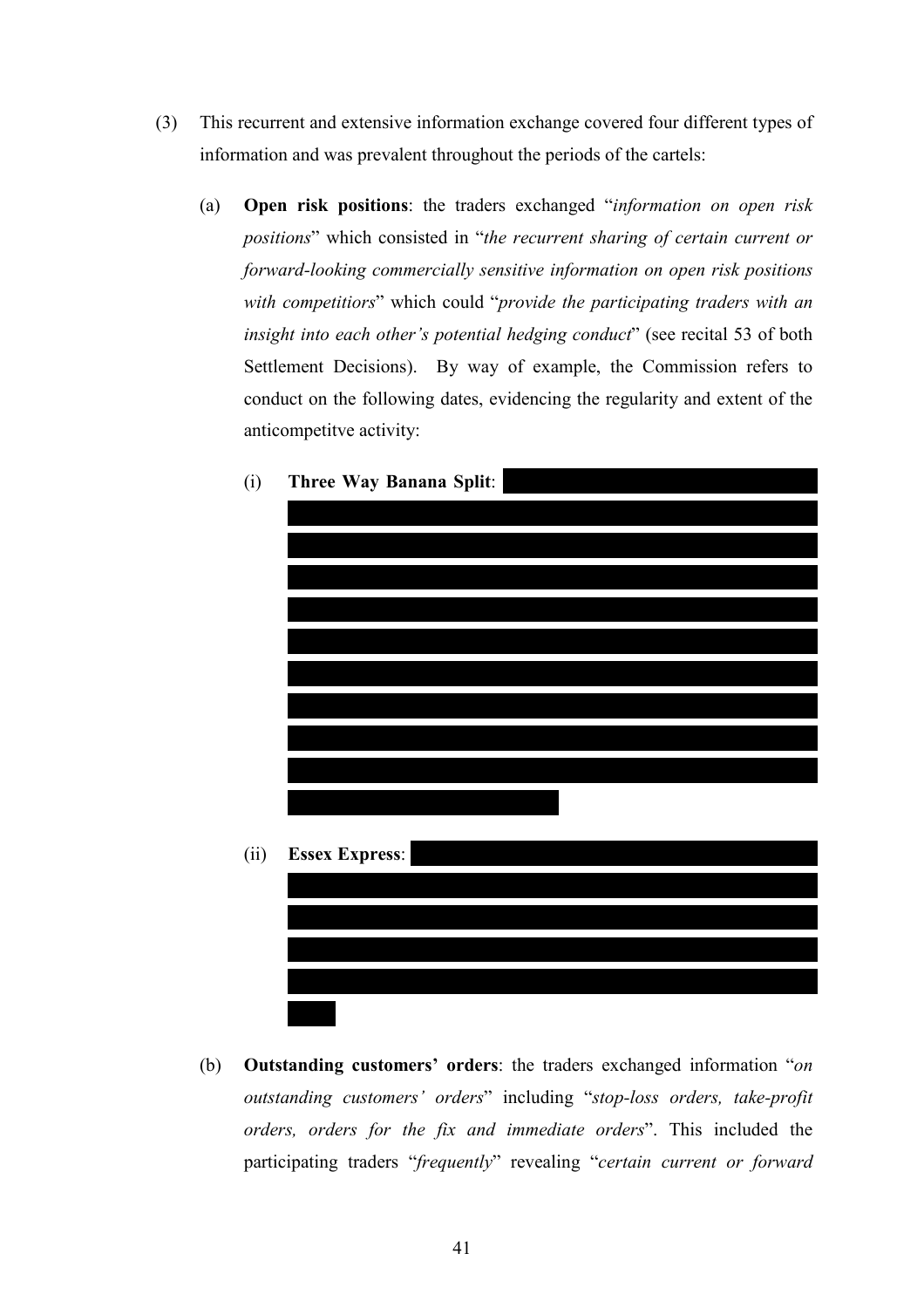(3) This recurrent and extensive information exchange covered four different types of information and was prevalent throughout the periods of the cartels:

   (a) **Open risk positions**: the traders exchanged "*information on open risk positions*" which consisted in "*the recurrent sharing of certain current or forward-looking commercially sensitive information on open risk positions with competitors*" which could "*provide the participating traders with an insight into each other's potential hedging conduct*" (see recital 53 of both Settlement Decisions). By way of example, the Commission refers to conduct on the following dates, evidencing the regularity and extent of the anticompetitve activity:

      (i) **Three Way Banana Split**: [redacted]

      (ii) **Essex Express**: [redacted]

   (b) **Outstanding customers' orders**: the traders exchanged information "*on outstanding customers' orders*" including "*stop-loss orders, take-profit orders, orders for the fix and immediate orders*". This included the participating traders "*frequently*" revealing "*certain current or forward*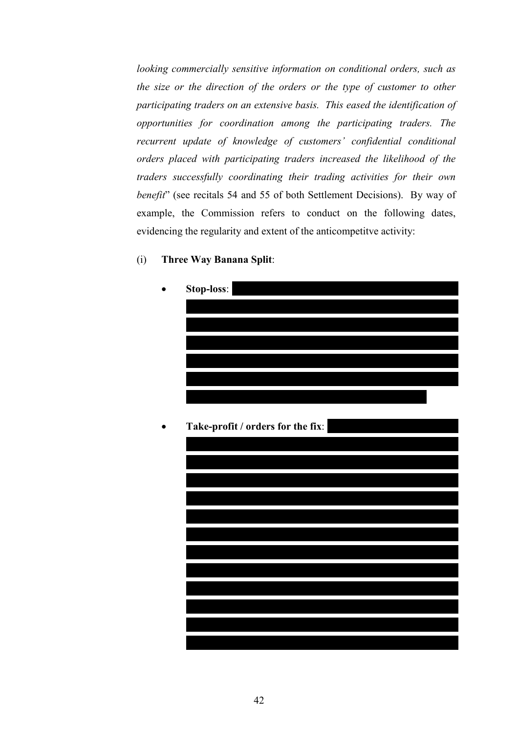*looking commercially sensitive information on conditional orders, such as the size or the direction of the orders or the type of customer to other participating traders on an extensive basis. This eased the identification of opportunities for coordination among the participating traders. The recurrent update of knowledge of customers' confidential conditional orders placed with participating traders increased the likelihood of the traders successfully coordinating their trading activities for their own benefit*" (see recitals 54 and 55 of both Settlement Decisions). By way of example, the Commission refers to conduct on the following dates, evidencing the regularity and extent of the anticompetitve activity:

(i) **Three Way Banana Split**:

- **Stop-loss**:

- **Take-profit / orders for the fix**: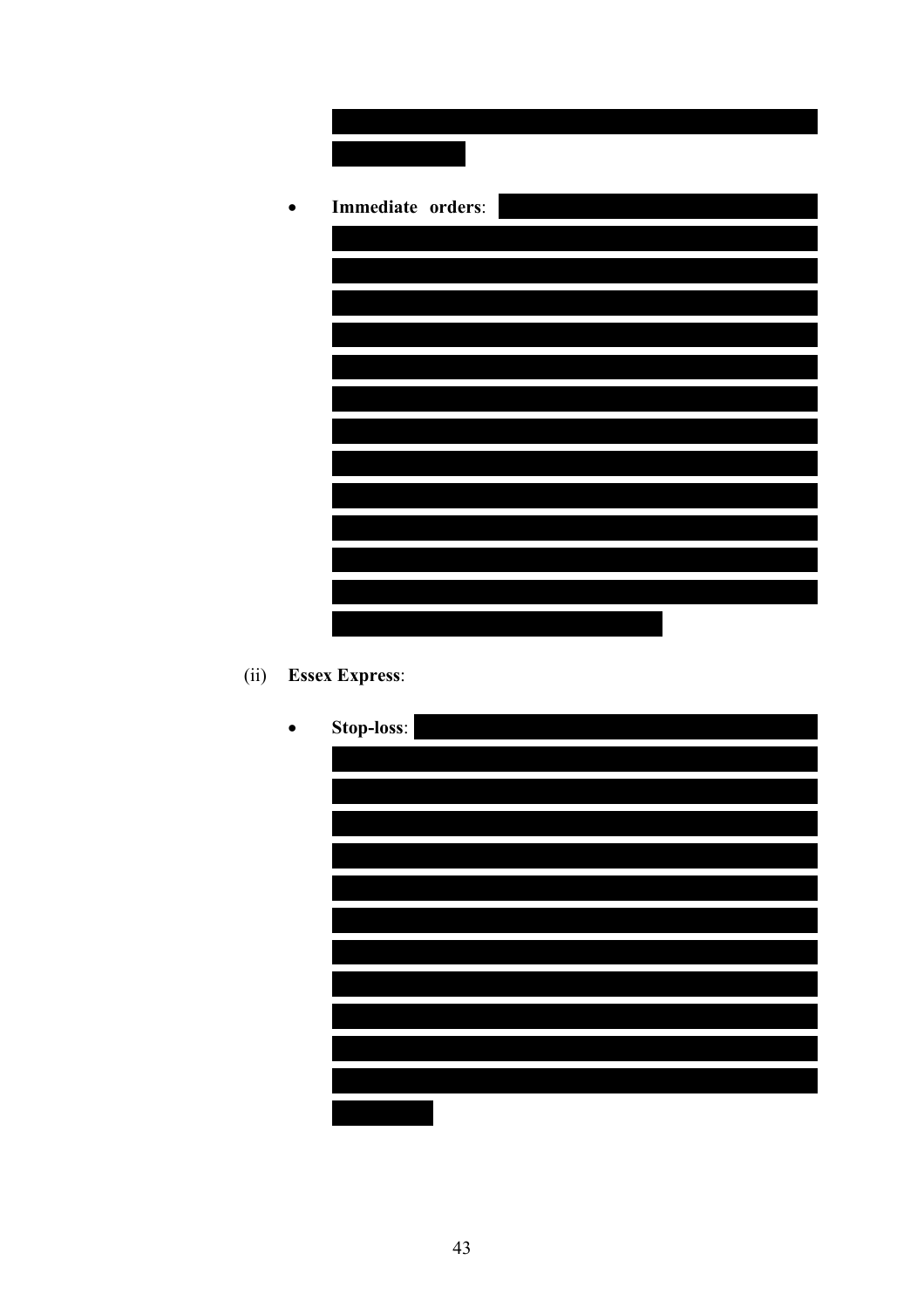- **Immediate orders**:

(ii) **Essex Express**:

- **Stop-loss**: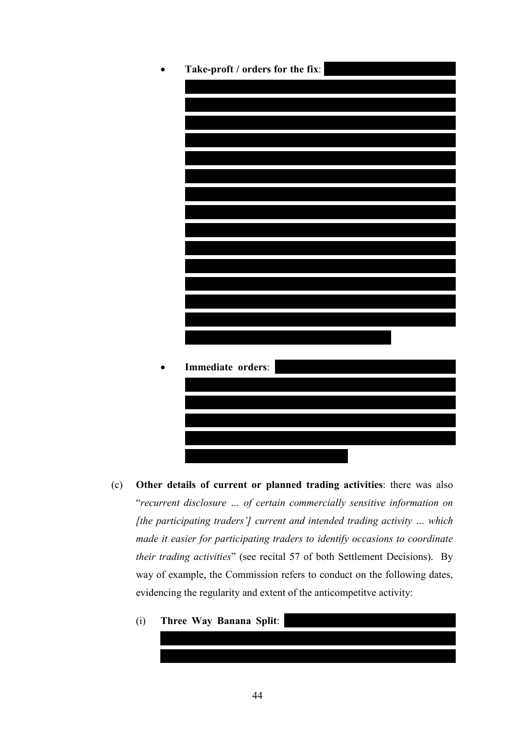- **Take-proft / orders for the fix**: [REDACTED]

- **Immediate orders**: [REDACTED]

(c) **Other details of current or planned trading activities**: there was also "*recurrent disclosure … of certain commercially sensitive information on [the participating traders'] current and intended trading activity … which made it easier for participating traders to identify occasions to coordinate their trading activities*" (see recital 57 of both Settlement Decisions). By way of example, the Commission refers to conduct on the following dates, evidencing the regularity and extent of the anticompetitve activity:

(i) **Three Way Banana Split**: [REDACTED]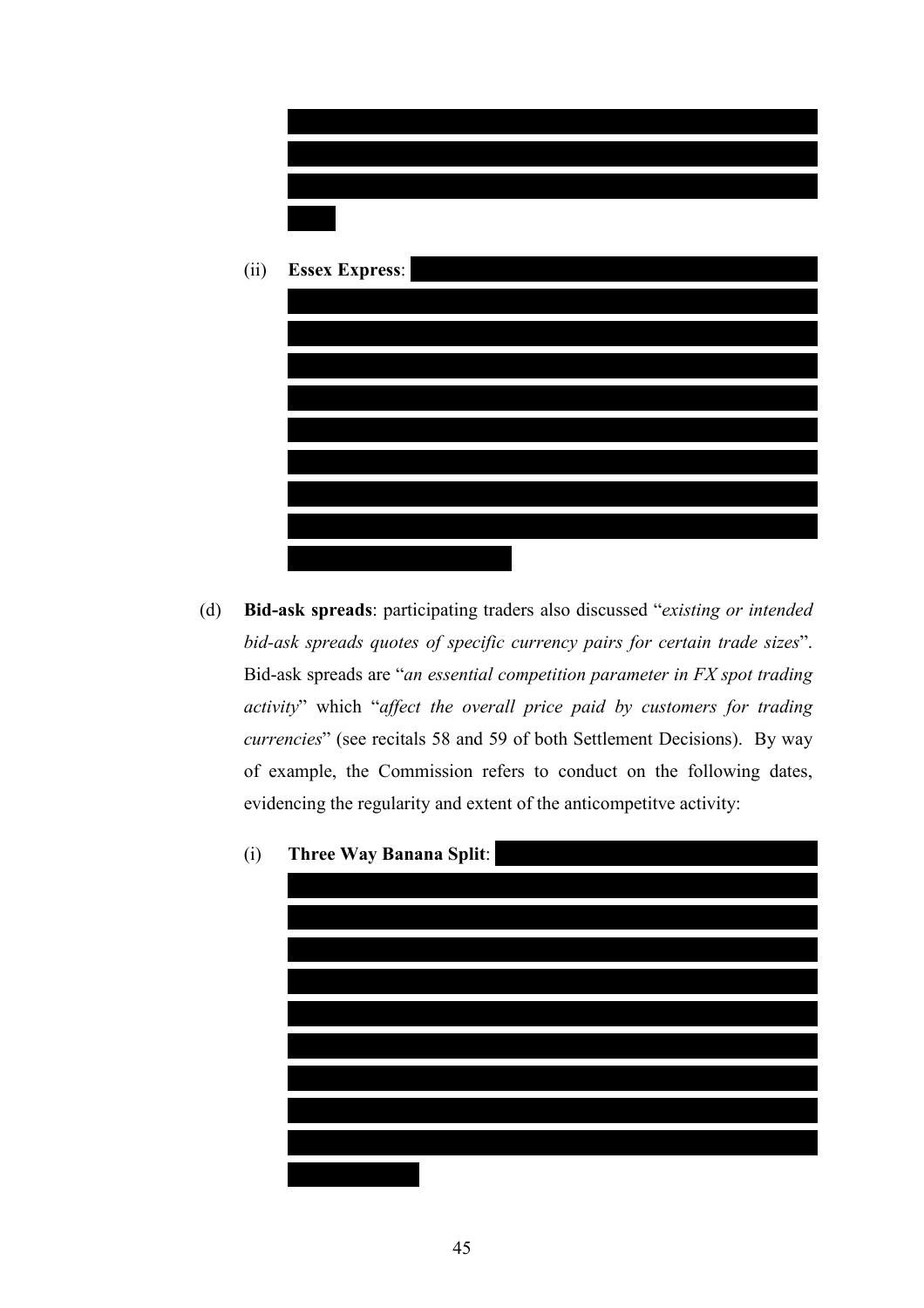(ii) **Essex Express**:

(d) **Bid-ask spreads**: participating traders also discussed "*existing or intended bid-ask spreads quotes of specific currency pairs for certain trade sizes*". Bid-ask spreads are "*an essential competition parameter in FX spot trading activity*" which "*affect the overall price paid by customers for trading currencies*" (see recitals 58 and 59 of both Settlement Decisions). By way of example, the Commission refers to conduct on the following dates, evidencing the regularity and extent of the anticompetitve activity:

(i) **Three Way Banana Split**: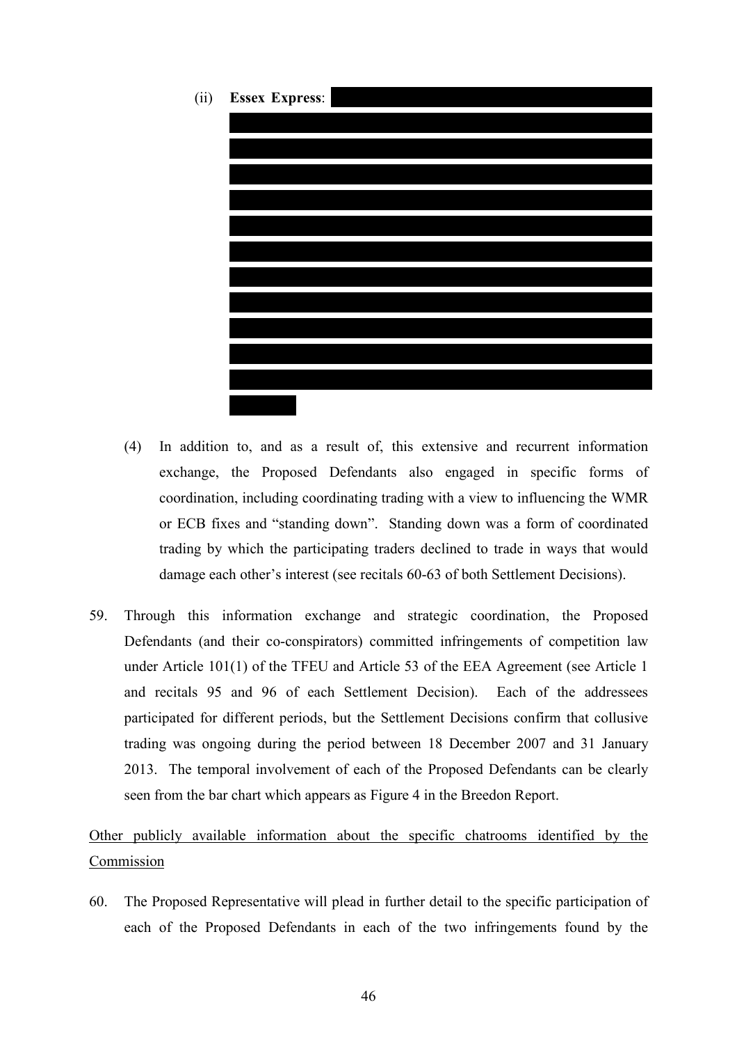(ii) **Essex Express**: [REDACTED]

(4) In addition to, and as a result of, this extensive and recurrent information exchange, the Proposed Defendants also engaged in specific forms of coordination, including coordinating trading with a view to influencing the WMR or ECB fixes and "standing down". Standing down was a form of coordinated trading by which the participating traders declined to trade in ways that would damage each other's interest (see recitals 60-63 of both Settlement Decisions).

59. Through this information exchange and strategic coordination, the Proposed Defendants (and their co-conspirators) committed infringements of competition law under Article 101(1) of the TFEU and Article 53 of the EEA Agreement (see Article 1 and recitals 95 and 96 of each Settlement Decision). Each of the addressees participated for different periods, but the Settlement Decisions confirm that collusive trading was ongoing during the period between 18 December 2007 and 31 January 2013. The temporal involvement of each of the Proposed Defendants can be clearly seen from the bar chart which appears as Figure 4 in the Breedon Report.

<u>Other publicly available information about the specific chatrooms identified by the Commission</u>

60. The Proposed Representative will plead in further detail to the specific participation of each of the Proposed Defendants in each of the two infringements found by the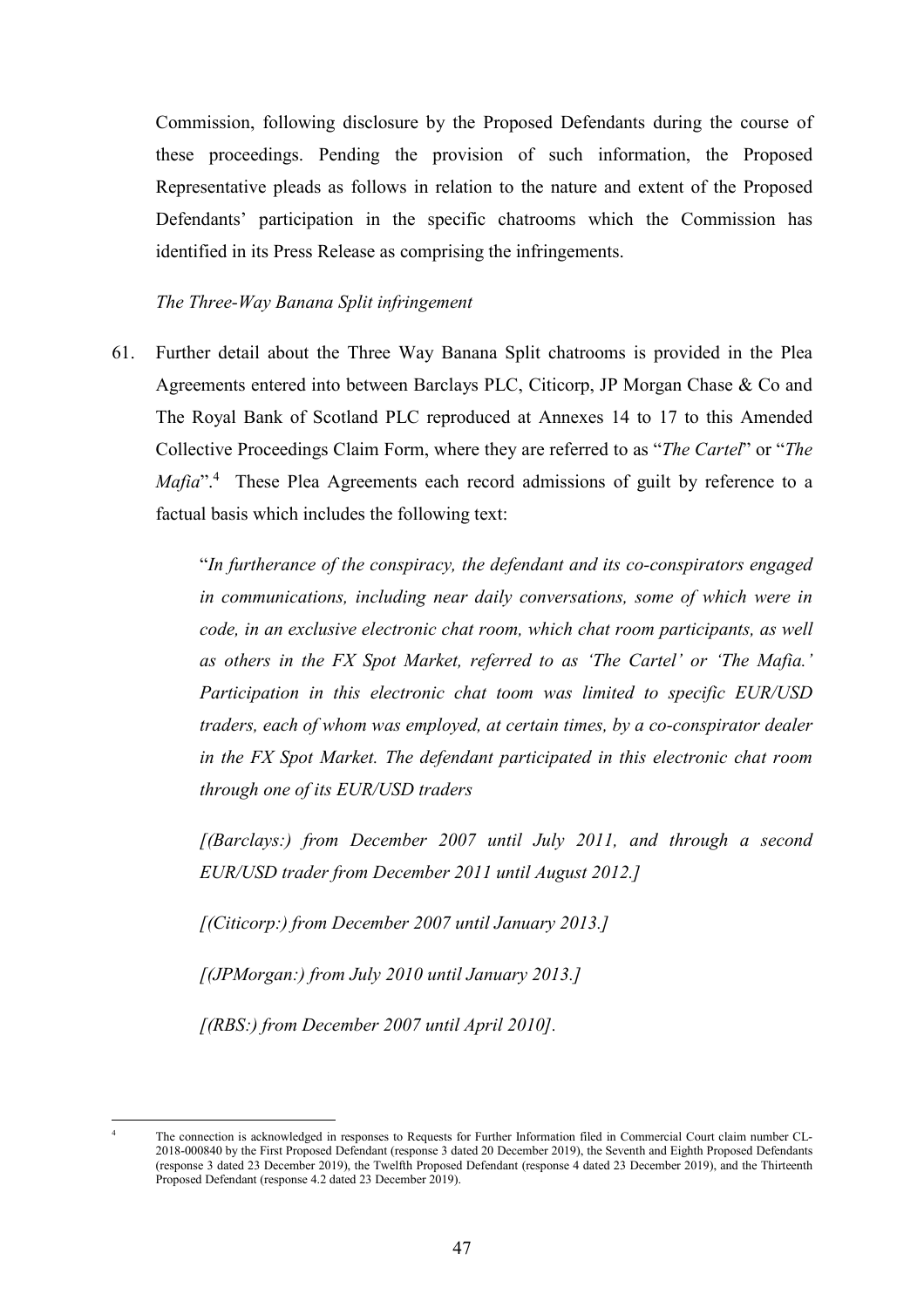Commission, following disclosure by the Proposed Defendants during the course of these proceedings. Pending the provision of such information, the Proposed Representative pleads as follows in relation to the nature and extent of the Proposed Defendants' participation in the specific chatrooms which the Commission has identified in its Press Release as comprising the infringements.

*The Three-Way Banana Split infringement*

61. Further detail about the Three Way Banana Split chatrooms is provided in the Plea Agreements entered into between Barclays PLC, Citicorp, JP Morgan Chase & Co and The Royal Bank of Scotland PLC reproduced at Annexes 14 to 17 to this Amended Collective Proceedings Claim Form, where they are referred to as "*The Cartel*" or "*The Mafia*".[4] These Plea Agreements each record admissions of guilt by reference to a factual basis which includes the following text:

   "*In furtherance of the conspiracy, the defendant and its co-conspirators engaged in communications, including near daily conversations, some of which were in code, in an exclusive electronic chat room, which chat room participants, as well as others in the FX Spot Market, referred to as 'The Cartel' or 'The Mafia.' Participation in this electronic chat toom was limited to specific EUR/USD traders, each of whom was employed, at certain times, by a co-conspirator dealer in the FX Spot Market. The defendant participated in this electronic chat room through one of its EUR/USD traders*

   *[(Barclays:) from December 2007 until July 2011, and through a second EUR/USD trader from December 2011 until August 2012.]*

   *[(Citicorp:) from December 2007 until January 2013.]*

   *[(JPMorgan:) from July 2010 until January 2013.]*

   *[(RBS:) from December 2007 until April 2010].*

---

[4] The connection is acknowledged in responses to Requests for Further Information filed in Commercial Court claim number CL-2018-000840 by the First Proposed Defendant (response 3 dated 20 December 2019), the Seventh and Eighth Proposed Defendants (response 3 dated 23 December 2019), the Twelfth Proposed Defendant (response 4 dated 23 December 2019), and the Thirteenth Proposed Defendant (response 4.2 dated 23 December 2019).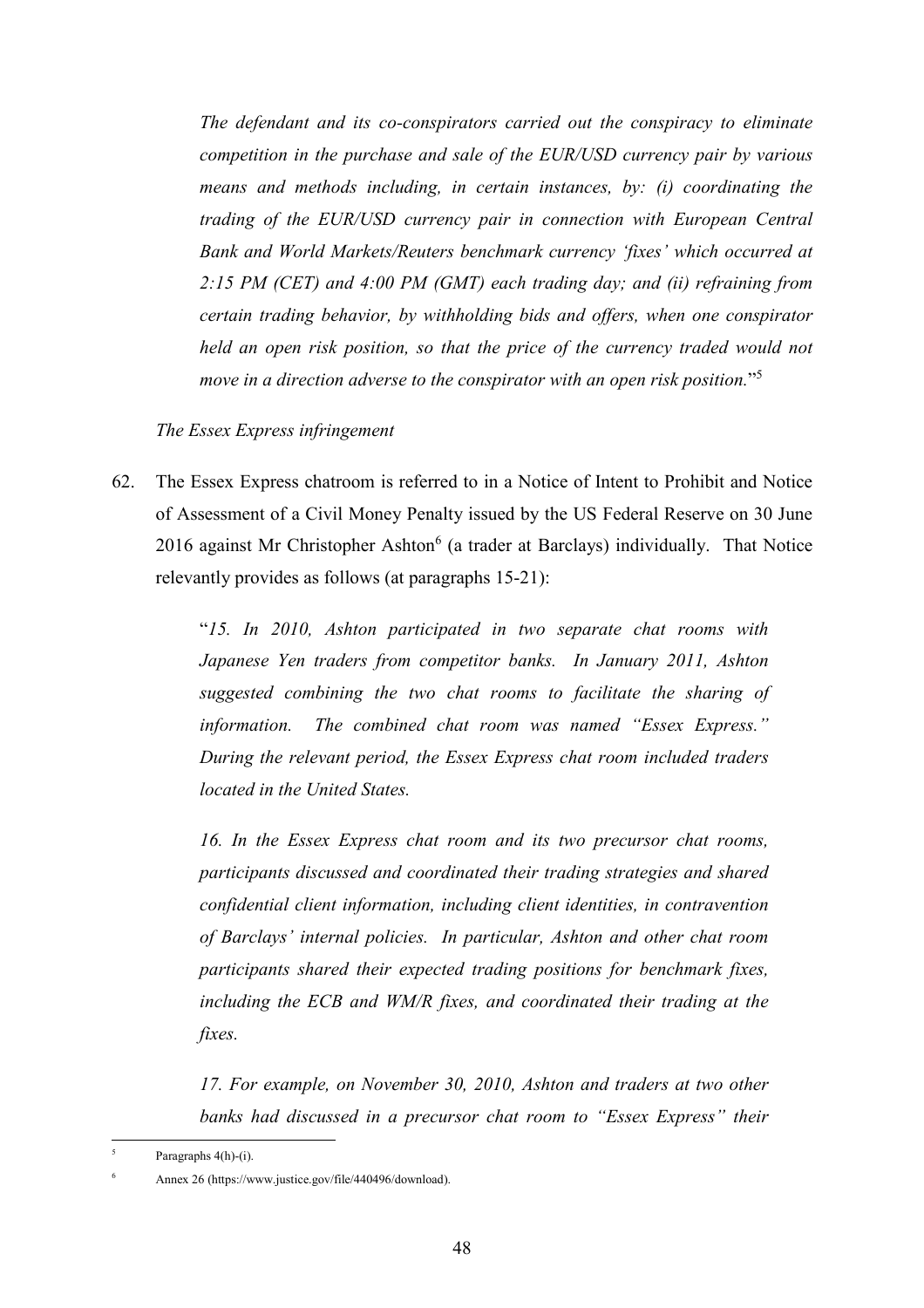> *The defendant and its co-conspirators carried out the conspiracy to eliminate competition in the purchase and sale of the EUR/USD currency pair by various means and methods including, in certain instances, by: (i) coordinating the trading of the EUR/USD currency pair in connection with European Central Bank and World Markets/Reuters benchmark currency 'fixes' which occurred at 2:15 PM (CET) and 4:00 PM (GMT) each trading day; and (ii) refraining from certain trading behavior, by withholding bids and offers, when one conspirator held an open risk position, so that the price of the currency traded would not move in a direction adverse to the conspirator with an open risk position.*"[5]

*The Essex Express infringement*

62. The Essex Express chatroom is referred to in a Notice of Intent to Prohibit and Notice of Assessment of a Civil Money Penalty issued by the US Federal Reserve on 30 June 2016 against Mr Christopher Ashton[6] (a trader at Barclays) individually. That Notice relevantly provides as follows (at paragraphs 15-21):

> "*15. In 2010, Ashton participated in two separate chat rooms with Japanese Yen traders from competitor banks. In January 2011, Ashton suggested combining the two chat rooms to facilitate the sharing of information. The combined chat room was named "Essex Express." During the relevant period, the Essex Express chat room included traders located in the United States.*
>
> *16. In the Essex Express chat room and its two precursor chat rooms, participants discussed and coordinated their trading strategies and shared confidential client information, including client identities, in contravention of Barclays' internal policies. In particular, Ashton and other chat room participants shared their expected trading positions for benchmark fixes, including the ECB and WM/R fixes, and coordinated their trading at the fixes.*
>
> *17. For example, on November 30, 2010, Ashton and traders at two other banks had discussed in a precursor chat room to "Essex Express" their*

---

[5] Paragraphs 4(h)-(i).

[6] Annex 26 (https://www.justice.gov/file/440496/download).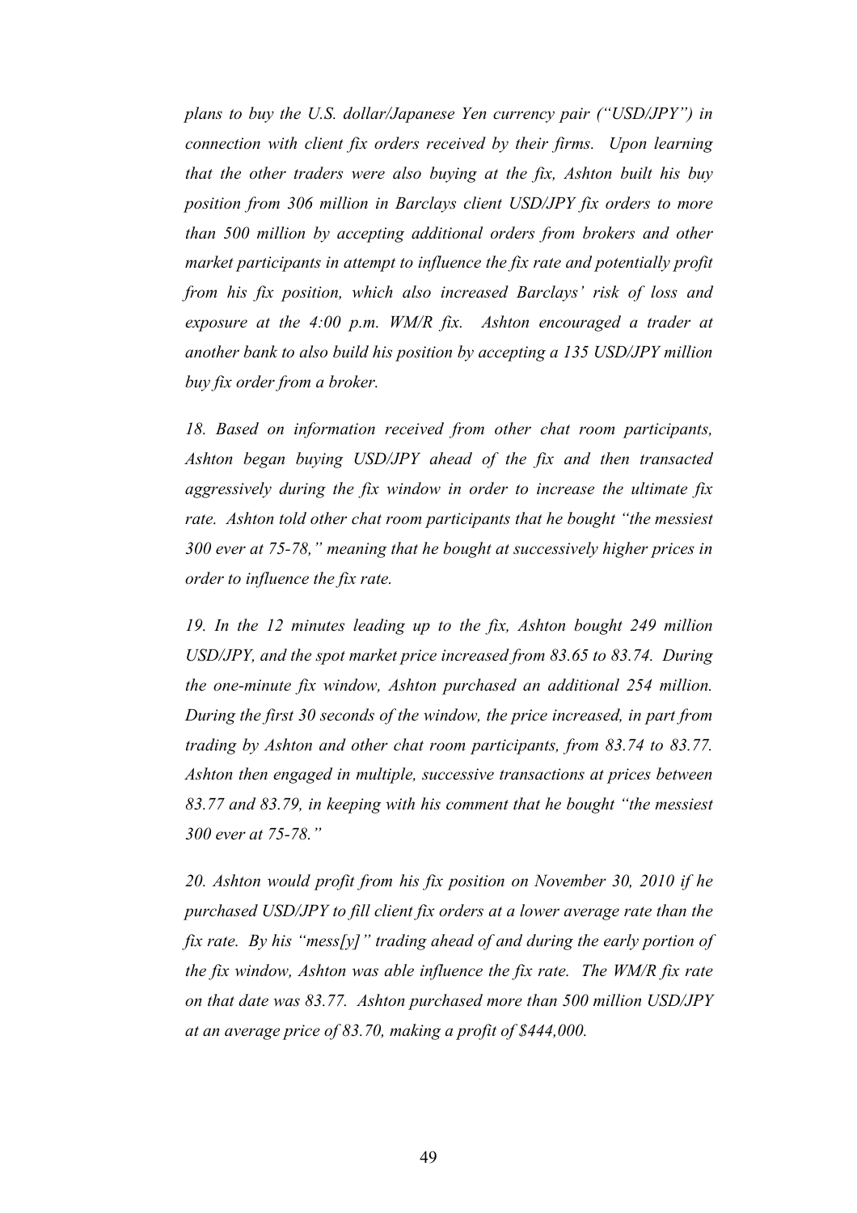*plans to buy the U.S. dollar/Japanese Yen currency pair ("USD/JPY") in connection with client fix orders received by their firms. Upon learning that the other traders were also buying at the fix, Ashton built his buy position from 306 million in Barclays client USD/JPY fix orders to more than 500 million by accepting additional orders from brokers and other market participants in attempt to influence the fix rate and potentially profit from his fix position, which also increased Barclays' risk of loss and exposure at the 4:00 p.m. WM/R fix. Ashton encouraged a trader at another bank to also build his position by accepting a 135 USD/JPY million buy fix order from a broker.*

*18. Based on information received from other chat room participants, Ashton began buying USD/JPY ahead of the fix and then transacted aggressively during the fix window in order to increase the ultimate fix rate. Ashton told other chat room participants that he bought "the messiest 300 ever at 75-78," meaning that he bought at successively higher prices in order to influence the fix rate.*

*19. In the 12 minutes leading up to the fix, Ashton bought 249 million USD/JPY, and the spot market price increased from 83.65 to 83.74. During the one-minute fix window, Ashton purchased an additional 254 million. During the first 30 seconds of the window, the price increased, in part from trading by Ashton and other chat room participants, from 83.74 to 83.77. Ashton then engaged in multiple, successive transactions at prices between 83.77 and 83.79, in keeping with his comment that he bought "the messiest 300 ever at 75-78."*

*20. Ashton would profit from his fix position on November 30, 2010 if he purchased USD/JPY to fill client fix orders at a lower average rate than the fix rate. By his "mess[y]" trading ahead of and during the early portion of the fix window, Ashton was able influence the fix rate. The WM/R fix rate on that date was 83.77. Ashton purchased more than 500 million USD/JPY at an average price of 83.70, making a profit of $444,000.*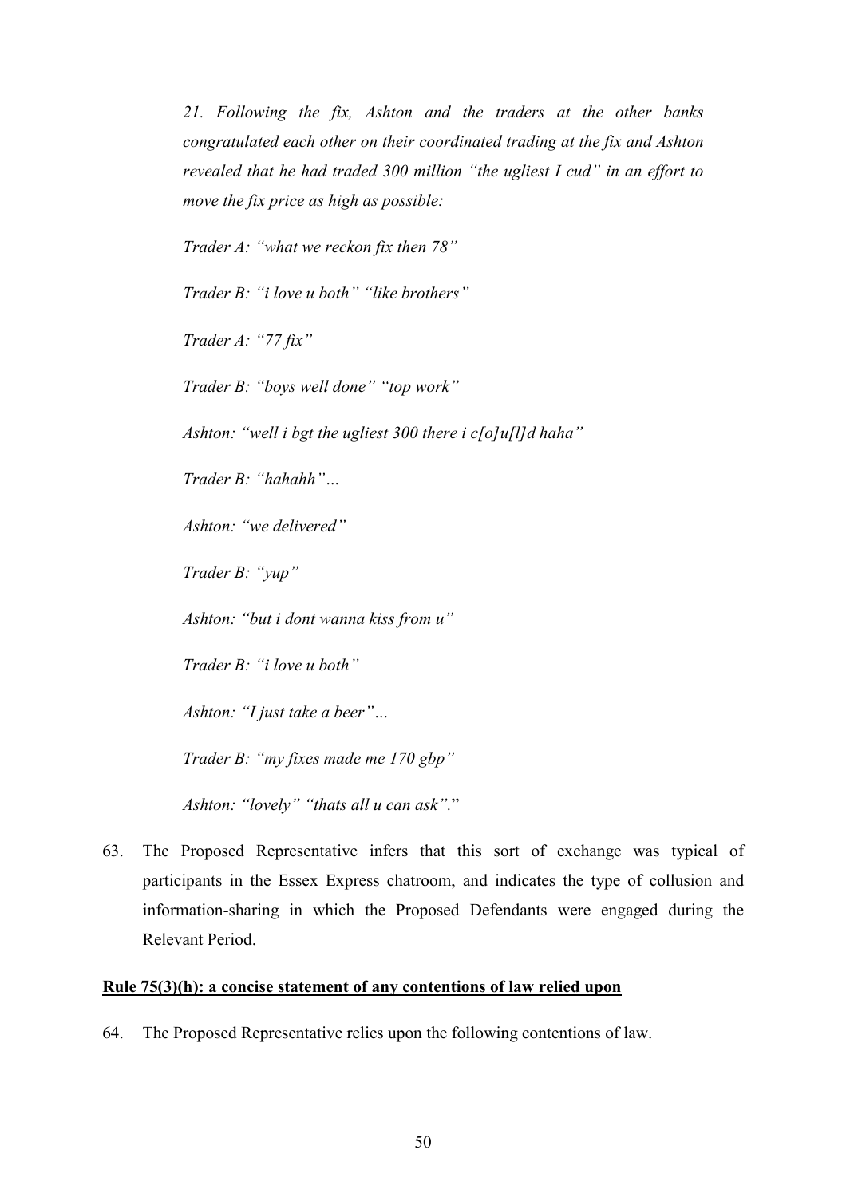*21. Following the fix, Ashton and the traders at the other banks congratulated each other on their coordinated trading at the fix and Ashton revealed that he had traded 300 million "the ugliest I cud" in an effort to move the fix price as high as possible:*

*Trader A: "what we reckon fix then 78"*

*Trader B: "i love u both" "like brothers"*

*Trader A: "77 fix"*

*Trader B: "boys well done" "top work"*

*Ashton: "well i bgt the ugliest 300 there i c[o]u[l]d haha"*

*Trader B: "hahahh"…*

*Ashton: "we delivered"*

*Trader B: "yup"*

*Ashton: "but i dont wanna kiss from u"*

*Trader B: "i love u both"*

*Ashton: "I just take a beer"…*

*Trader B: "my fixes made me 170 gbp"*

*Ashton: "lovely" "thats all u can ask"*."

63. The Proposed Representative infers that this sort of exchange was typical of participants in the Essex Express chatroom, and indicates the type of collusion and information-sharing in which the Proposed Defendants were engaged during the Relevant Period.

**Rule 75(3)(h): a concise statement of any contentions of law relied upon**

64. The Proposed Representative relies upon the following contentions of law.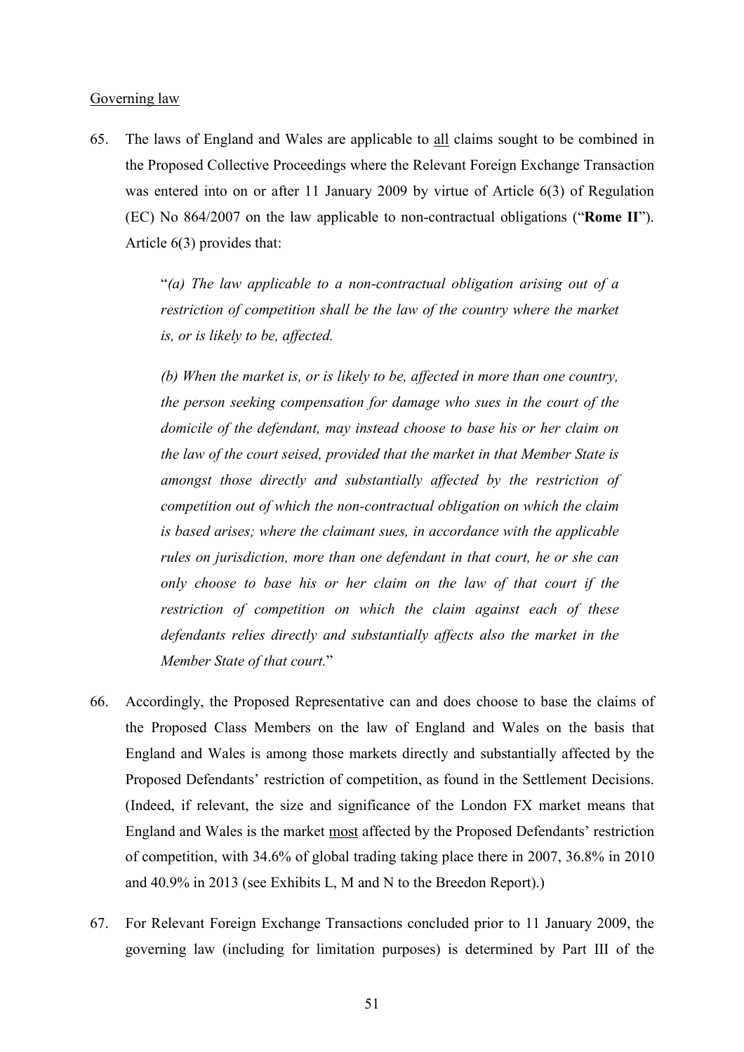Governing law

65. The laws of England and Wales are applicable to <u>all</u> claims sought to be combined in the Proposed Collective Proceedings where the Relevant Foreign Exchange Transaction was entered into on or after 11 January 2009 by virtue of Article 6(3) of Regulation (EC) No 864/2007 on the law applicable to non-contractual obligations ("**Rome II**"). Article 6(3) provides that:

 "*(a) The law applicable to a non-contractual obligation arising out of a restriction of competition shall be the law of the country where the market is, or is likely to be, affected.*

 *(b) When the market is, or is likely to be, affected in more than one country, the person seeking compensation for damage who sues in the court of the domicile of the defendant, may instead choose to base his or her claim on the law of the court seised, provided that the market in that Member State is amongst those directly and substantially affected by the restriction of competition out of which the non-contractual obligation on which the claim is based arises; where the claimant sues, in accordance with the applicable rules on jurisdiction, more than one defendant in that court, he or she can only choose to base his or her claim on the law of that court if the restriction of competition on which the claim against each of these defendants relies directly and substantially affects also the market in the Member State of that court.*"

66. Accordingly, the Proposed Representative can and does choose to base the claims of the Proposed Class Members on the law of England and Wales on the basis that England and Wales is among those markets directly and substantially affected by the Proposed Defendants' restriction of competition, as found in the Settlement Decisions. (Indeed, if relevant, the size and significance of the London FX market means that England and Wales is the market <u>most</u> affected by the Proposed Defendants' restriction of competition, with 34.6% of global trading taking place there in 2007, 36.8% in 2010 and 40.9% in 2013 (see Exhibits L, M and N to the Breedon Report).)

67. For Relevant Foreign Exchange Transactions concluded prior to 11 January 2009, the governing law (including for limitation purposes) is determined by Part III of the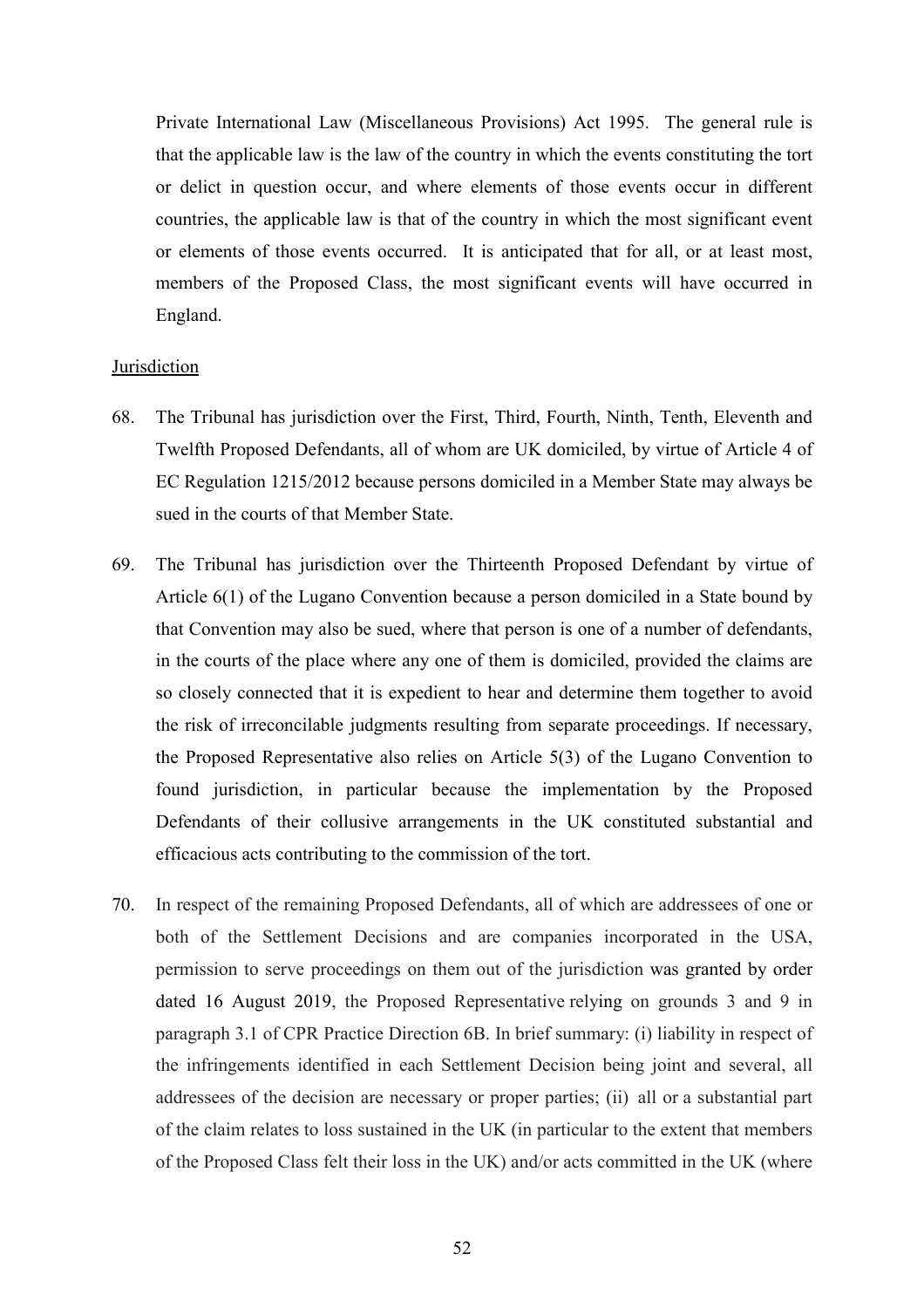Private International Law (Miscellaneous Provisions) Act 1995. The general rule is that the applicable law is the law of the country in which the events constituting the tort or delict in question occur, and where elements of those events occur in different countries, the applicable law is that of the country in which the most significant event or elements of those events occurred. It is anticipated that for all, or at least most, members of the Proposed Class, the most significant events will have occurred in England.

<u>Jurisdiction</u>

68. The Tribunal has jurisdiction over the First, Third, Fourth, Ninth, Tenth, Eleventh and Twelfth Proposed Defendants, all of whom are UK domiciled, by virtue of Article 4 of EC Regulation 1215/2012 because persons domiciled in a Member State may always be sued in the courts of that Member State.

69. The Tribunal has jurisdiction over the Thirteenth Proposed Defendant by virtue of Article 6(1) of the Lugano Convention because a person domiciled in a State bound by that Convention may also be sued, where that person is one of a number of defendants, in the courts of the place where any one of them is domiciled, provided the claims are so closely connected that it is expedient to hear and determine them together to avoid the risk of irreconcilable judgments resulting from separate proceedings. If necessary, the Proposed Representative also relies on Article 5(3) of the Lugano Convention to found jurisdiction, in particular because the implementation by the Proposed Defendants of their collusive arrangements in the UK constituted substantial and efficacious acts contributing to the commission of the tort.

70. In respect of the remaining Proposed Defendants, all of which are addressees of one or both of the Settlement Decisions and are companies incorporated in the USA, permission to serve proceedings on them out of the jurisdiction was granted by order dated 16 August 2019, the Proposed Representative relying on grounds 3 and 9 in paragraph 3.1 of CPR Practice Direction 6B. In brief summary: (i) liability in respect of the infringements identified in each Settlement Decision being joint and several, all addressees of the decision are necessary or proper parties; (ii) all or a substantial part of the claim relates to loss sustained in the UK (in particular to the extent that members of the Proposed Class felt their loss in the UK) and/or acts committed in the UK (where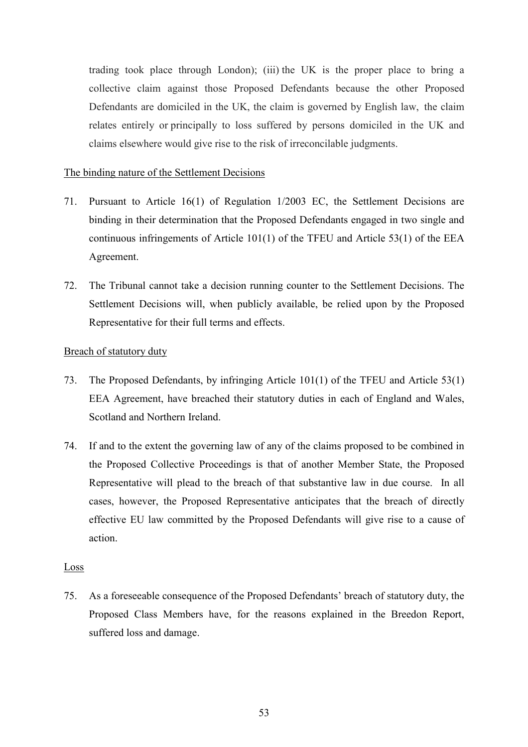trading took place through London); (iii) the UK is the proper place to bring a collective claim against those Proposed Defendants because the other Proposed Defendants are domiciled in the UK, the claim is governed by English law, the claim relates entirely or principally to loss suffered by persons domiciled in the UK and claims elsewhere would give rise to the risk of irreconcilable judgments.

The binding nature of the Settlement Decisions

71. Pursuant to Article 16(1) of Regulation 1/2003 EC, the Settlement Decisions are binding in their determination that the Proposed Defendants engaged in two single and continuous infringements of Article 101(1) of the TFEU and Article 53(1) of the EEA Agreement.

72. The Tribunal cannot take a decision running counter to the Settlement Decisions. The Settlement Decisions will, when publicly available, be relied upon by the Proposed Representative for their full terms and effects.

Breach of statutory duty

73. The Proposed Defendants, by infringing Article 101(1) of the TFEU and Article 53(1) EEA Agreement, have breached their statutory duties in each of England and Wales, Scotland and Northern Ireland.

74. If and to the extent the governing law of any of the claims proposed to be combined in the Proposed Collective Proceedings is that of another Member State, the Proposed Representative will plead to the breach of that substantive law in due course. In all cases, however, the Proposed Representative anticipates that the breach of directly effective EU law committed by the Proposed Defendants will give rise to a cause of action.

Loss

75. As a foreseeable consequence of the Proposed Defendants' breach of statutory duty, the Proposed Class Members have, for the reasons explained in the Breedon Report, suffered loss and damage.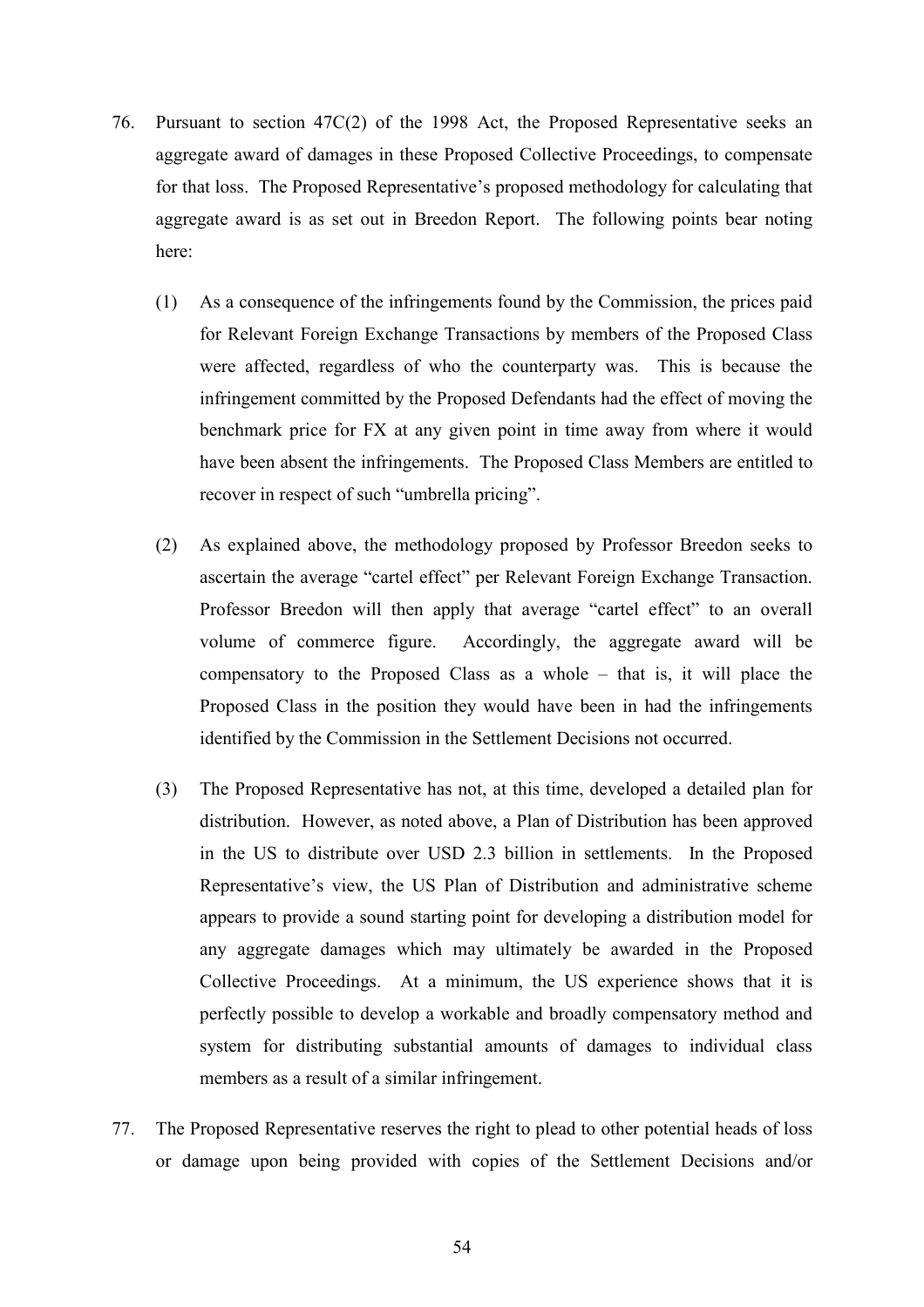76. Pursuant to section 47C(2) of the 1998 Act, the Proposed Representative seeks an aggregate award of damages in these Proposed Collective Proceedings, to compensate for that loss. The Proposed Representative's proposed methodology for calculating that aggregate award is as set out in Breedon Report. The following points bear noting here:

    (1) As a consequence of the infringements found by the Commission, the prices paid for Relevant Foreign Exchange Transactions by members of the Proposed Class were affected, regardless of who the counterparty was. This is because the infringement committed by the Proposed Defendants had the effect of moving the benchmark price for FX at any given point in time away from where it would have been absent the infringements. The Proposed Class Members are entitled to recover in respect of such "umbrella pricing".

    (2) As explained above, the methodology proposed by Professor Breedon seeks to ascertain the average "cartel effect" per Relevant Foreign Exchange Transaction. Professor Breedon will then apply that average "cartel effect" to an overall volume of commerce figure. Accordingly, the aggregate award will be compensatory to the Proposed Class as a whole – that is, it will place the Proposed Class in the position they would have been in had the infringements identified by the Commission in the Settlement Decisions not occurred.

    (3) The Proposed Representative has not, at this time, developed a detailed plan for distribution. However, as noted above, a Plan of Distribution has been approved in the US to distribute over USD 2.3 billion in settlements. In the Proposed Representative's view, the US Plan of Distribution and administrative scheme appears to provide a sound starting point for developing a distribution model for any aggregate damages which may ultimately be awarded in the Proposed Collective Proceedings. At a minimum, the US experience shows that it is perfectly possible to develop a workable and broadly compensatory method and system for distributing substantial amounts of damages to individual class members as a result of a similar infringement.

77. The Proposed Representative reserves the right to plead to other potential heads of loss or damage upon being provided with copies of the Settlement Decisions and/or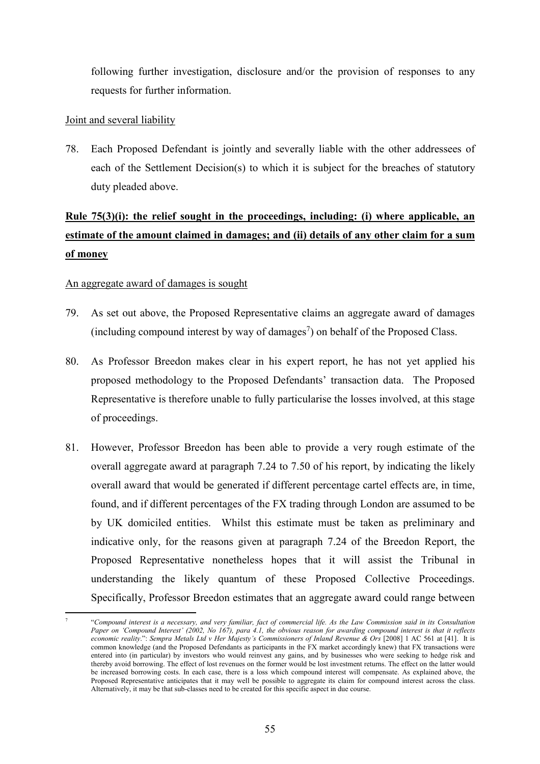following further investigation, disclosure and/or the provision of responses to any requests for further information.

Joint and several liability

78. Each Proposed Defendant is jointly and severally liable with the other addressees of each of the Settlement Decision(s) to which it is subject for the breaches of statutory duty pleaded above.

**Rule 75(3)(i): the relief sought in the proceedings, including: (i) where applicable, an estimate of the amount claimed in damages; and (ii) details of any other claim for a sum of money**

An aggregate award of damages is sought

79. As set out above, the Proposed Representative claims an aggregate award of damages (including compound interest by way of damages[7]) on behalf of the Proposed Class.

80. As Professor Breedon makes clear in his expert report, he has not yet applied his proposed methodology to the Proposed Defendants' transaction data. The Proposed Representative is therefore unable to fully particularise the losses involved, at this stage of proceedings.

81. However, Professor Breedon has been able to provide a very rough estimate of the overall aggregate award at paragraph 7.24 to 7.50 of his report, by indicating the likely overall award that would be generated if different percentage cartel effects are, in time, found, and if different percentages of the FX trading through London are assumed to be by UK domiciled entities. Whilst this estimate must be taken as preliminary and indicative only, for the reasons given at paragraph 7.24 of the Breedon Report, the Proposed Representative nonetheless hopes that it will assist the Tribunal in understanding the likely quantum of these Proposed Collective Proceedings. Specifically, Professor Breedon estimates that an aggregate award could range between

[7] "*Compound interest is a necessary, and very familiar, fact of commercial life. As the Law Commission said in its Consultation Paper on 'Compound Interest' (2002, No 167), para 4.1, the obvious reason for awarding compound interest is that it reflects economic reality*.": *Sempra Metals Ltd v Her Majesty's Commissioners of Inland Revenue & Ors* [2008] 1 AC 561 at [41]. It is common knowledge (and the Proposed Defendants as participants in the FX market accordingly knew) that FX transactions were entered into (in particular) by investors who would reinvest any gains, and by businesses who were seeking to hedge risk and thereby avoid borrowing. The effect of lost revenues on the former would be lost investment returns. The effect on the latter would be increased borrowing costs. In each case, there is a loss which compound interest will compensate. As explained above, the Proposed Representative anticipates that it may well be possible to aggregate its claim for compound interest across the class. Alternatively, it may be that sub-classes need to be created for this specific aspect in due course.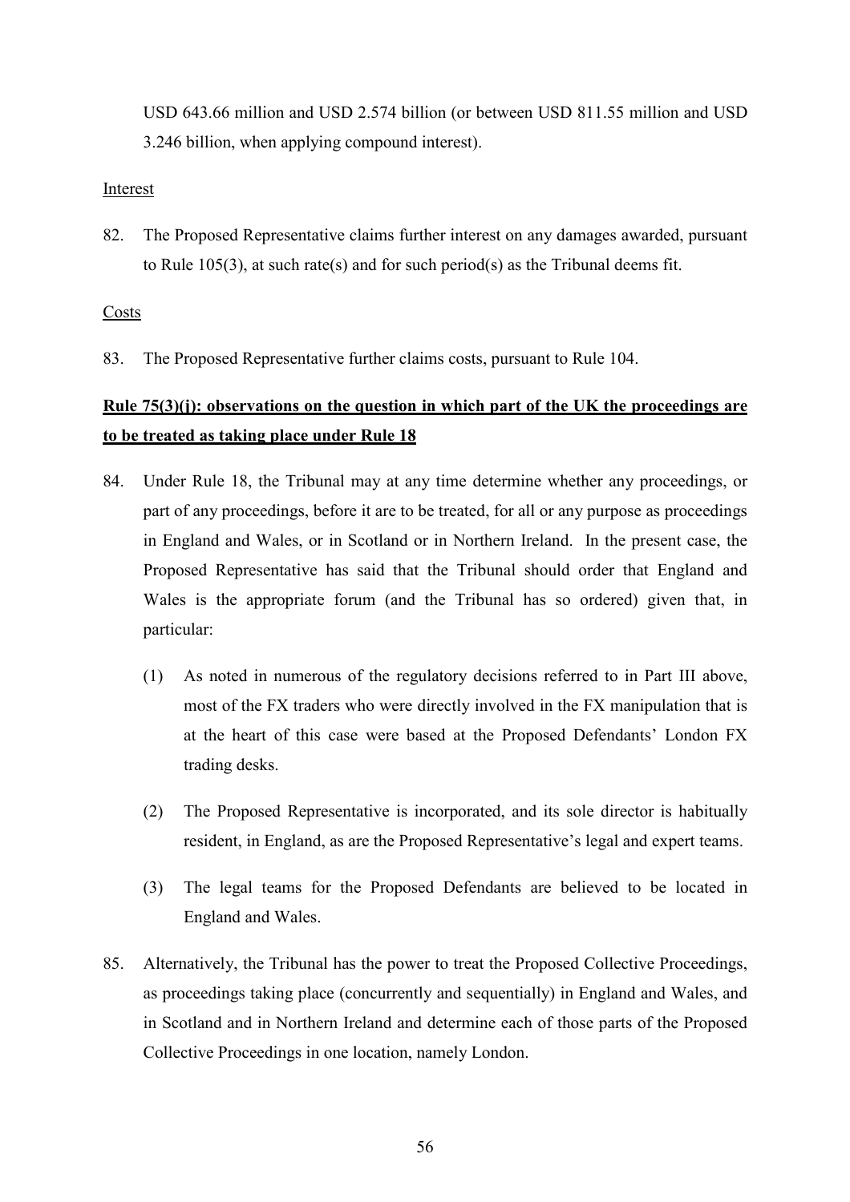USD 643.66 million and USD 2.574 billion (or between USD 811.55 million and USD 3.246 billion, when applying compound interest).

Interest

82. The Proposed Representative claims further interest on any damages awarded, pursuant to Rule 105(3), at such rate(s) and for such period(s) as the Tribunal deems fit.

Costs

83. The Proposed Representative further claims costs, pursuant to Rule 104.

**Rule 75(3)(j): observations on the question in which part of the UK the proceedings are to be treated as taking place under Rule 18**

84. Under Rule 18, the Tribunal may at any time determine whether any proceedings, or part of any proceedings, before it are to be treated, for all or any purpose as proceedings in England and Wales, or in Scotland or in Northern Ireland. In the present case, the Proposed Representative has said that the Tribunal should order that England and Wales is the appropriate forum (and the Tribunal has so ordered) given that, in particular:

    (1) As noted in numerous of the regulatory decisions referred to in Part III above, most of the FX traders who were directly involved in the FX manipulation that is at the heart of this case were based at the Proposed Defendants' London FX trading desks.

    (2) The Proposed Representative is incorporated, and its sole director is habitually resident, in England, as are the Proposed Representative's legal and expert teams.

    (3) The legal teams for the Proposed Defendants are believed to be located in England and Wales.

85. Alternatively, the Tribunal has the power to treat the Proposed Collective Proceedings, as proceedings taking place (concurrently and sequentially) in England and Wales, and in Scotland and in Northern Ireland and determine each of those parts of the Proposed Collective Proceedings in one location, namely London.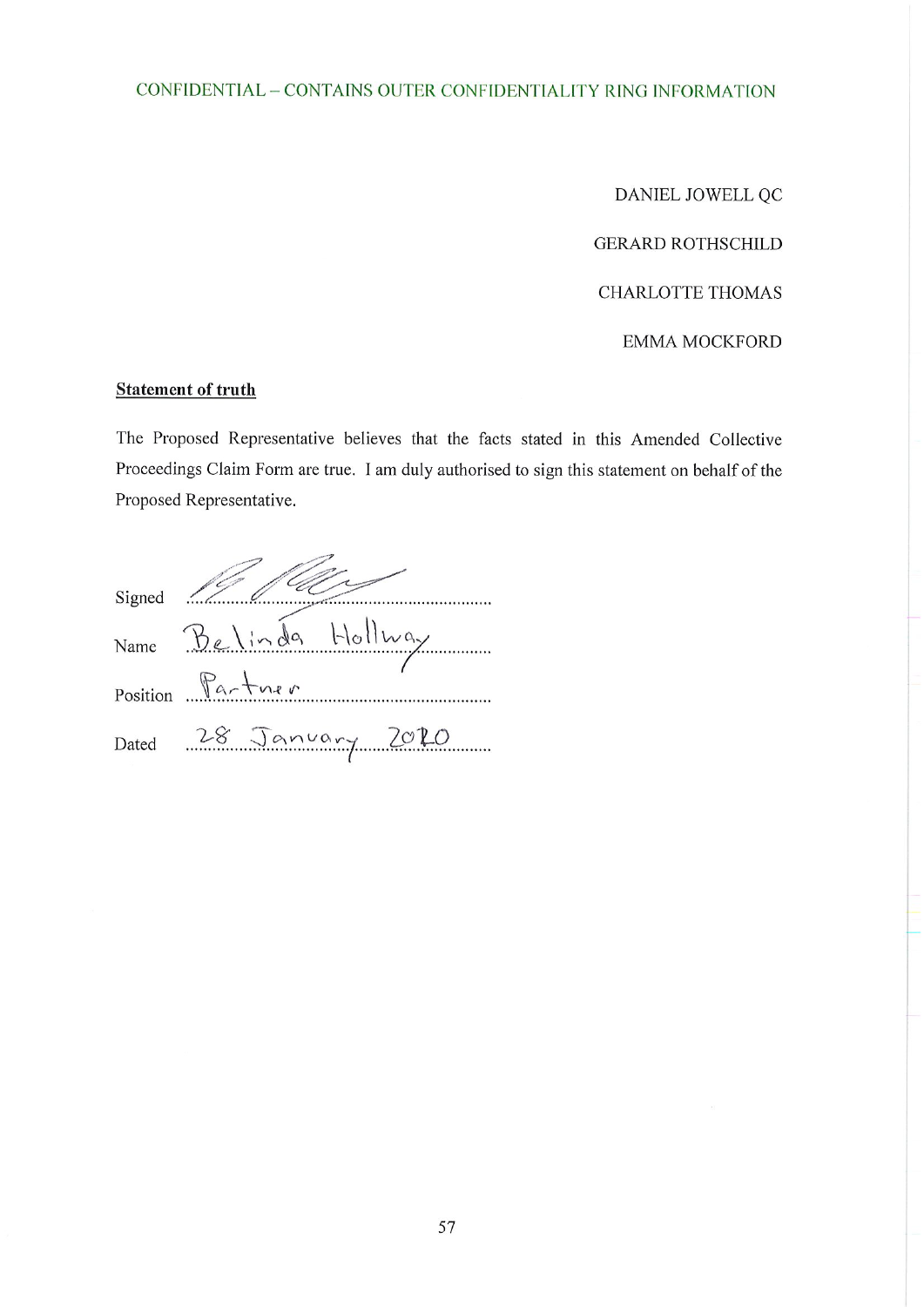CONFIDENTIAL – CONTAINS OUTER CONFIDENTIALITY RING INFORMATION

DANIEL JOWELL QC

GERARD ROTHSCHILD

CHARLOTTE THOMAS

EMMA MOCKFORD

**Statement of truth**

The Proposed Representative believes that the facts stated in this Amended Collective Proceedings Claim Form are true. I am duly authorised to sign this statement on behalf of the Proposed Representative.

Signed ..........................................

Name Belinda Hollway

Position Partner

Dated 28 January 2020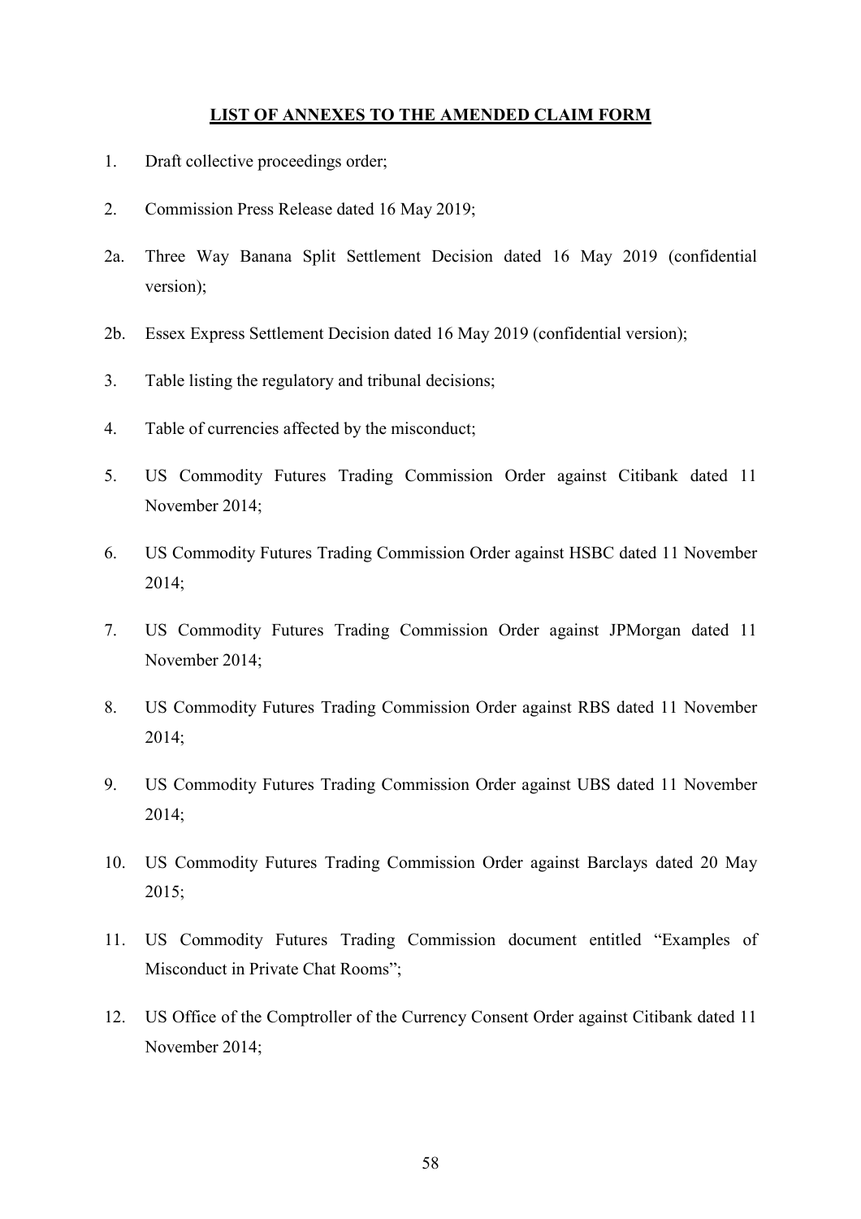**LIST OF ANNEXES TO THE AMENDED CLAIM FORM**

1. Draft collective proceedings order;
2. Commission Press Release dated 16 May 2019;

2a. Three Way Banana Split Settlement Decision dated 16 May 2019 (confidential version);

2b. Essex Express Settlement Decision dated 16 May 2019 (confidential version);

3. Table listing the regulatory and tribunal decisions;
4. Table of currencies affected by the misconduct;
5. US Commodity Futures Trading Commission Order against Citibank dated 11 November 2014;
6. US Commodity Futures Trading Commission Order against HSBC dated 11 November 2014;
7. US Commodity Futures Trading Commission Order against JPMorgan dated 11 November 2014;
8. US Commodity Futures Trading Commission Order against RBS dated 11 November 2014;
9. US Commodity Futures Trading Commission Order against UBS dated 11 November 2014;
10. US Commodity Futures Trading Commission Order against Barclays dated 20 May 2015;
11. US Commodity Futures Trading Commission document entitled "Examples of Misconduct in Private Chat Rooms";
12. US Office of the Comptroller of the Currency Consent Order against Citibank dated 11 November 2014;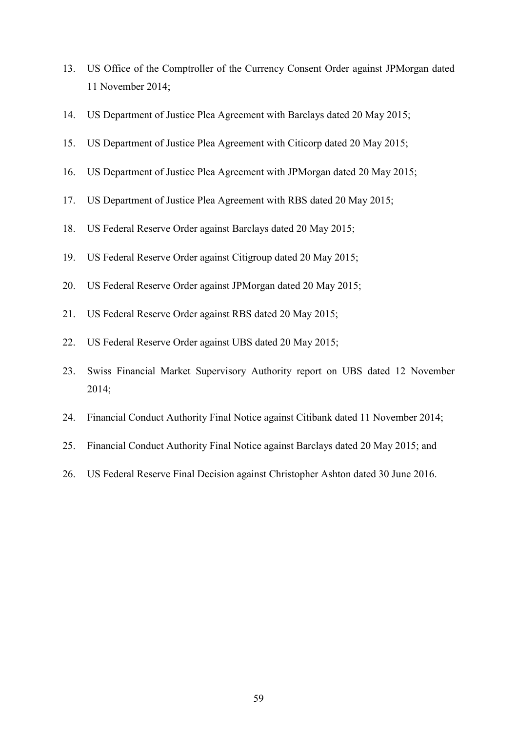13. US Office of the Comptroller of the Currency Consent Order against JPMorgan dated 11 November 2014;
14. US Department of Justice Plea Agreement with Barclays dated 20 May 2015;
15. US Department of Justice Plea Agreement with Citicorp dated 20 May 2015;
16. US Department of Justice Plea Agreement with JPMorgan dated 20 May 2015;
17. US Department of Justice Plea Agreement with RBS dated 20 May 2015;
18. US Federal Reserve Order against Barclays dated 20 May 2015;
19. US Federal Reserve Order against Citigroup dated 20 May 2015;
20. US Federal Reserve Order against JPMorgan dated 20 May 2015;
21. US Federal Reserve Order against RBS dated 20 May 2015;
22. US Federal Reserve Order against UBS dated 20 May 2015;
23. Swiss Financial Market Supervisory Authority report on UBS dated 12 November 2014;
24. Financial Conduct Authority Final Notice against Citibank dated 11 November 2014;
25. Financial Conduct Authority Final Notice against Barclays dated 20 May 2015; and
26. US Federal Reserve Final Decision against Christopher Ashton dated 30 June 2016.